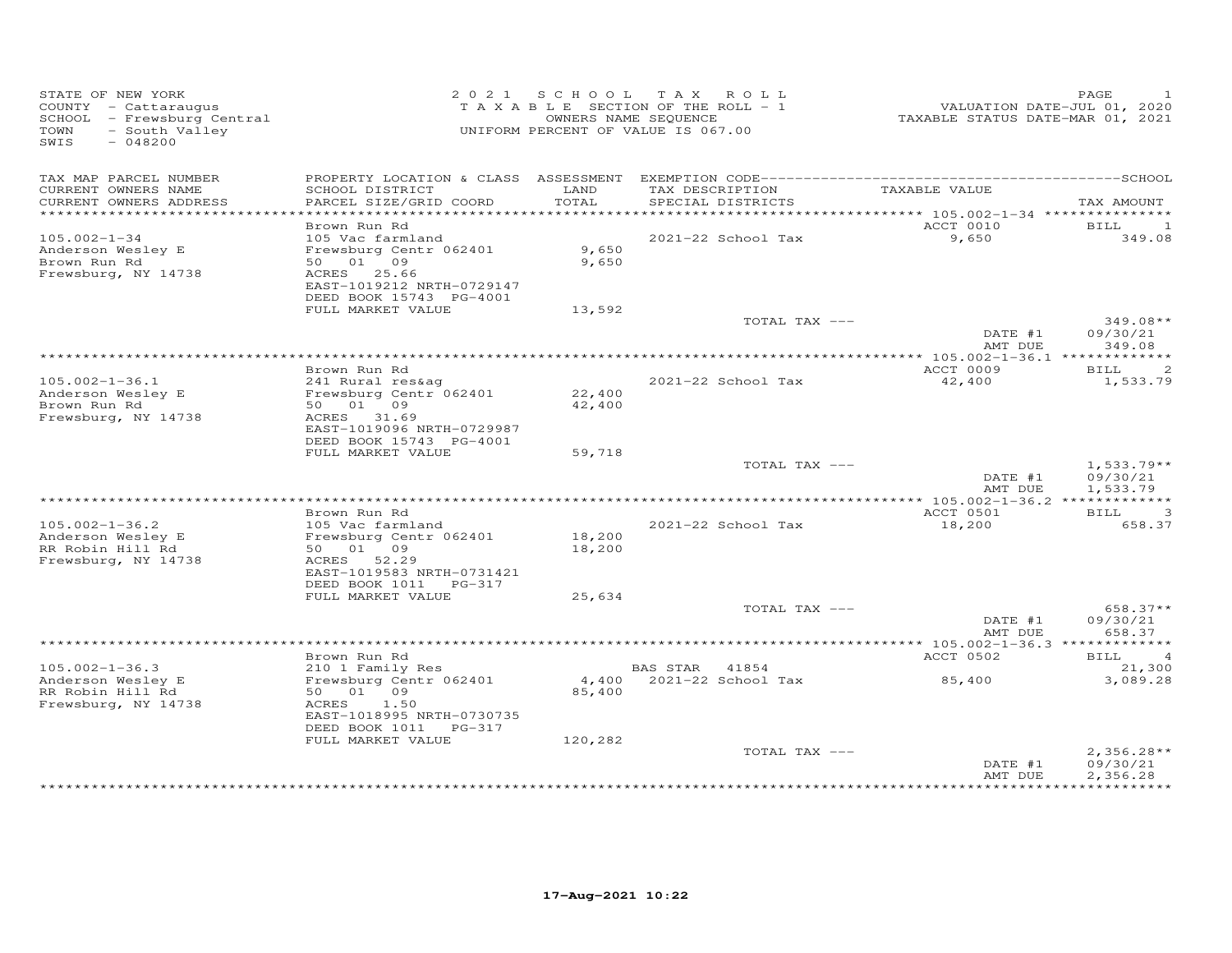STATE OF NEW YORK
COUNTY - Cattaraugus
SCHOOL - Frewsburg Central
TOWN - South Valley
SWIS - 048200

2 0 2 1 S C H O O L T A X R O L L
T A X A B L E SECTION OF THE ROLL - 1
OWNERS NAME SEQUENCE
UNIFORM PERCENT OF VALUE IS 067.00

VALUATION DATE-JUL 01, 2020
TAXABLE STATUS DATE-MAR 01, 2021

| TAX MAP PARCEL NUMBER / CURRENT OWNERS NAME / CURRENT OWNERS ADDRESS | PROPERTY LOCATION & CLASS / SCHOOL DISTRICT / PARCEL SIZE/GRID COORD | ASSESSMENT LAND / TOTAL | EXEMPTION CODE / TAX DESCRIPTION / SPECIAL DISTRICTS | TAXABLE VALUE | SCHOOL TAX AMOUNT |
|---|---|---|---|---|---|
| | Brown Run Rd | | | ACCT 0010 | BILL 1 |
| 105.002-1-34 | 105 Vac farmland | | 2021-22 School Tax | 9,650 | 349.08 |
| Anderson Wesley E | Frewsburg Centr 062401 | 9,650 | | | |
| Brown Run Rd | 50 01 09 | 9,650 | | | |
| Frewsburg, NY 14738 | ACRES 25.66 | | | | |
| | EAST-1019212 NRTH-0729147 | | | | |
| | DEED BOOK 15743 PG-4001 | | | | |
| | FULL MARKET VALUE | 13,592 | | | |
| | | | TOTAL TAX --- | | 349.08** |
| | | | | DATE #1 | 09/30/21 |
| | | | | AMT DUE | 349.08 |
| | Brown Run Rd | | | ACCT 0009 | BILL 2 |
| 105.002-1-36.1 | 241 Rural res&ag | | 2021-22 School Tax | 42,400 | 1,533.79 |
| Anderson Wesley E | Frewsburg Centr 062401 | 22,400 | | | |
| Brown Run Rd | 50 01 09 | 42,400 | | | |
| Frewsburg, NY 14738 | ACRES 31.69 | | | | |
| | EAST-1019096 NRTH-0729987 | | | | |
| | DEED BOOK 15743 PG-4001 | | | | |
| | FULL MARKET VALUE | 59,718 | | | |
| | | | TOTAL TAX --- | | 1,533.79** |
| | | | | DATE #1 | 09/30/21 |
| | | | | AMT DUE | 1,533.79 |
| | Brown Run Rd | | | ACCT 0501 | BILL 3 |
| 105.002-1-36.2 | 105 Vac farmland | | 2021-22 School Tax | 18,200 | 658.37 |
| Anderson Wesley E | Frewsburg Centr 062401 | 18,200 | | | |
| RR Robin Hill Rd | 50 01 09 | 18,200 | | | |
| Frewsburg, NY 14738 | ACRES 52.29 | | | | |
| | EAST-1019583 NRTH-0731421 | | | | |
| | DEED BOOK 1011 PG-317 | | | | |
| | FULL MARKET VALUE | 25,634 | | | |
| | | | TOTAL TAX --- | | 658.37** |
| | | | | DATE #1 | 09/30/21 |
| | | | | AMT DUE | 658.37 |
| | Brown Run Rd | | | ACCT 0502 | BILL 4 |
| 105.002-1-36.3 | 210 1 Family Res | | BAS STAR 41854 | | 21,300 |
| Anderson Wesley E | Frewsburg Centr 062401 | 4,400 | 2021-22 School Tax | 85,400 | 3,089.28 |
| RR Robin Hill Rd | 50 01 09 | 85,400 | | | |
| Frewsburg, NY 14738 | ACRES 1.50 | | | | |
| | EAST-1018995 NRTH-0730735 | | | | |
| | DEED BOOK 1011 PG-317 | | | | |
| | FULL MARKET VALUE | 120,282 | | | |
| | | | TOTAL TAX --- | | 2,356.28** |
| | | | | DATE #1 | 09/30/21 |
| | | | | AMT DUE | 2,356.28 |

17-Aug-2021 10:22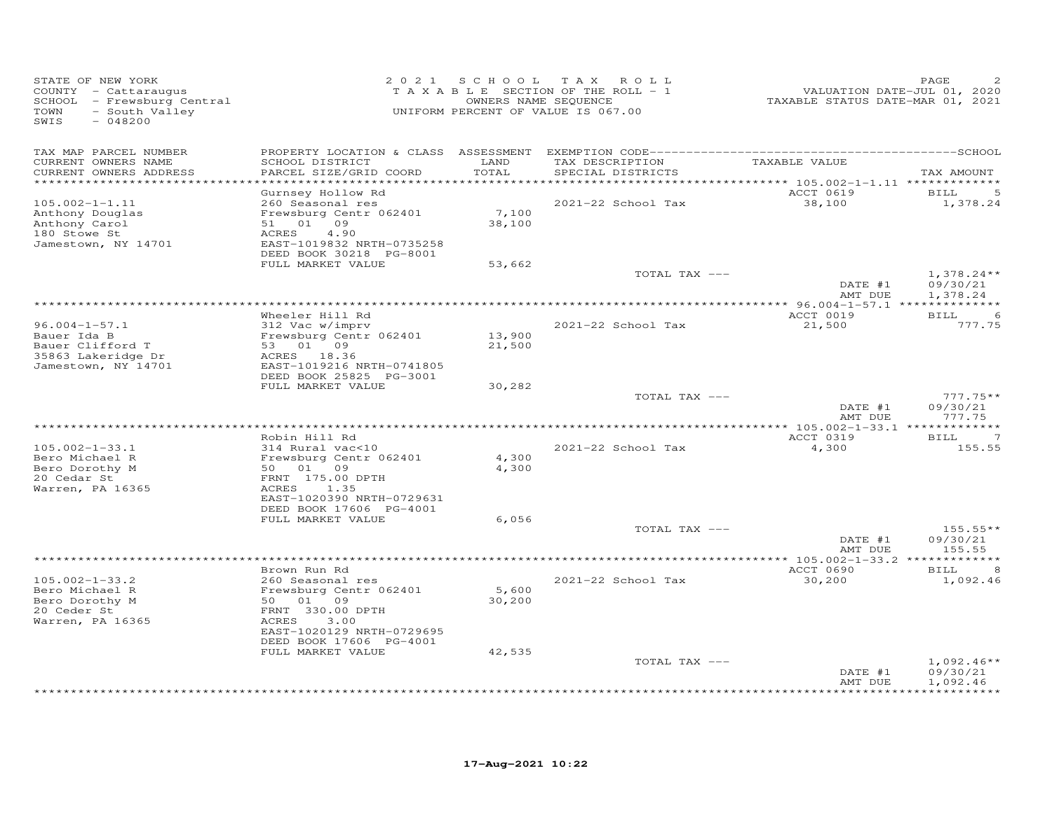STATE OF NEW YORK
COUNTY - Cattaraugus
SCHOOL - Frewsburg Central
TOWN - South Valley
SWIS - 048200

2021 SCHOOL TAX ROLL
TAXABLE SECTION OF THE ROLL - 1
OWNERS NAME SEQUENCE
UNIFORM PERCENT OF VALUE IS 067.00

VALUATION DATE-JUL 01, 2020
TAXABLE STATUS DATE-MAR 01, 2021

| TAX MAP PARCEL NUMBER / CURRENT OWNERS NAME / CURRENT OWNERS ADDRESS | PROPERTY LOCATION & CLASS / SCHOOL DISTRICT / PARCEL SIZE/GRID COORD | ASSESSMENT LAND / TOTAL | EXEMPTION CODE / TAX DESCRIPTION / SPECIAL DISTRICTS | TAXABLE VALUE | TAX AMOUNT |
|---|---|---|---|---|---|
| 105.002-1-1.11 | Gurnsey Hollow Rd | | | ACCT 0619 | BILL 5 |
| Anthony Douglas | 260 Seasonal res | | 2021-22 School Tax | 38,100 | 1,378.24 |
| Anthony Carol | Frewsburg Centr 062401 | 7,100 | | | |
| 180 Stowe St | 51 01 09 | 38,100 | | | |
| Jamestown, NY 14701 | ACRES 4.90 | | | | |
| | EAST-1019832 NRTH-0735258 | | | | |
| | DEED BOOK 30218 PG-8001 | | | | |
| | FULL MARKET VALUE | 53,662 | | | |
| | | | TOTAL TAX --- | | 1,378.24** |
| | | | | DATE #1 | 09/30/21 |
| | | | | AMT DUE | 1,378.24 |
| 96.004-1-57.1 | Wheeler Hill Rd | | | ACCT 0019 | BILL 6 |
| Bauer Ida B | 312 Vac w/imprv | | 2021-22 School Tax | 21,500 | 777.75 |
| Bauer Clifford T | Frewsburg Centr 062401 | 13,900 | | | |
| 35863 Lakeridge Dr | 53 01 09 | 21,500 | | | |
| Jamestown, NY 14701 | ACRES 18.36 | | | | |
| | EAST-1019216 NRTH-0741805 | | | | |
| | DEED BOOK 25825 PG-3001 | | | | |
| | FULL MARKET VALUE | 30,282 | | | |
| | | | TOTAL TAX --- | | 777.75** |
| | | | | DATE #1 | 09/30/21 |
| | | | | AMT DUE | 777.75 |
| 105.002-1-33.1 | Robin Hill Rd | | | ACCT 0319 | BILL 7 |
| Bero Michael R | 314 Rural vac<10 | | 2021-22 School Tax | 4,300 | 155.55 |
| Bero Dorothy M | Frewsburg Centr 062401 | 4,300 | | | |
| 20 Cedar St | 50 01 09 | 4,300 | | | |
| Warren, PA 16365 | FRNT 175.00 DPTH | | | | |
| | ACRES 1.35 | | | | |
| | EAST-1020390 NRTH-0729631 | | | | |
| | DEED BOOK 17606 PG-4001 | | | | |
| | FULL MARKET VALUE | 6,056 | | | |
| | | | TOTAL TAX --- | | 155.55** |
| | | | | DATE #1 | 09/30/21 |
| | | | | AMT DUE | 155.55 |
| 105.002-1-33.2 | Brown Run Rd | | | ACCT 0690 | BILL 8 |
| Bero Michael R | 260 Seasonal res | | 2021-22 School Tax | 30,200 | 1,092.46 |
| Bero Dorothy M | Frewsburg Centr 062401 | 5,600 | | | |
| 20 Ceder St | 50 01 09 | 30,200 | | | |
| Warren, PA 16365 | FRNT 330.00 DPTH | | | | |
| | ACRES 3.00 | | | | |
| | EAST-1020129 NRTH-0729695 | | | | |
| | DEED BOOK 17606 PG-4001 | | | | |
| | FULL MARKET VALUE | 42,535 | | | |
| | | | TOTAL TAX --- | | 1,092.46** |
| | | | | DATE #1 | 09/30/21 |
| | | | | AMT DUE | 1,092.46 |

17-Aug-2021 10:22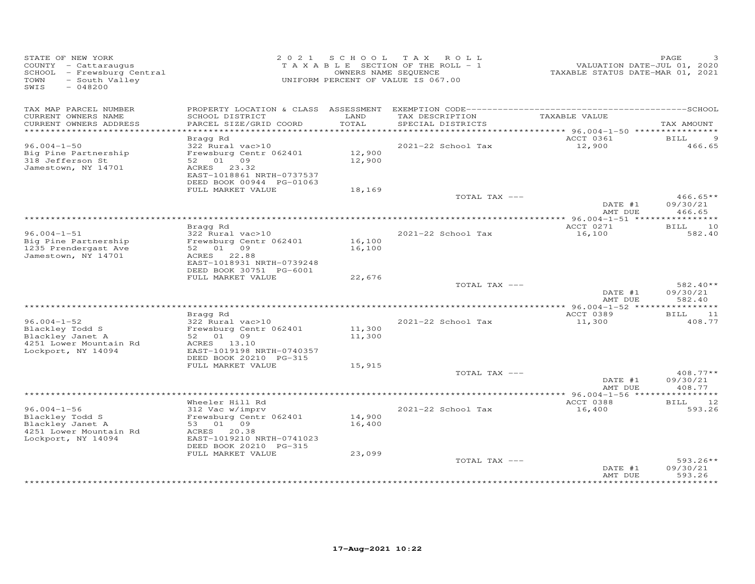STATE OF NEW YORK
COUNTY - Cattaraugus
SCHOOL - Frewsburg Central
TOWN - South Valley
SWIS - 048200

2 0 2 1 S C H O O L T A X R O L L
T A X A B L E SECTION OF THE ROLL - 1
OWNERS NAME SEQUENCE
UNIFORM PERCENT OF VALUE IS 067.00

PAGE 3
VALUATION DATE-JUL 01, 2020
TAXABLE STATUS DATE-MAR 01, 2021

| TAX MAP PARCEL NUMBER / CURRENT OWNERS NAME / CURRENT OWNERS ADDRESS | PROPERTY LOCATION & CLASS / SCHOOL DISTRICT / PARCEL SIZE/GRID COORD | ASSESSMENT LAND / TOTAL | EXEMPTION CODE / TAX DESCRIPTION / SPECIAL DISTRICTS | TAXABLE VALUE | TAX AMOUNT |
|---|---|---|---|---|---|
| | Bragg Rd | | | ACCT 0361 | BILL 9 |
| 96.004-1-50 | 322 Rural vac>10 | | 2021-22 School Tax | 12,900 | 466.65 |
| Big Pine Partnership | Frewsburg Centr 062401 | 12,900 | | | |
| 318 Jefferson St | 52 01 09 | 12,900 | | | |
| Jamestown, NY 14701 | ACRES 23.32 | | | | |
| | EAST-1018861 NRTH-0737537 | | | | |
| | DEED BOOK 00944 PG-01063 | | | | |
| | FULL MARKET VALUE | 18,169 | | | |
| | | | TOTAL TAX --- | | 466.65** |
| | | | | DATE #1 | 09/30/21 |
| | | | | AMT DUE | 466.65 |
| | Bragg Rd | | | ACCT 0271 | BILL 10 |
| 96.004-1-51 | 322 Rural vac>10 | | 2021-22 School Tax | 16,100 | 582.40 |
| Big Pine Partnership | Frewsburg Centr 062401 | 16,100 | | | |
| 1235 Prendergast Ave | 52 01 09 | 16,100 | | | |
| Jamestown, NY 14701 | ACRES 22.88 | | | | |
| | EAST-1018931 NRTH-0739248 | | | | |
| | DEED BOOK 30751 PG-6001 | | | | |
| | FULL MARKET VALUE | 22,676 | | | |
| | | | TOTAL TAX --- | | 582.40** |
| | | | | DATE #1 | 09/30/21 |
| | | | | AMT DUE | 582.40 |
| | Bragg Rd | | | ACCT 0389 | BILL 11 |
| 96.004-1-52 | 322 Rural vac>10 | | 2021-22 School Tax | 11,300 | 408.77 |
| Blackley Todd S | Frewsburg Centr 062401 | 11,300 | | | |
| Blackley Janet A | 52 01 09 | 11,300 | | | |
| 4251 Lower Mountain Rd | ACRES 13.10 | | | | |
| Lockport, NY 14094 | EAST-1019198 NRTH-0740357 | | | | |
| | DEED BOOK 20210 PG-315 | | | | |
| | FULL MARKET VALUE | 15,915 | | | |
| | | | TOTAL TAX --- | | 408.77** |
| | | | | DATE #1 | 09/30/21 |
| | | | | AMT DUE | 408.77 |
| | Wheeler Hill Rd | | | ACCT 0388 | BILL 12 |
| 96.004-1-56 | 312 Vac w/imprv | | 2021-22 School Tax | 16,400 | 593.26 |
| Blackley Todd S | Frewsburg Centr 062401 | 14,900 | | | |
| Blackley Janet A | 53 01 09 | 16,400 | | | |
| 4251 Lower Mountain Rd | ACRES 20.38 | | | | |
| Lockport, NY 14094 | EAST-1019210 NRTH-0741023 | | | | |
| | DEED BOOK 20210 PG-315 | | | | |
| | FULL MARKET VALUE | 23,099 | | | |
| | | | TOTAL TAX --- | | 593.26** |
| | | | | DATE #1 | 09/30/21 |
| | | | | AMT DUE | 593.26 |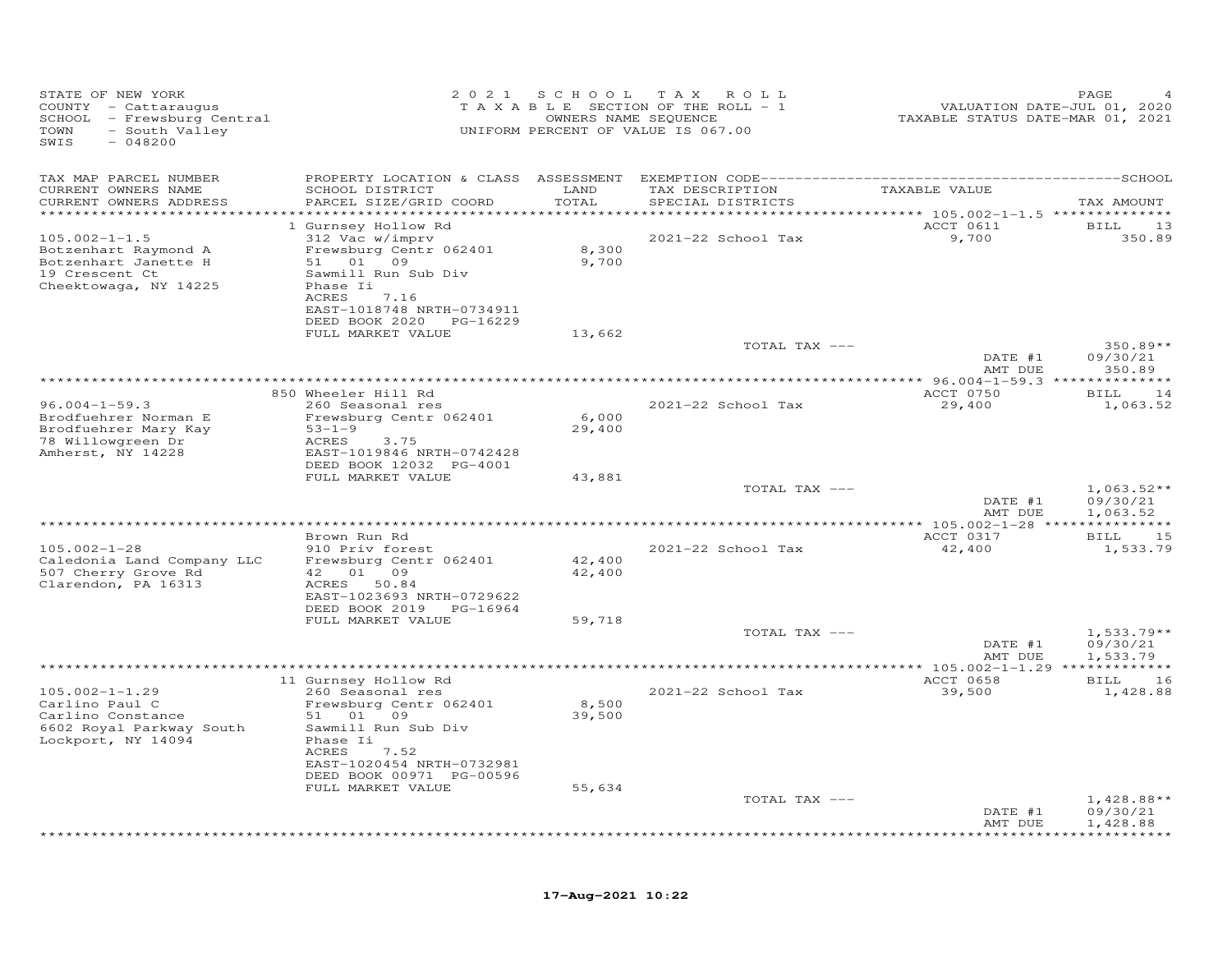STATE OF NEW YORK
COUNTY - Cattaraugus
SCHOOL - Frewsburg Central
TOWN - South Valley
SWIS - 048200

2021 SCHOOL TAX ROLL
TAXABLE SECTION OF THE ROLL - 1
OWNERS NAME SEQUENCE
UNIFORM PERCENT OF VALUE IS 067.00

VALUATION DATE-JUL 01, 2020
TAXABLE STATUS DATE-MAR 01, 2021

| TAX MAP PARCEL NUMBER / CURRENT OWNERS NAME / CURRENT OWNERS ADDRESS | PROPERTY LOCATION & CLASS / SCHOOL DISTRICT / PARCEL SIZE/GRID COORD | ASSESSMENT LAND / TOTAL | EXEMPTION CODE / TAX DESCRIPTION / SPECIAL DISTRICTS | TAXABLE VALUE | SCHOOL TAX AMOUNT |
|---|---|---|---|---|---|
| 105.002-1-1.5 | 1 Gurnsey Hollow Rd | | | ACCT 0611 | BILL 13 |
| Botzenhart Raymond A | 312 Vac w/imprv | | 2021-22 School Tax | 9,700 | 350.89 |
| Botzenhart Janette H | Frewsburg Centr 062401 | 8,300 | | | |
| 19 Crescent Ct | 51 01 09 | 9,700 | | | |
| Cheektowaga, NY 14225 | Sawmill Run Sub Div | | | | |
| | Phase Ii | | | | |
| | ACRES 7.16 | | | | |
| | EAST-1018748 NRTH-0734911 | | | | |
| | DEED BOOK 2020 PG-16229 | | | | |
| | FULL MARKET VALUE | 13,662 | | | |
| | | | TOTAL TAX --- | | 350.89** |
| | | | | DATE #1 | 09/30/21 |
| | | | | AMT DUE | 350.89 |
| 96.004-1-59.3 | 850 Wheeler Hill Rd | | | ACCT 0750 | BILL 14 |
| Brodfuehrer Norman E | 260 Seasonal res | | 2021-22 School Tax | 29,400 | 1,063.52 |
| Brodfuehrer Mary Kay | Frewsburg Centr 062401 | 6,000 | | | |
| 78 Willowgreen Dr | 53-1-9 | 29,400 | | | |
| Amherst, NY 14228 | ACRES 3.75 | | | | |
| | EAST-1019846 NRTH-0742428 | | | | |
| | DEED BOOK 12032 PG-4001 | | | | |
| | FULL MARKET VALUE | 43,881 | | | |
| | | | TOTAL TAX --- | | 1,063.52** |
| | | | | DATE #1 | 09/30/21 |
| | | | | AMT DUE | 1,063.52 |
| 105.002-1-28 | Brown Run Rd | | | ACCT 0317 | BILL 15 |
| Caledonia Land Company LLC | 910 Priv forest | | 2021-22 School Tax | 42,400 | 1,533.79 |
| 507 Cherry Grove Rd | Frewsburg Centr 062401 | 42,400 | | | |
| Clarendon, PA 16313 | 42 01 09 | 42,400 | | | |
| | ACRES 50.84 | | | | |
| | EAST-1023693 NRTH-0729622 | | | | |
| | DEED BOOK 2019 PG-16964 | | | | |
| | FULL MARKET VALUE | 59,718 | | | |
| | | | TOTAL TAX --- | | 1,533.79** |
| | | | | DATE #1 | 09/30/21 |
| | | | | AMT DUE | 1,533.79 |
| 105.002-1-1.29 | 11 Gurnsey Hollow Rd | | | ACCT 0658 | BILL 16 |
| Carlino Paul C | 260 Seasonal res | | 2021-22 School Tax | 39,500 | 1,428.88 |
| Carlino Constance | Frewsburg Centr 062401 | 8,500 | | | |
| 6602 Royal Parkway South | 51 01 09 | 39,500 | | | |
| Lockport, NY 14094 | Sawmill Run Sub Div | | | | |
| | Phase Ii | | | | |
| | ACRES 7.52 | | | | |
| | EAST-1020454 NRTH-0732981 | | | | |
| | DEED BOOK 00971 PG-00596 | | | | |
| | FULL MARKET VALUE | 55,634 | | | |
| | | | TOTAL TAX --- | | 1,428.88** |
| | | | | DATE #1 | 09/30/21 |
| | | | | AMT DUE | 1,428.88 |

17-Aug-2021 10:22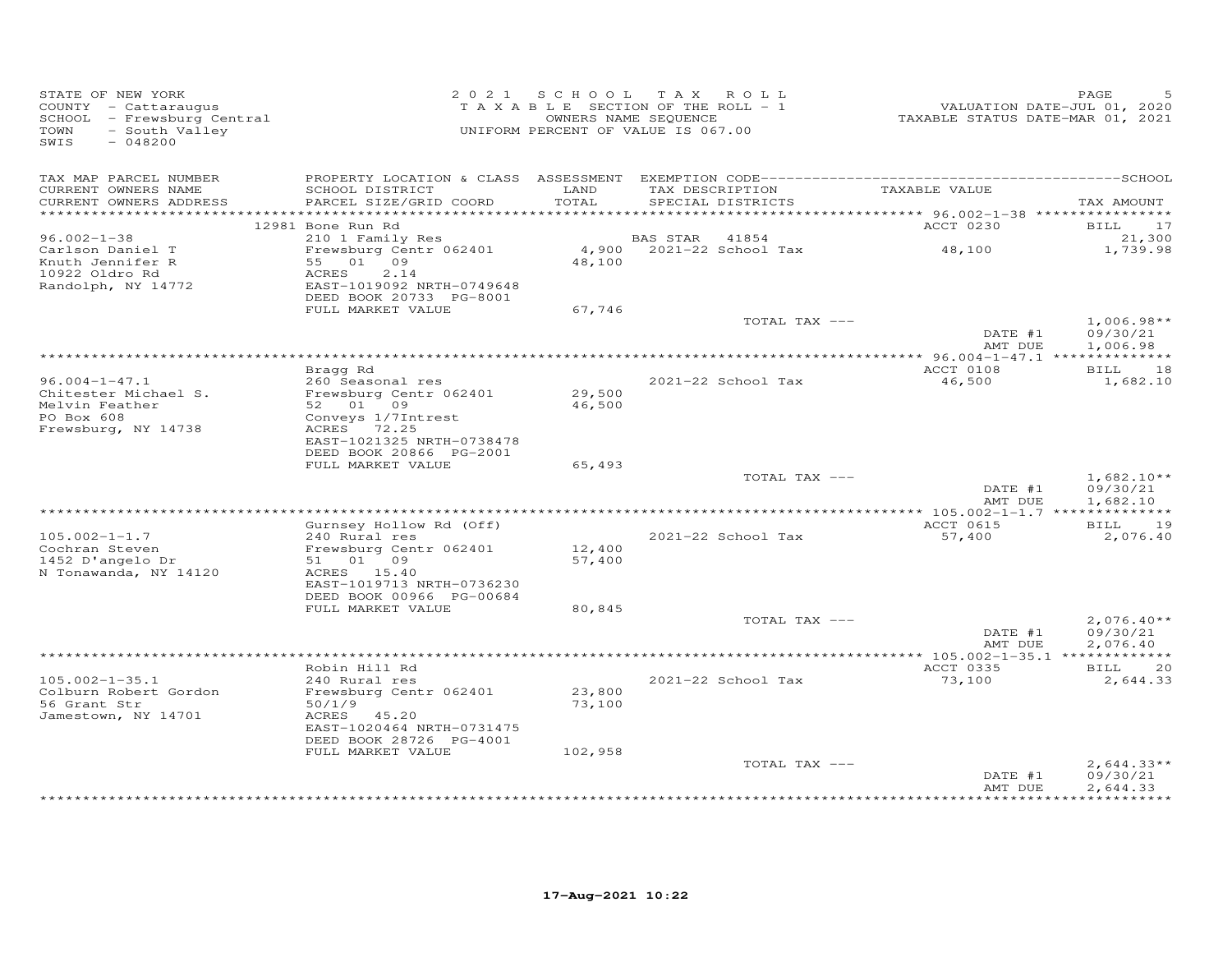STATE OF NEW YORK
COUNTY - Cattaraugus
SCHOOL - Frewsburg Central
TOWN - South Valley
SWIS - 048200

2021 SCHOOL TAX ROLL
TAXABLE SECTION OF THE ROLL - 1
OWNERS NAME SEQUENCE
UNIFORM PERCENT OF VALUE IS 067.00

VALUATION DATE-JUL 01, 2020
TAXABLE STATUS DATE-MAR 01, 2021

| TAX MAP PARCEL NUMBER / CURRENT OWNERS NAME / CURRENT OWNERS ADDRESS | PROPERTY LOCATION & CLASS / SCHOOL DISTRICT / PARCEL SIZE/GRID COORD | ASSESSMENT LAND / TOTAL | EXEMPTION CODE / TAX DESCRIPTION / SPECIAL DISTRICTS | TAXABLE VALUE | TAX AMOUNT |
|---|---|---|---|---|---|
| 96.002-1-38 | 12981 Bone Run Rd | | | ACCT 0230 | BILL 17 |
| Carlson Daniel T | 210 1 Family Res | | BAS STAR 41854 | | 21,300 |
| Knuth Jennifer R | Frewsburg Centr 062401 | 4,900 | 2021-22 School Tax | 48,100 | 1,739.98 |
| 10922 Oldro Rd | 55 01 09 | 48,100 | | | |
| Randolph, NY 14772 | ACRES 2.14 | | | | |
| | EAST-1019092 NRTH-0749648 | | | | |
| | DEED BOOK 20733 PG-8001 | | | | |
| | FULL MARKET VALUE | 67,746 | | | |
| | | | TOTAL TAX --- | | 1,006.98** |
| | | | | DATE #1 | 09/30/21 |
| | | | | AMT DUE | 1,006.98 |
| 96.004-1-47.1 | Bragg Rd | | | ACCT 0108 | BILL 18 |
| Chitester Michael S. | 260 Seasonal res | | 2021-22 School Tax | 46,500 | 1,682.10 |
| Melvin Feather | Frewsburg Centr 062401 | 29,500 | | | |
| PO Box 608 | 52 01 09 | 46,500 | | | |
| Frewsburg, NY 14738 | Conveys 1/7Intrest | | | | |
| | ACRES 72.25 | | | | |
| | EAST-1021325 NRTH-0738478 | | | | |
| | DEED BOOK 20866 PG-2001 | | | | |
| | FULL MARKET VALUE | 65,493 | | | |
| | | | TOTAL TAX --- | | 1,682.10** |
| | | | | DATE #1 | 09/30/21 |
| | | | | AMT DUE | 1,682.10 |
| 105.002-1-1.7 | Gurnsey Hollow Rd (Off) | | | ACCT 0615 | BILL 19 |
| Cochran Steven | 240 Rural res | | 2021-22 School Tax | 57,400 | 2,076.40 |
| 1452 D'angelo Dr | Frewsburg Centr 062401 | 12,400 | | | |
| N Tonawanda, NY 14120 | 51 01 09 | 57,400 | | | |
| | ACRES 15.40 | | | | |
| | EAST-1019713 NRTH-0736230 | | | | |
| | DEED BOOK 00966 PG-00684 | | | | |
| | FULL MARKET VALUE | 80,845 | | | |
| | | | TOTAL TAX --- | | 2,076.40** |
| | | | | DATE #1 | 09/30/21 |
| | | | | AMT DUE | 2,076.40 |
| 105.002-1-35.1 | Robin Hill Rd | | | ACCT 0335 | BILL 20 |
| Colburn Robert Gordon | 240 Rural res | | 2021-22 School Tax | 73,100 | 2,644.33 |
| 56 Grant Str | Frewsburg Centr 062401 | 23,800 | | | |
| Jamestown, NY 14701 | 50/1/9 | 73,100 | | | |
| | ACRES 45.20 | | | | |
| | EAST-1020464 NRTH-0731475 | | | | |
| | DEED BOOK 28726 PG-4001 | | | | |
| | FULL MARKET VALUE | 102,958 | | | |
| | | | TOTAL TAX --- | | 2,644.33** |
| | | | | DATE #1 | 09/30/21 |
| | | | | AMT DUE | 2,644.33 |

17-Aug-2021 10:22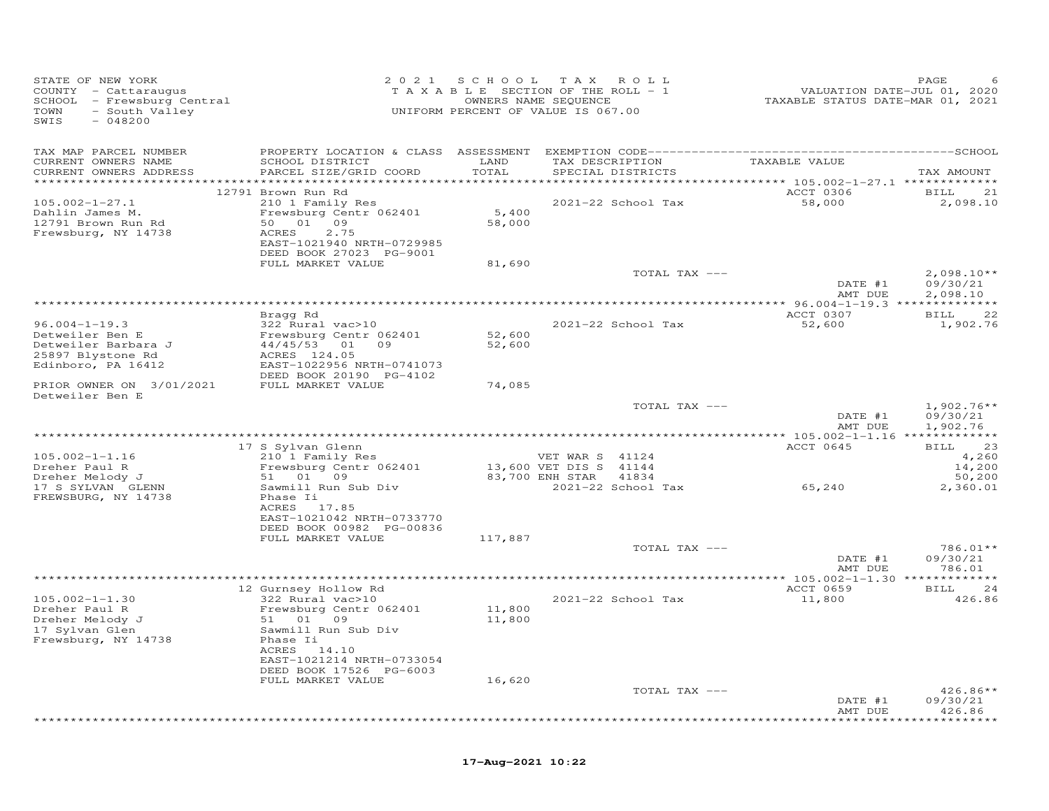STATE OF NEW YORK
COUNTY - Cattaraugus
SCHOOL - Frewsburg Central
TOWN - South Valley
SWIS - 048200

2021 SCHOOL TAX ROLL
TAXABLE SECTION OF THE ROLL - 1
OWNERS NAME SEQUENCE
UNIFORM PERCENT OF VALUE IS 067.00

VALUATION DATE-JUL 01, 2020
TAXABLE STATUS DATE-MAR 01, 2021

| TAX MAP PARCEL NUMBER / CURRENT OWNERS NAME / CURRENT OWNERS ADDRESS | PROPERTY LOCATION & CLASS / SCHOOL DISTRICT / PARCEL SIZE/GRID COORD | ASSESSMENT LAND / TOTAL | EXEMPTION CODE / TAX DESCRIPTION / SPECIAL DISTRICTS | TAXABLE VALUE | TAX AMOUNT |
|---|---|---|---|---|---|
| 105.002-1-27.1 | 12791 Brown Run Rd | | | ACCT 0306 | BILL 21 |
| Dahlin James M. | 210 1 Family Res | | | | |
| 12791 Brown Run Rd | Frewsburg Centr 062401 | 5,400 | 2021-22 School Tax | 58,000 | 2,098.10 |
| Frewsburg, NY 14738 | 50 01 09 | 58,000 | | | |
| | ACRES 2.75 | | | | |
| | EAST-1021940 NRTH-0729985 | | | | |
| | DEED BOOK 27023 PG-9001 | | | | |
| | FULL MARKET VALUE | 81,690 | | | |
| | | | TOTAL TAX --- | | 2,098.10** |
| | | | | DATE #1 | 09/30/21 |
| | | | | AMT DUE | 2,098.10 |
| 96.004-1-19.3 | Bragg Rd | | | ACCT 0307 | BILL 22 |
| Detweiler Ben E | 322 Rural vac>10 | | | | |
| Detweiler Barbara J | Frewsburg Centr 062401 | 52,600 | 2021-22 School Tax | 52,600 | 1,902.76 |
| 25897 Blystone Rd | 44/45/53 01 09 | 52,600 | | | |
| Edinboro, PA 16412 | ACRES 124.05 | | | | |
| | EAST-1022956 NRTH-0741073 | | | | |
| | DEED BOOK 20190 PG-4102 | | | | |
| PRIOR OWNER ON 3/01/2021 | FULL MARKET VALUE | 74,085 | | | |
| Detweiler Ben E | | | | | |
| | | | TOTAL TAX --- | | 1,902.76** |
| | | | | DATE #1 | 09/30/21 |
| | | | | AMT DUE | 1,902.76 |
| 105.002-1-1.16 | 17 S Sylvan Glenn | | | ACCT 0645 | BILL 23 |
| Dreher Paul R | 210 1 Family Res | | VET WAR S 41124 | | 4,260 |
| Dreher Melody J | Frewsburg Centr 062401 | 13,600 | VET DIS S 41144 | | 14,200 |
| 17 S SYLVAN GLENN | 51 01 09 | 83,700 | ENH STAR 41834 | | 50,200 |
| FREWSBURG, NY 14738 | Sawmill Run Sub Div | | 2021-22 School Tax | 65,240 | 2,360.01 |
| | Phase Ii | | | | |
| | ACRES 17.85 | | | | |
| | EAST-1021042 NRTH-0733770 | | | | |
| | DEED BOOK 00982 PG-00836 | | | | |
| | FULL MARKET VALUE | 117,887 | | | |
| | | | TOTAL TAX --- | | 786.01** |
| | | | | DATE #1 | 09/30/21 |
| | | | | AMT DUE | 786.01 |
| 105.002-1-1.30 | 12 Gurnsey Hollow Rd | | | ACCT 0659 | BILL 24 |
| Dreher Paul R | 322 Rural vac>10 | | | | |
| Dreher Melody J | Frewsburg Centr 062401 | 11,800 | 2021-22 School Tax | 11,800 | 426.86 |
| 17 Sylvan Glen | 51 01 09 | 11,800 | | | |
| Frewsburg, NY 14738 | Sawmill Run Sub Div | | | | |
| | Phase Ii | | | | |
| | ACRES 14.10 | | | | |
| | EAST-1021214 NRTH-0733054 | | | | |
| | DEED BOOK 17526 PG-6003 | | | | |
| | FULL MARKET VALUE | 16,620 | | | |
| | | | TOTAL TAX --- | | 426.86** |
| | | | | DATE #1 | 09/30/21 |
| | | | | AMT DUE | 426.86 |

17-Aug-2021 10:22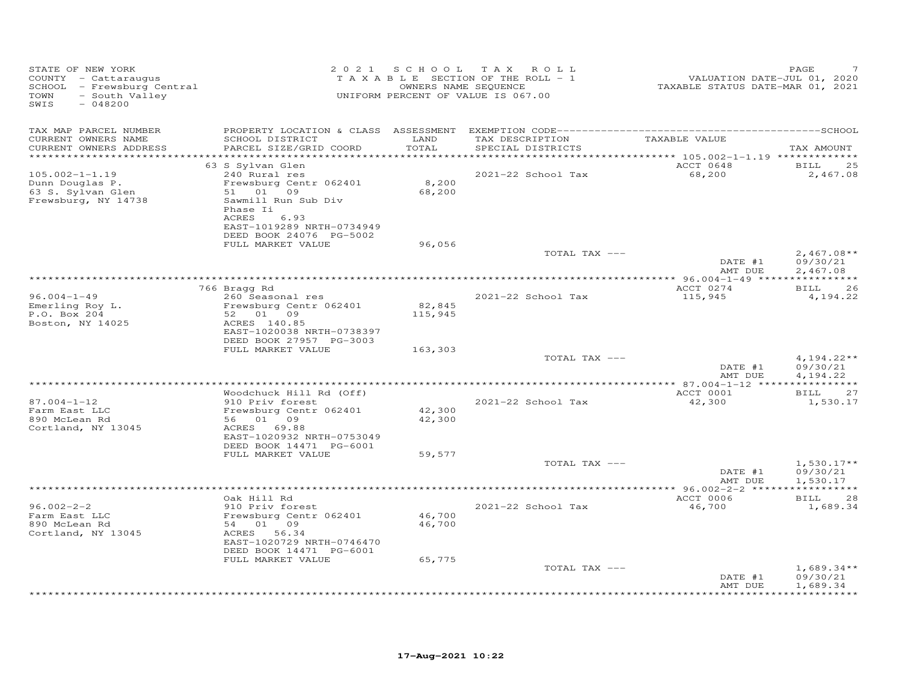STATE OF NEW YORK
COUNTY - Cattaraugus
SCHOOL - Frewsburg Central
TOWN - South Valley
SWIS - 048200

2 0 2 1 S C H O O L T A X R O L L
T A X A B L E SECTION OF THE ROLL - 1
OWNERS NAME SEQUENCE
UNIFORM PERCENT OF VALUE IS 067.00

VALUATION DATE-JUL 01, 2020
TAXABLE STATUS DATE-MAR 01, 2021

| TAX MAP PARCEL NUMBER / CURRENT OWNERS NAME / CURRENT OWNERS ADDRESS | PROPERTY LOCATION & CLASS / SCHOOL DISTRICT / PARCEL SIZE/GRID COORD | ASSESSMENT LAND / TOTAL | EXEMPTION CODE / TAX DESCRIPTION / SPECIAL DISTRICTS | TAXABLE VALUE | TAX AMOUNT |
|---|---|---|---|---|---|
| | 63 S Sylvan Glen | | | ACCT 0648 | BILL 25 |
| 105.002-1-1.19 | 240 Rural res | | 2021-22 School Tax | 68,200 | 2,467.08 |
| Dunn Douglas P. | Frewsburg Centr 062401 | 8,200 | | | |
| 63 S. Sylvan Glen | 51 01 09 | 68,200 | | | |
| Frewsburg, NY 14738 | Sawmill Run Sub Div | | | | |
| | Phase Ii | | | | |
| | ACRES 6.93 | | | | |
| | EAST-1019289 NRTH-0734949 | | | | |
| | DEED BOOK 24076 PG-5002 | | | | |
| | FULL MARKET VALUE | 96,056 | | | |
| | | | TOTAL TAX --- | | 2,467.08** |
| | | | | DATE #1 | 09/30/21 |
| | | | | AMT DUE | 2,467.08 |
| | 766 Bragg Rd | | | ACCT 0274 | BILL 26 |
| 96.004-1-49 | 260 Seasonal res | | 2021-22 School Tax | 115,945 | 4,194.22 |
| Emerling Roy L. | Frewsburg Centr 062401 | 82,845 | | | |
| P.O. Box 204 | 52 01 09 | 115,945 | | | |
| Boston, NY 14025 | ACRES 140.85 | | | | |
| | EAST-1020038 NRTH-0738397 | | | | |
| | DEED BOOK 27957 PG-3003 | | | | |
| | FULL MARKET VALUE | 163,303 | | | |
| | | | TOTAL TAX --- | | 4,194.22** |
| | | | | DATE #1 | 09/30/21 |
| | | | | AMT DUE | 4,194.22 |
| | Woodchuck Hill Rd (Off) | | | ACCT 0001 | BILL 27 |
| 87.004-1-12 | 910 Priv forest | | 2021-22 School Tax | 42,300 | 1,530.17 |
| Farm East LLC | Frewsburg Centr 062401 | 42,300 | | | |
| 890 McLean Rd | 56 01 09 | 42,300 | | | |
| Cortland, NY 13045 | ACRES 69.88 | | | | |
| | EAST-1020932 NRTH-0753049 | | | | |
| | DEED BOOK 14471 PG-6001 | | | | |
| | FULL MARKET VALUE | 59,577 | | | |
| | | | TOTAL TAX --- | | 1,530.17** |
| | | | | DATE #1 | 09/30/21 |
| | | | | AMT DUE | 1,530.17 |
| | Oak Hill Rd | | | ACCT 0006 | BILL 28 |
| 96.002-2-2 | 910 Priv forest | | 2021-22 School Tax | 46,700 | 1,689.34 |
| Farm East LLC | Frewsburg Centr 062401 | 46,700 | | | |
| 890 McLean Rd | 54 01 09 | 46,700 | | | |
| Cortland, NY 13045 | ACRES 56.34 | | | | |
| | EAST-1020729 NRTH-0746470 | | | | |
| | DEED BOOK 14471 PG-6001 | | | | |
| | FULL MARKET VALUE | 65,775 | | | |
| | | | TOTAL TAX --- | | 1,689.34** |
| | | | | DATE #1 | 09/30/21 |
| | | | | AMT DUE | 1,689.34 |

17-Aug-2021 10:22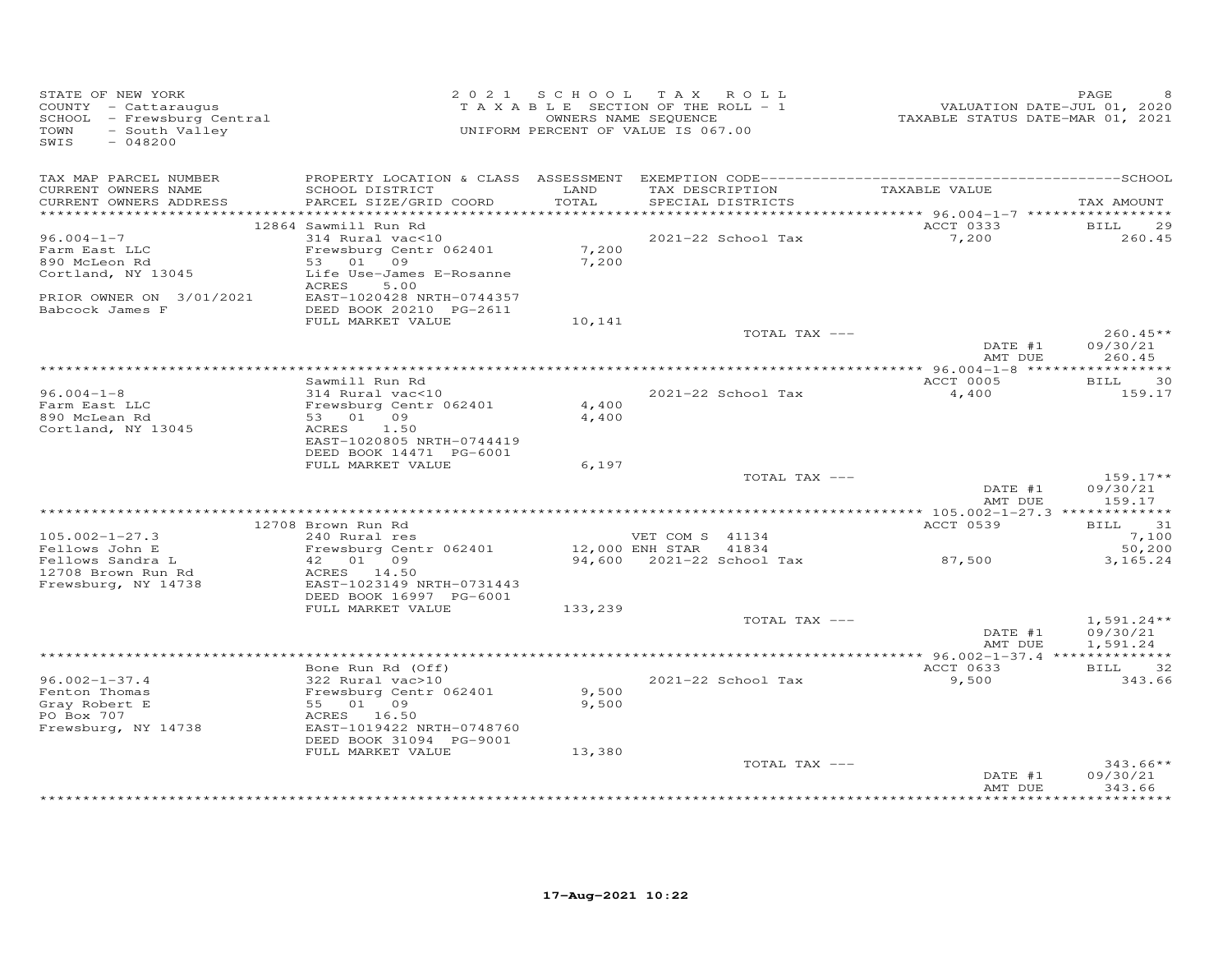STATE OF NEW YORK
COUNTY - Cattaraugus
SCHOOL - Frewsburg Central
TOWN - South Valley
SWIS - 048200

2 0 2 1 SCHOOL TAX ROLL
TAXABLE SECTION OF THE ROLL - 1
OWNERS NAME SEQUENCE
UNIFORM PERCENT OF VALUE IS 067.00

VALUATION DATE-JUL 01, 2020
TAXABLE STATUS DATE-MAR 01, 2021

| TAX MAP PARCEL NUMBER / CURRENT OWNERS NAME / CURRENT OWNERS ADDRESS | PROPERTY LOCATION & CLASS / SCHOOL DISTRICT / PARCEL SIZE/GRID COORD | ASSESSMENT LAND / TOTAL | EXEMPTION CODE / TAX DESCRIPTION / SPECIAL DISTRICTS | TAXABLE VALUE | TAX AMOUNT |
|---|---|---|---|---|---|
| | 12864 Sawmill Run Rd | | | ACCT 0333 | BILL 29 |
| 96.004-1-7 | 314 Rural vac<10 | | 2021-22 School Tax | 7,200 | 260.45 |
| Farm East LLC | Frewsburg Centr 062401 | 7,200 | | | |
| 890 McLeon Rd | 53 01 09 | 7,200 | | | |
| Cortland, NY 13045 | Life Use-James E-Rosanne | | | | |
| | ACRES 5.00 | | | | |
| PRIOR OWNER ON 3/01/2021 | EAST-1020428 NRTH-0744357 | | | | |
| Babcock James F | DEED BOOK 20210 PG-2611 | | | | |
| | FULL MARKET VALUE | 10,141 | | | |
| | | | TOTAL TAX --- | | 260.45** |
| | | | | DATE #1 | 09/30/21 |
| | | | | AMT DUE | 260.45 |
| | Sawmill Run Rd | | | ACCT 0005 | BILL 30 |
| 96.004-1-8 | 314 Rural vac<10 | | 2021-22 School Tax | 4,400 | 159.17 |
| Farm East LLC | Frewsburg Centr 062401 | 4,400 | | | |
| 890 McLean Rd | 53 01 09 | 4,400 | | | |
| Cortland, NY 13045 | ACRES 1.50 | | | | |
| | EAST-1020805 NRTH-0744419 | | | | |
| | DEED BOOK 14471 PG-6001 | | | | |
| | FULL MARKET VALUE | 6,197 | | | |
| | | | TOTAL TAX --- | | 159.17** |
| | | | | DATE #1 | 09/30/21 |
| | | | | AMT DUE | 159.17 |
| | 12708 Brown Run Rd | | | ACCT 0539 | BILL 31 |
| 105.002-1-27.3 | 240 Rural res | | VET COM S 41134 | | 7,100 |
| Fellows John E | Frewsburg Centr 062401 | 12,000 | ENH STAR 41834 | | 50,200 |
| Fellows Sandra L | 42 01 09 | 94,600 | 2021-22 School Tax | 87,500 | 3,165.24 |
| 12708 Brown Run Rd | ACRES 14.50 | | | | |
| Frewsburg, NY 14738 | EAST-1023149 NRTH-0731443 | | | | |
| | DEED BOOK 16997 PG-6001 | | | | |
| | FULL MARKET VALUE | 133,239 | | | |
| | | | TOTAL TAX --- | | 1,591.24** |
| | | | | DATE #1 | 09/30/21 |
| | | | | AMT DUE | 1,591.24 |
| | Bone Run Rd (Off) | | | ACCT 0633 | BILL 32 |
| 96.002-1-37.4 | 322 Rural vac>10 | | 2021-22 School Tax | 9,500 | 343.66 |
| Fenton Thomas | Frewsburg Centr 062401 | 9,500 | | | |
| Gray Robert E | 55 01 09 | 9,500 | | | |
| PO Box 707 | ACRES 16.50 | | | | |
| Frewsburg, NY 14738 | EAST-1019422 NRTH-0748760 | | | | |
| | DEED BOOK 31094 PG-9001 | | | | |
| | FULL MARKET VALUE | 13,380 | | | |
| | | | TOTAL TAX --- | | 343.66** |
| | | | | DATE #1 | 09/30/21 |
| | | | | AMT DUE | 343.66 |

17-Aug-2021 10:22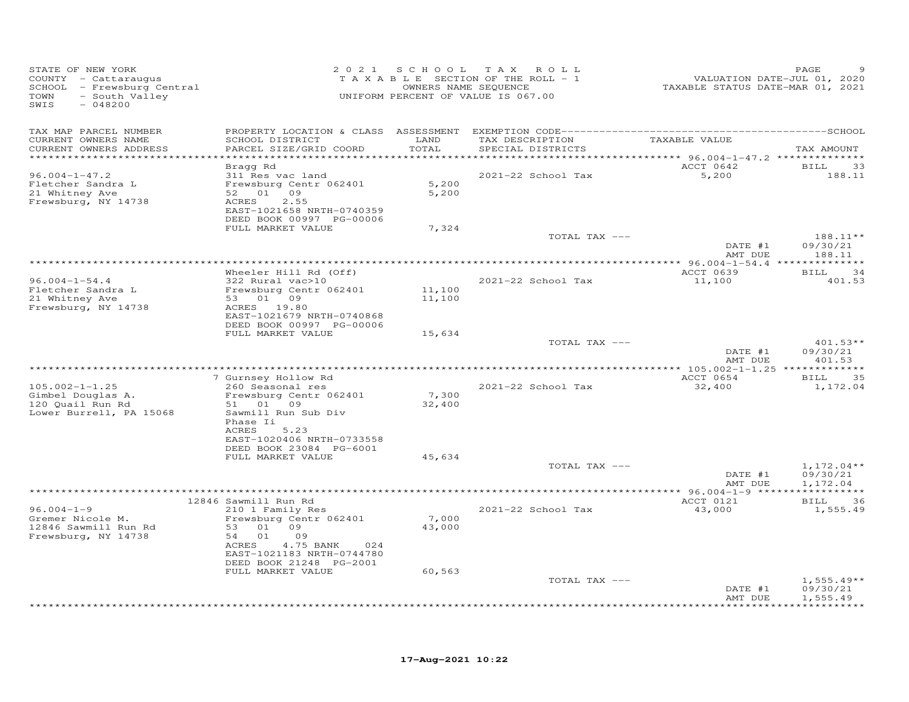STATE OF NEW YORK
COUNTY - Cattaraugus
SCHOOL - Frewsburg Central
TOWN - South Valley
SWIS - 048200

2021 SCHOOL TAX ROLL
TAXABLE SECTION OF THE ROLL - 1
OWNERS NAME SEQUENCE
UNIFORM PERCENT OF VALUE IS 067.00

VALUATION DATE-JUL 01, 2020
TAXABLE STATUS DATE-MAR 01, 2021

| TAX MAP PARCEL NUMBER / CURRENT OWNERS NAME / CURRENT OWNERS ADDRESS | PROPERTY LOCATION & CLASS / SCHOOL DISTRICT / PARCEL SIZE/GRID COORD | ASSESSMENT LAND / TOTAL | EXEMPTION CODE / TAX DESCRIPTION / SPECIAL DISTRICTS | TAXABLE VALUE | TAX AMOUNT |
|---|---|---|---|---|---|
| 96.004-1-47.2 | Bragg Rd | | | ACCT 0642 | BILL 33 |
| Fletcher Sandra L | 311 Res vac land | | 2021-22 School Tax | 5,200 | 188.11 |
| 21 Whitney Ave | Frewsburg Centr 062401 | 5,200 | | | |
| Frewsburg, NY 14738 | 52 01 09 | 5,200 | | | |
| | ACRES 2.55 | | | | |
| | EAST-1021658 NRTH-0740359 | | | | |
| | DEED BOOK 00997 PG-00006 | | | | |
| | FULL MARKET VALUE | 7,324 | | | |
| | | | TOTAL TAX --- | | 188.11** |
| | | | | DATE #1 | 09/30/21 |
| | | | | AMT DUE | 188.11 |
| 96.004-1-54.4 | Wheeler Hill Rd (Off) | | | ACCT 0639 | BILL 34 |
| Fletcher Sandra L | 322 Rural vac>10 | | 2021-22 School Tax | 11,100 | 401.53 |
| 21 Whitney Ave | Frewsburg Centr 062401 | 11,100 | | | |
| Frewsburg, NY 14738 | 53 01 09 | 11,100 | | | |
| | ACRES 19.80 | | | | |
| | EAST-1021679 NRTH-0740868 | | | | |
| | DEED BOOK 00997 PG-00006 | | | | |
| | FULL MARKET VALUE | 15,634 | | | |
| | | | TOTAL TAX --- | | 401.53** |
| | | | | DATE #1 | 09/30/21 |
| | | | | AMT DUE | 401.53 |
| 105.002-1-1.25 | 7 Gurnsey Hollow Rd | | | ACCT 0654 | BILL 35 |
| Gimbel Douglas A. | 260 Seasonal res | | 2021-22 School Tax | 32,400 | 1,172.04 |
| 120 Quail Run Rd | Frewsburg Centr 062401 | 7,300 | | | |
| Lower Burrell, PA 15068 | 51 01 09 | 32,400 | | | |
| | Sawmill Run Sub Div | | | | |
| | Phase Ii | | | | |
| | ACRES 5.23 | | | | |
| | EAST-1020406 NRTH-0733558 | | | | |
| | DEED BOOK 23084 PG-6001 | | | | |
| | FULL MARKET VALUE | 45,634 | | | |
| | | | TOTAL TAX --- | | 1,172.04** |
| | | | | DATE #1 | 09/30/21 |
| | | | | AMT DUE | 1,172.04 |
| 96.004-1-9 | 12846 Sawmill Run Rd | | | ACCT 0121 | BILL 36 |
| Gremer Nicole M. | 210 1 Family Res | | 2021-22 School Tax | 43,000 | 1,555.49 |
| 12846 Sawmill Run Rd | Frewsburg Centr 062401 | 7,000 | | | |
| Frewsburg, NY 14738 | 53 01 09 | 43,000 | | | |
| | 54 01 09 | | | | |
| | ACRES 4.75 BANK 024 | | | | |
| | EAST-1021183 NRTH-0744780 | | | | |
| | DEED BOOK 21248 PG-2001 | | | | |
| | FULL MARKET VALUE | 60,563 | | | |
| | | | TOTAL TAX --- | | 1,555.49** |
| | | | | DATE #1 | 09/30/21 |
| | | | | AMT DUE | 1,555.49 |

17-Aug-2021 10:22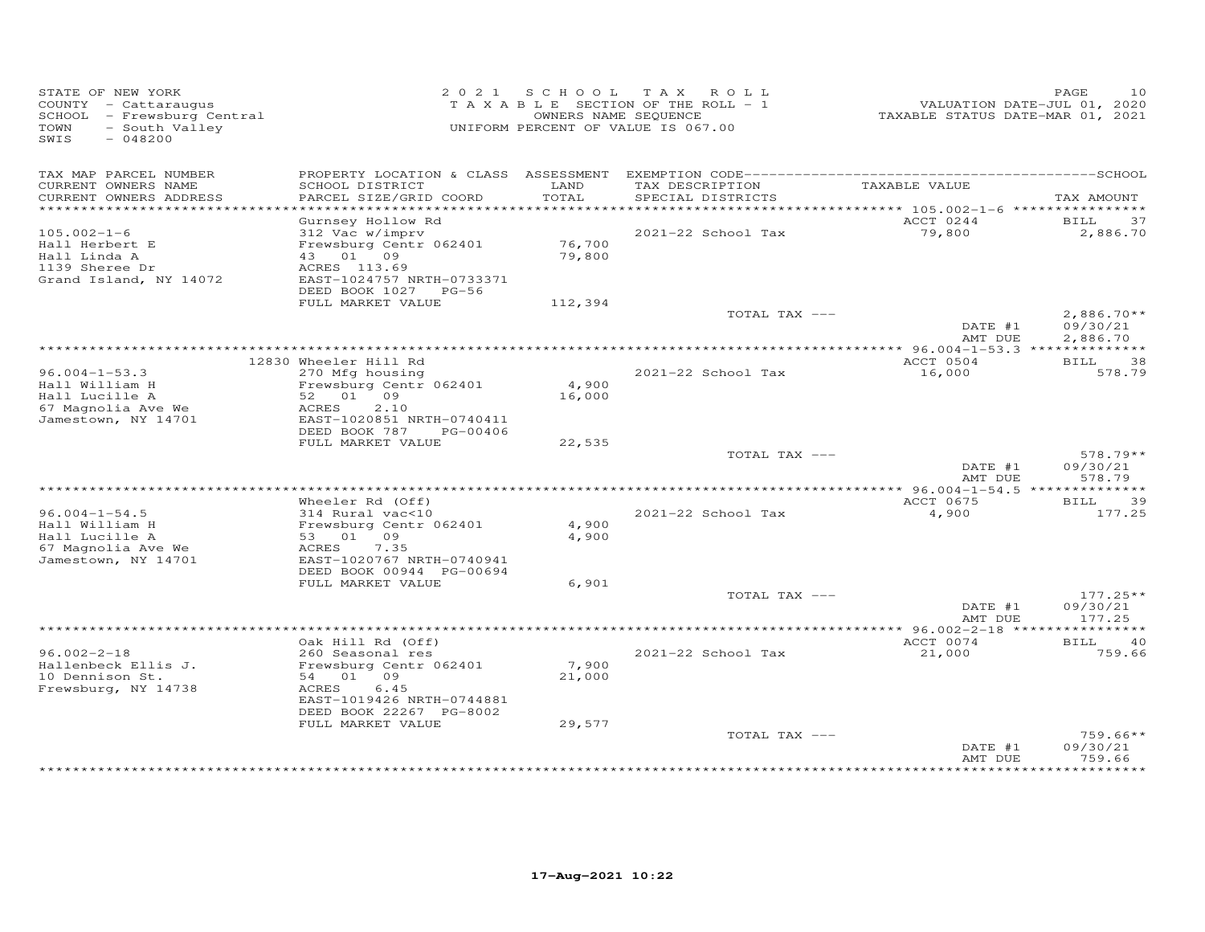STATE OF NEW YORK
COUNTY - Cattaraugus
SCHOOL - Frewsburg Central
TOWN - South Valley
SWIS - 048200

2021 SCHOOL TAX ROLL
TAXABLE SECTION OF THE ROLL - 1
OWNERS NAME SEQUENCE
UNIFORM PERCENT OF VALUE IS 067.00

PAGE 10
VALUATION DATE-JUL 01, 2020
TAXABLE STATUS DATE-MAR 01, 2021

| TAX MAP PARCEL NUMBER / CURRENT OWNERS NAME / CURRENT OWNERS ADDRESS | PROPERTY LOCATION & CLASS / SCHOOL DISTRICT / PARCEL SIZE/GRID COORD | ASSESSMENT LAND / TOTAL | EXEMPTION CODE / TAX DESCRIPTION / SPECIAL DISTRICTS | TAXABLE VALUE | TAX AMOUNT |
|---|---|---|---|---|---|
| 105.002-1-6 | Gurnsey Hollow Rd | | | ACCT 0244 | BILL 37 |
| Hall Herbert E | 312 Vac w/imprv | | 2021-22 School Tax | 79,800 | 2,886.70 |
| Hall Linda A | Frewsburg Centr 062401 | 76,700 | | | |
| 1139 Sheree Dr | 43 01 09 | 79,800 | | | |
| Grand Island, NY 14072 | ACRES 113.69 | | | | |
| | EAST-1024757 NRTH-0733371 | | | | |
| | DEED BOOK 1027 PG-56 | | | | |
| | FULL MARKET VALUE | 112,394 | | | |
| | | | TOTAL TAX --- | | 2,886.70** |
| | | | | DATE #1 | 09/30/21 |
| | | | | AMT DUE | 2,886.70 |
| 96.004-1-53.3 | 12830 Wheeler Hill Rd | | | ACCT 0504 | BILL 38 |
| Hall William H | 270 Mfg housing | | 2021-22 School Tax | 16,000 | 578.79 |
| Hall Lucille A | Frewsburg Centr 062401 | 4,900 | | | |
| 67 Magnolia Ave We | 52 01 09 | 16,000 | | | |
| Jamestown, NY 14701 | ACRES 2.10 | | | | |
| | EAST-1020851 NRTH-0740411 | | | | |
| | DEED BOOK 787 PG-00406 | | | | |
| | FULL MARKET VALUE | 22,535 | | | |
| | | | TOTAL TAX --- | | 578.79** |
| | | | | DATE #1 | 09/30/21 |
| | | | | AMT DUE | 578.79 |
| 96.004-1-54.5 | Wheeler Rd (Off) | | | ACCT 0675 | BILL 39 |
| Hall William H | 314 Rural vac<10 | | 2021-22 School Tax | 4,900 | 177.25 |
| Hall Lucille A | Frewsburg Centr 062401 | 4,900 | | | |
| 67 Magnolia Ave We | 53 01 09 | 4,900 | | | |
| Jamestown, NY 14701 | ACRES 7.35 | | | | |
| | EAST-1020767 NRTH-0740941 | | | | |
| | DEED BOOK 00944 PG-00694 | | | | |
| | FULL MARKET VALUE | 6,901 | | | |
| | | | TOTAL TAX --- | | 177.25** |
| | | | | DATE #1 | 09/30/21 |
| | | | | AMT DUE | 177.25 |
| 96.002-2-18 | Oak Hill Rd (Off) | | | ACCT 0074 | BILL 40 |
| Hallenbeck Ellis J. | 260 Seasonal res | | 2021-22 School Tax | 21,000 | 759.66 |
| 10 Dennison St. | Frewsburg Centr 062401 | 7,900 | | | |
| Frewsburg, NY 14738 | 54 01 09 | 21,000 | | | |
| | ACRES 6.45 | | | | |
| | EAST-1019426 NRTH-0744881 | | | | |
| | DEED BOOK 22267 PG-8002 | | | | |
| | FULL MARKET VALUE | 29,577 | | | |
| | | | TOTAL TAX --- | | 759.66** |
| | | | | DATE #1 | 09/30/21 |
| | | | | AMT DUE | 759.66 |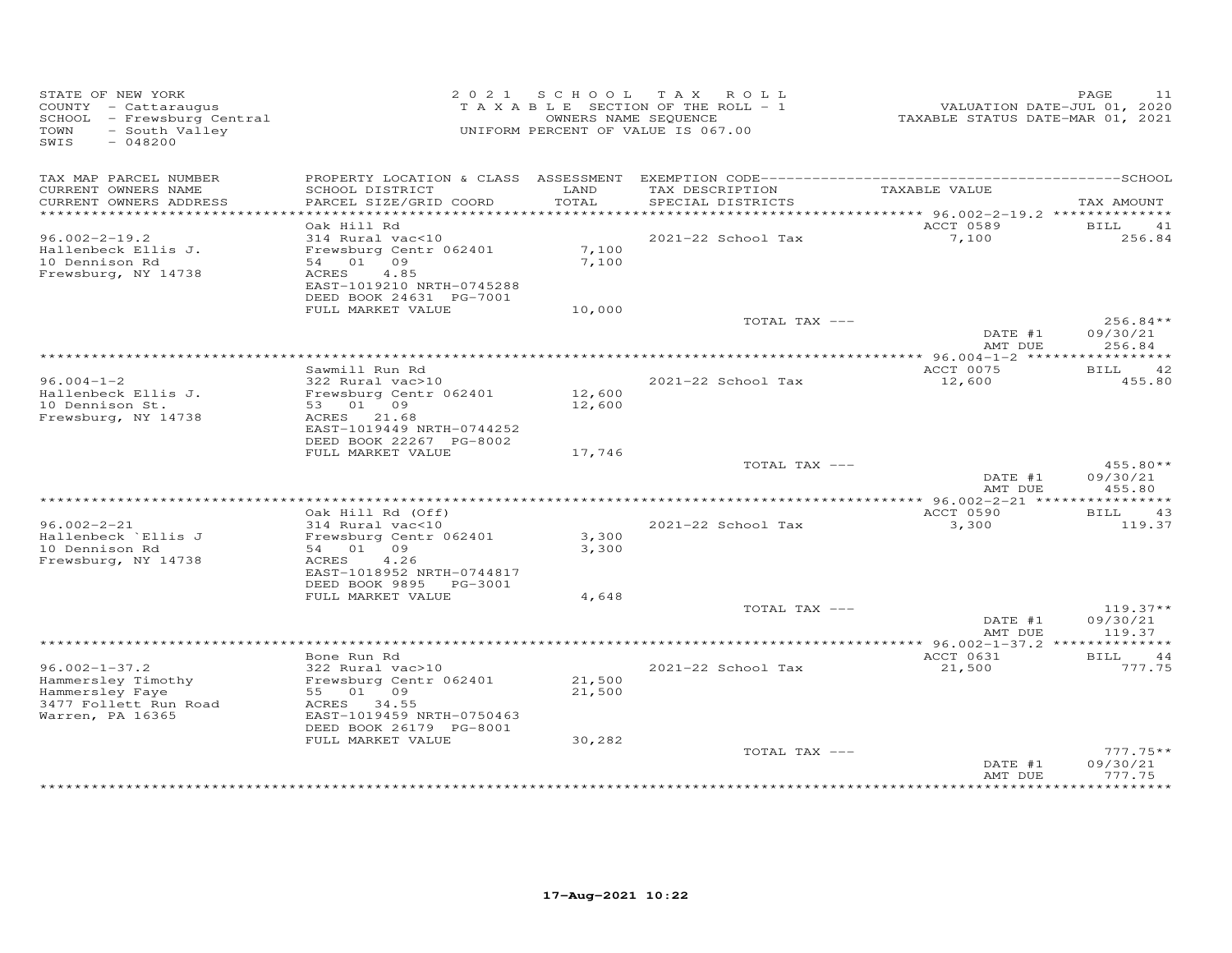STATE OF NEW YORK
COUNTY - Cattaraugus
SCHOOL - Frewsburg Central
TOWN - South Valley
SWIS - 048200

2021 SCHOOL TAX ROLL
TAXABLE SECTION OF THE ROLL - 1
OWNERS NAME SEQUENCE
UNIFORM PERCENT OF VALUE IS 067.00

VALUATION DATE-JUL 01, 2020
TAXABLE STATUS DATE-MAR 01, 2021

| TAX MAP PARCEL NUMBER / CURRENT OWNERS NAME / CURRENT OWNERS ADDRESS | PROPERTY LOCATION & CLASS / SCHOOL DISTRICT / PARCEL SIZE/GRID COORD | ASSESSMENT LAND / TOTAL | EXEMPTION CODE / TAX DESCRIPTION / SPECIAL DISTRICTS | TAXABLE VALUE | SCHOOL TAX AMOUNT |
|---|---|---|---|---|---|
| **96.002-2-19.2** | Oak Hill Rd | | | ACCT 0589 | BILL 41 |
| Hallenbeck Ellis J. | 314 Rural vac<10 | | 2021-22 School Tax | 7,100 | 256.84 |
| 10 Dennison Rd | Frewsburg Centr 062401 | 7,100 | | | |
| Frewsburg, NY 14738 | 54 01 09 | 7,100 | | | |
| | ACRES 4.85 | | | | |
| | EAST-1019210 NRTH-0745288 | | | | |
| | DEED BOOK 24631 PG-7001 | | | | |
| | FULL MARKET VALUE | 10,000 | | | |
| | | | TOTAL TAX --- | | 256.84** |
| | | | | DATE #1 | 09/30/21 |
| | | | | AMT DUE | 256.84 |
| **96.004-1-2** | Sawmill Run Rd | | | ACCT 0075 | BILL 42 |
| Hallenbeck Ellis J. | 322 Rural vac>10 | | 2021-22 School Tax | 12,600 | 455.80 |
| 10 Dennison St. | Frewsburg Centr 062401 | 12,600 | | | |
| Frewsburg, NY 14738 | 53 01 09 | 12,600 | | | |
| | ACRES 21.68 | | | | |
| | EAST-1019449 NRTH-0744252 | | | | |
| | DEED BOOK 22267 PG-8002 | | | | |
| | FULL MARKET VALUE | 17,746 | | | |
| | | | TOTAL TAX --- | | 455.80** |
| | | | | DATE #1 | 09/30/21 |
| | | | | AMT DUE | 455.80 |
| **96.002-2-21** | Oak Hill Rd (Off) | | | ACCT 0590 | BILL 43 |
| Hallenbeck `Ellis J | 314 Rural vac<10 | | 2021-22 School Tax | 3,300 | 119.37 |
| 10 Dennison Rd | Frewsburg Centr 062401 | 3,300 | | | |
| Frewsburg, NY 14738 | 54 01 09 | 3,300 | | | |
| | ACRES 4.26 | | | | |
| | EAST-1018952 NRTH-0744817 | | | | |
| | DEED BOOK 9895 PG-3001 | | | | |
| | FULL MARKET VALUE | 4,648 | | | |
| | | | TOTAL TAX --- | | 119.37** |
| | | | | DATE #1 | 09/30/21 |
| | | | | AMT DUE | 119.37 |
| **96.002-1-37.2** | Bone Run Rd | | | ACCT 0631 | BILL 44 |
| Hammersley Timothy | 322 Rural vac>10 | | 2021-22 School Tax | 21,500 | 777.75 |
| Hammersley Faye | Frewsburg Centr 062401 | 21,500 | | | |
| 3477 Follett Run Road | 55 01 09 | 21,500 | | | |
| Warren, PA 16365 | ACRES 34.55 | | | | |
| | EAST-1019459 NRTH-0750463 | | | | |
| | DEED BOOK 26179 PG-8001 | | | | |
| | FULL MARKET VALUE | 30,282 | | | |
| | | | TOTAL TAX --- | | 777.75** |
| | | | | DATE #1 | 09/30/21 |
| | | | | AMT DUE | 777.75 |

17-Aug-2021 10:22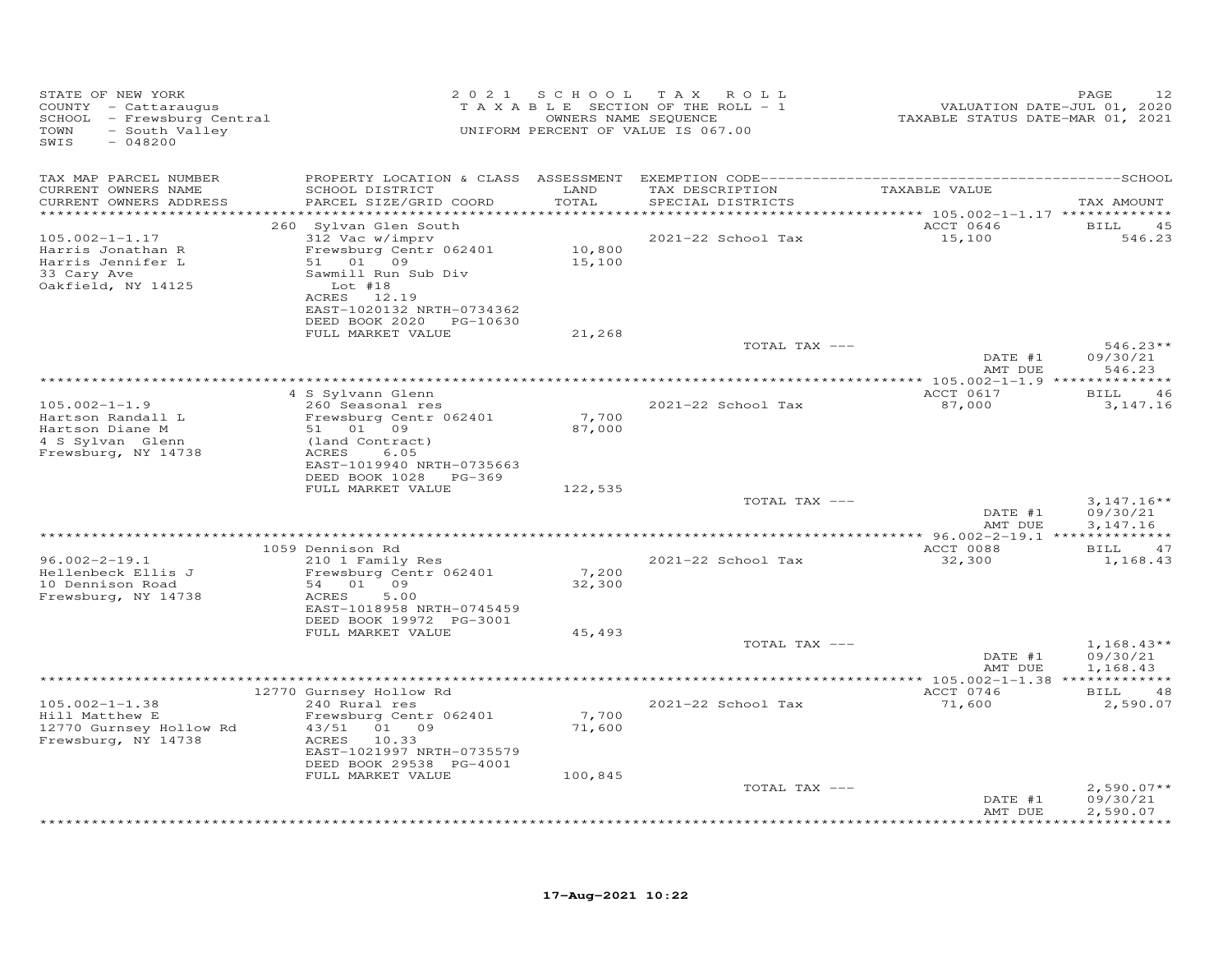STATE OF NEW YORK
COUNTY - Cattaraugus
SCHOOL - Frewsburg Central
TOWN - South Valley
SWIS - 048200

2021 SCHOOL TAX ROLL
TAXABLE SECTION OF THE ROLL - 1
OWNERS NAME SEQUENCE
UNIFORM PERCENT OF VALUE IS 067.00

VALUATION DATE-JUL 01, 2020
TAXABLE STATUS DATE-MAR 01, 2021

| TAX MAP PARCEL NUMBER / CURRENT OWNERS NAME / CURRENT OWNERS ADDRESS | PROPERTY LOCATION & CLASS / SCHOOL DISTRICT / PARCEL SIZE/GRID COORD | ASSESSMENT LAND / TOTAL | EXEMPTION CODE / TAX DESCRIPTION / SPECIAL DISTRICTS | TAXABLE VALUE | TAX AMOUNT |
|---|---|---|---|---|---|
| 105.002-1-1.17 | 260 Sylvan Glen South | | | ACCT 0646 | BILL 45 |
| Harris Jonathan R | 312 Vac w/imprv | | | | |
| Harris Jennifer L | Frewsburg Centr 062401 | 10,800 | 2021-22 School Tax | 15,100 | 546.23 |
| 33 Cary Ave | 51 01 09 | 15,100 | | | |
| Oakfield, NY 14125 | Sawmill Run Sub Div | | | | |
| | Lot #18 | | | | |
| | ACRES 12.19 | | | | |
| | EAST-1020132 NRTH-0734362 | | | | |
| | DEED BOOK 2020 PG-10630 | | | | |
| | FULL MARKET VALUE | 21,268 | | | |
| | | | TOTAL TAX --- | | 546.23** |
| | | | | DATE #1 | 09/30/21 |
| | | | | AMT DUE | 546.23 |
| 105.002-1-1.9 | 4 S Sylvann Glenn | | | ACCT 0617 | BILL 46 |
| Hartson Randall L | 260 Seasonal res | | | | |
| Hartson Diane M | Frewsburg Centr 062401 | 7,700 | 2021-22 School Tax | 87,000 | 3,147.16 |
| 4 S Sylvan Glenn | 51 01 09 | 87,000 | | | |
| Frewsburg, NY 14738 | (land Contract) | | | | |
| | ACRES 6.05 | | | | |
| | EAST-1019940 NRTH-0735663 | | | | |
| | DEED BOOK 1028 PG-369 | | | | |
| | FULL MARKET VALUE | 122,535 | | | |
| | | | TOTAL TAX --- | | 3,147.16** |
| | | | | DATE #1 | 09/30/21 |
| | | | | AMT DUE | 3,147.16 |
| 96.002-2-19.1 | 1059 Dennison Rd | | | ACCT 0088 | BILL 47 |
| Hellenbeck Ellis J | 210 1 Family Res | | | | |
| 10 Dennison Road | Frewsburg Centr 062401 | 7,200 | 2021-22 School Tax | 32,300 | 1,168.43 |
| Frewsburg, NY 14738 | 54 01 09 | 32,300 | | | |
| | ACRES 5.00 | | | | |
| | EAST-1018958 NRTH-0745459 | | | | |
| | DEED BOOK 19972 PG-3001 | | | | |
| | FULL MARKET VALUE | 45,493 | | | |
| | | | TOTAL TAX --- | | 1,168.43** |
| | | | | DATE #1 | 09/30/21 |
| | | | | AMT DUE | 1,168.43 |
| 105.002-1-1.38 | 12770 Gurnsey Hollow Rd | | | ACCT 0746 | BILL 48 |
| Hill Matthew E | 240 Rural res | | | | |
| 12770 Gurnsey Hollow Rd | Frewsburg Centr 062401 | 7,700 | 2021-22 School Tax | 71,600 | 2,590.07 |
| Frewsburg, NY 14738 | 43/51 01 09 | 71,600 | | | |
| | ACRES 10.33 | | | | |
| | EAST-1021997 NRTH-0735579 | | | | |
| | DEED BOOK 29538 PG-4001 | | | | |
| | FULL MARKET VALUE | 100,845 | | | |
| | | | TOTAL TAX --- | | 2,590.07** |
| | | | | DATE #1 | 09/30/21 |
| | | | | AMT DUE | 2,590.07 |

17-Aug-2021 10:22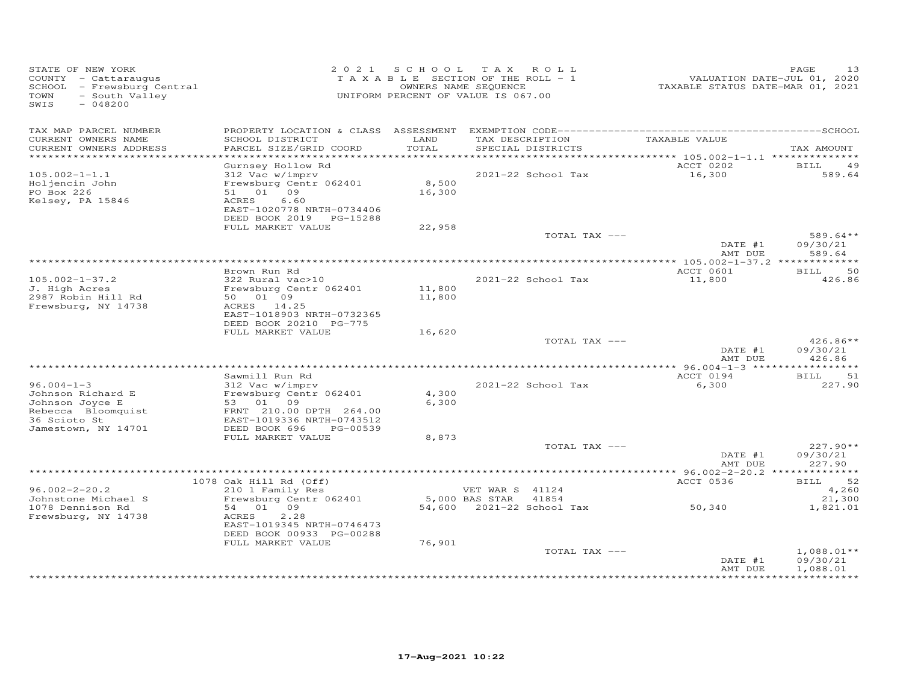STATE OF NEW YORK
COUNTY - Cattaraugus
SCHOOL - Frewsburg Central
TOWN - South Valley
SWIS - 048200

2 0 2 1 S C H O O L T A X R O L L
T A X A B L E SECTION OF THE ROLL - 1
OWNERS NAME SEQUENCE
UNIFORM PERCENT OF VALUE IS 067.00

VALUATION DATE-JUL 01, 2020
TAXABLE STATUS DATE-MAR 01, 2021

| TAX MAP PARCEL NUMBER / CURRENT OWNERS NAME / CURRENT OWNERS ADDRESS | PROPERTY LOCATION & CLASS / SCHOOL DISTRICT / PARCEL SIZE/GRID COORD | ASSESSMENT LAND / TOTAL | EXEMPTION CODE / TAX DESCRIPTION / SPECIAL DISTRICTS | TAXABLE VALUE | TAX AMOUNT |
|---|---|---|---|---|---|
| 105.002-1-1.1 | Gurnsey Hollow Rd | | | ACCT 0202 | BILL 49 |
| Holjencin John | 312 Vac w/imprv | | 2021-22 School Tax | 16,300 | 589.64 |
| PO Box 226 | Frewsburg Centr 062401 | 8,500 | | | |
| Kelsey, PA 15846 | 51 01 09 | 16,300 | | | |
| | ACRES 6.60 | | | | |
| | EAST-1020778 NRTH-0734406 | | | | |
| | DEED BOOK 2019 PG-15288 | | | | |
| | FULL MARKET VALUE | 22,958 | | | |
| | | | TOTAL TAX --- | | 589.64** |
| | | | | DATE #1 | 09/30/21 |
| | | | | AMT DUE | 589.64 |
| 105.002-1-37.2 | Brown Run Rd | | | ACCT 0601 | BILL 50 |
| J. High Acres | 322 Rural vac>10 | | 2021-22 School Tax | 11,800 | 426.86 |
| 2987 Robin Hill Rd | Frewsburg Centr 062401 | 11,800 | | | |
| Frewsburg, NY 14738 | 50 01 09 | 11,800 | | | |
| | ACRES 14.25 | | | | |
| | EAST-1018903 NRTH-0732365 | | | | |
| | DEED BOOK 20210 PG-775 | | | | |
| | FULL MARKET VALUE | 16,620 | | | |
| | | | TOTAL TAX --- | | 426.86** |
| | | | | DATE #1 | 09/30/21 |
| | | | | AMT DUE | 426.86 |
| 96.004-1-3 | Sawmill Run Rd | | | ACCT 0194 | BILL 51 |
| Johnson Richard E | 312 Vac w/imprv | | 2021-22 School Tax | 6,300 | 227.90 |
| Johnson Joyce E | Frewsburg Centr 062401 | 4,300 | | | |
| Rebecca Bloomquist | 53 01 09 | 6,300 | | | |
| 36 Scioto St | FRNT 210.00 DPTH 264.00 | | | | |
| Jamestown, NY 14701 | EAST-1019336 NRTH-0743512 | | | | |
| | DEED BOOK 696 PG-00539 | | | | |
| | FULL MARKET VALUE | 8,873 | | | |
| | | | TOTAL TAX --- | | 227.90** |
| | | | | DATE #1 | 09/30/21 |
| | | | | AMT DUE | 227.90 |
| 96.002-2-20.2 | 1078 Oak Hill Rd (Off) | | | ACCT 0536 | BILL 52 |
| Johnstone Michael S | 210 1 Family Res | | VET WAR S 41124 | | 4,260 |
| 1078 Dennison Rd | Frewsburg Centr 062401 | 5,000 | BAS STAR 41854 | | 21,300 |
| Frewsburg, NY 14738 | 54 01 09 | 54,600 | 2021-22 School Tax | 50,340 | 1,821.01 |
| | ACRES 2.28 | | | | |
| | EAST-1019345 NRTH-0746473 | | | | |
| | DEED BOOK 00933 PG-00288 | | | | |
| | FULL MARKET VALUE | 76,901 | | | |
| | | | TOTAL TAX --- | | 1,088.01** |
| | | | | DATE #1 | 09/30/21 |
| | | | | AMT DUE | 1,088.01 |

17-Aug-2021 10:22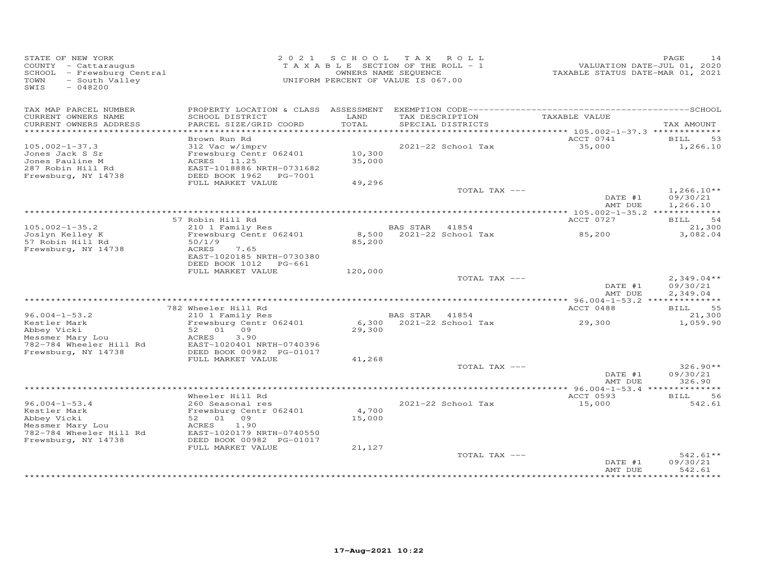STATE OF NEW YORK
COUNTY - Cattaraugus
SCHOOL - Frewsburg Central
TOWN - South Valley
SWIS - 048200

2 0 2 1 SCHOOL TAX ROLL
TAXABLE SECTION OF THE ROLL - 1
OWNERS NAME SEQUENCE
UNIFORM PERCENT OF VALUE IS 067.00

VALUATION DATE-JUL 01, 2020
TAXABLE STATUS DATE-MAR 01, 2021

| TAX MAP PARCEL NUMBER / CURRENT OWNERS NAME / CURRENT OWNERS ADDRESS | PROPERTY LOCATION & CLASS / SCHOOL DISTRICT / PARCEL SIZE/GRID COORD | ASSESSMENT LAND / TOTAL | EXEMPTION CODE / TAX DESCRIPTION / SPECIAL DISTRICTS | TAXABLE VALUE | SCHOOL TAX AMOUNT |
|---|---|---|---|---|---|
| 105.002-1-37.3 | Brown Run Rd | | | ACCT 0741 | BILL 53 |
| | 312 Vac w/imprv | | 2021-22 School Tax | 35,000 | 1,266.10 |
| Jones Jack S Sr | Frewsburg Centr 062401 | 10,300 | | | |
| Jones Pauline M | ACRES 11.25 | 35,000 | | | |
| 287 Robin Hill Rd | EAST-1018886 NRTH-0731682 | | | | |
| Frewsburg, NY 14738 | DEED BOOK 1962 PG-7001 | | | | |
| | FULL MARKET VALUE | 49,296 | | | |
| | | | TOTAL TAX --- | | 1,266.10** |
| | | | | DATE #1 | 09/30/21 |
| | | | | AMT DUE | 1,266.10 |
| 105.002-1-35.2 | 57 Robin Hill Rd | | | ACCT 0727 | BILL 54 |
| | 210 1 Family Res | | BAS STAR 41854 | | 21,300 |
| Joslyn Kelley K | Frewsburg Centr 062401 | 8,500 | 2021-22 School Tax | 85,200 | 3,082.04 |
| 57 Robin Hill Rd | 50/1/9 | 85,200 | | | |
| Frewsburg, NY 14738 | ACRES 7.65 | | | | |
| | EAST-1020185 NRTH-0730380 | | | | |
| | DEED BOOK 1012 PG-661 | | | | |
| | FULL MARKET VALUE | 120,000 | | | |
| | | | TOTAL TAX --- | | 2,349.04** |
| | | | | DATE #1 | 09/30/21 |
| | | | | AMT DUE | 2,349.04 |
| 96.004-1-53.2 | 782 Wheeler Hill Rd | | | ACCT 0488 | BILL 55 |
| | 210 1 Family Res | | BAS STAR 41854 | | 21,300 |
| Kestler Mark | Frewsburg Centr 062401 | 6,300 | 2021-22 School Tax | 29,300 | 1,059.90 |
| Abbey Vicki | 52 01 09 | 29,300 | | | |
| Messmer Mary Lou | ACRES 3.90 | | | | |
| 782-784 Wheeler Hill Rd | EAST-1020401 NRTH-0740396 | | | | |
| Frewsburg, NY 14738 | DEED BOOK 00982 PG-01017 | | | | |
| | FULL MARKET VALUE | 41,268 | | | |
| | | | TOTAL TAX --- | | 326.90** |
| | | | | DATE #1 | 09/30/21 |
| | | | | AMT DUE | 326.90 |
| 96.004-1-53.4 | Wheeler Hill Rd | | | ACCT 0593 | BILL 56 |
| | 260 Seasonal res | | 2021-22 School Tax | 15,000 | 542.61 |
| Kestler Mark | Frewsburg Centr 062401 | 4,700 | | | |
| Abbey Vicki | 52 01 09 | 15,000 | | | |
| Messmer Mary Lou | ACRES 1.90 | | | | |
| 782-784 Wheeler Hill Rd | EAST-1020179 NRTH-0740550 | | | | |
| Frewsburg, NY 14738 | DEED BOOK 00982 PG-01017 | | | | |
| | FULL MARKET VALUE | 21,127 | | | |
| | | | TOTAL TAX --- | | 542.61** |
| | | | | DATE #1 | 09/30/21 |
| | | | | AMT DUE | 542.61 |

17-Aug-2021 10:22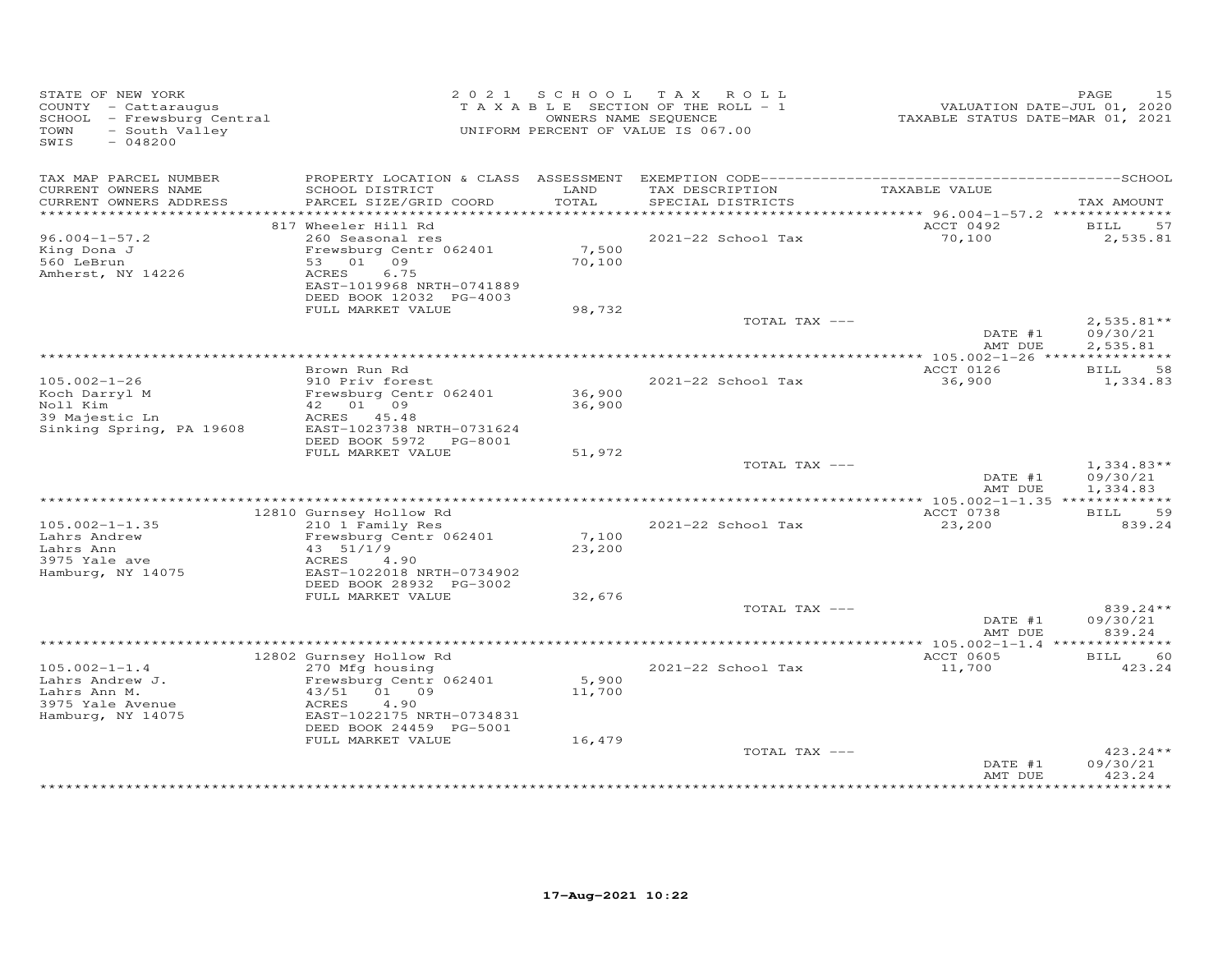STATE OF NEW YORK
COUNTY - Cattaraugus
SCHOOL - Frewsburg Central
TOWN - South Valley
SWIS - 048200

2021 SCHOOL TAX ROLL
TAXABLE SECTION OF THE ROLL - 1
OWNERS NAME SEQUENCE
UNIFORM PERCENT OF VALUE IS 067.00

VALUATION DATE-JUL 01, 2020
TAXABLE STATUS DATE-MAR 01, 2021

| TAX MAP PARCEL NUMBER / CURRENT OWNERS NAME / CURRENT OWNERS ADDRESS | PROPERTY LOCATION & CLASS / SCHOOL DISTRICT / PARCEL SIZE/GRID COORD | ASSESSMENT LAND / TOTAL | EXEMPTION CODE / TAX DESCRIPTION / SPECIAL DISTRICTS | TAXABLE VALUE | TAX AMOUNT |
|---|---|---|---|---|---|
| 96.004-1-57.2 | 817 Wheeler Hill Rd | | | ACCT 0492 | BILL 57 |
| King Dona J | 260 Seasonal res | | 2021-22 School Tax | 70,100 | 2,535.81 |
| 560 LeBrun | Frewsburg Centr 062401 | 7,500 | | | |
| Amherst, NY 14226 | 53 01 09 | 70,100 | | | |
| | ACRES 6.75 | | | | |
| | EAST-1019968 NRTH-0741889 | | | | |
| | DEED BOOK 12032 PG-4003 | | | | |
| | FULL MARKET VALUE | 98,732 | | | |
| | | | TOTAL TAX --- | | 2,535.81** |
| | | | | DATE #1 | 09/30/21 |
| | | | | AMT DUE | 2,535.81 |
| 105.002-1-26 | Brown Run Rd | | | ACCT 0126 | BILL 58 |
| Koch Darryl M | 910 Priv forest | | 2021-22 School Tax | 36,900 | 1,334.83 |
| Noll Kim | Frewsburg Centr 062401 | 36,900 | | | |
| 39 Majestic Ln | 42 01 09 | 36,900 | | | |
| Sinking Spring, PA 19608 | ACRES 45.48 | | | | |
| | EAST-1023738 NRTH-0731624 | | | | |
| | DEED BOOK 5972 PG-8001 | | | | |
| | FULL MARKET VALUE | 51,972 | | | |
| | | | TOTAL TAX --- | | 1,334.83** |
| | | | | DATE #1 | 09/30/21 |
| | | | | AMT DUE | 1,334.83 |
| 105.002-1-1.35 | 12810 Gurnsey Hollow Rd | | | ACCT 0738 | BILL 59 |
| Lahrs Andrew | 210 1 Family Res | | 2021-22 School Tax | 23,200 | 839.24 |
| Lahrs Ann | Frewsburg Centr 062401 | 7,100 | | | |
| 3975 Yale ave | 43 51/1/9 | 23,200 | | | |
| Hamburg, NY 14075 | ACRES 4.90 | | | | |
| | EAST-1022018 NRTH-0734902 | | | | |
| | DEED BOOK 28932 PG-3002 | | | | |
| | FULL MARKET VALUE | 32,676 | | | |
| | | | TOTAL TAX --- | | 839.24** |
| | | | | DATE #1 | 09/30/21 |
| | | | | AMT DUE | 839.24 |
| 105.002-1-1.4 | 12802 Gurnsey Hollow Rd | | | ACCT 0605 | BILL 60 |
| Lahrs Andrew J. | 270 Mfg housing | | 2021-22 School Tax | 11,700 | 423.24 |
| Lahrs Ann M. | Frewsburg Centr 062401 | 5,900 | | | |
| 3975 Yale Avenue | 43/51 01 09 | 11,700 | | | |
| Hamburg, NY 14075 | ACRES 4.90 | | | | |
| | EAST-1022175 NRTH-0734831 | | | | |
| | DEED BOOK 24459 PG-5001 | | | | |
| | FULL MARKET VALUE | 16,479 | | | |
| | | | TOTAL TAX --- | | 423.24** |
| | | | | DATE #1 | 09/30/21 |
| | | | | AMT DUE | 423.24 |

17-Aug-2021 10:22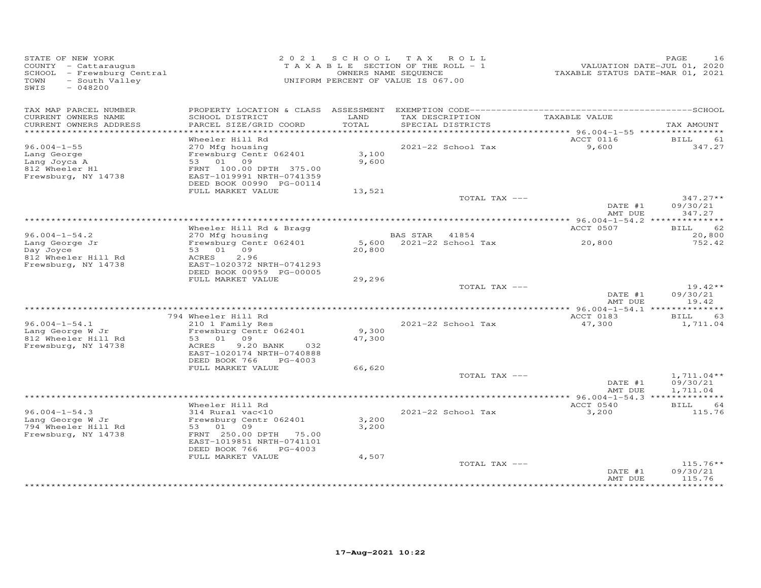STATE OF NEW YORK
COUNTY - Cattaraugus
SCHOOL - Frewsburg Central
TOWN - South Valley
SWIS - 048200

2021 SCHOOL TAX ROLL
TAXABLE SECTION OF THE ROLL - 1
OWNERS NAME SEQUENCE
UNIFORM PERCENT OF VALUE IS 067.00

VALUATION DATE-JUL 01, 2020
TAXABLE STATUS DATE-MAR 01, 2021

| TAX MAP PARCEL NUMBER / CURRENT OWNERS NAME / CURRENT OWNERS ADDRESS | PROPERTY LOCATION & CLASS / SCHOOL DISTRICT / PARCEL SIZE/GRID COORD | ASSESSMENT LAND / TOTAL | EXEMPTION CODE / TAX DESCRIPTION / SPECIAL DISTRICTS | TAXABLE VALUE | TAX AMOUNT |
|---|---|---|---|---|---|
| **96.004-1-55** | Wheeler Hill Rd | | | ACCT 0116 | BILL 61 |
| 96.004-1-55 | 270 Mfg housing | | 2021-22 School Tax | 9,600 | 347.27 |
| Lang George | Frewsburg Centr 062401 | 3,100 | | | |
| Lang Joyca A | 53 01 09 | 9,600 | | | |
| 812 Wheeler Hl | FRNT 100.00 DPTH 375.00 | | | | |
| Frewsburg, NY 14738 | EAST-1019991 NRTH-0741359 | | | | |
| | DEED BOOK 00990 PG-00114 | | | | |
| | FULL MARKET VALUE | 13,521 | | | |
| | | | TOTAL TAX --- | | 347.27** |
| | | | | DATE #1 | 09/30/21 |
| | | | | AMT DUE | 347.27 |
| **96.004-1-54.2** | Wheeler Hill Rd & Bragg | | | ACCT 0507 | BILL 62 |
| 96.004-1-54.2 | 270 Mfg housing | | BAS STAR 41854 | | 20,800 |
| Lang George Jr | Frewsburg Centr 062401 | 5,600 | 2021-22 School Tax | 20,800 | 752.42 |
| Day Joyce | 53 01 09 | 20,800 | | | |
| 812 Wheeler Hill Rd | ACRES 2.96 | | | | |
| Frewsburg, NY 14738 | EAST-1020372 NRTH-0741293 | | | | |
| | DEED BOOK 00959 PG-00005 | | | | |
| | FULL MARKET VALUE | 29,296 | | | |
| | | | TOTAL TAX --- | | 19.42** |
| | | | | DATE #1 | 09/30/21 |
| | | | | AMT DUE | 19.42 |
| **96.004-1-54.1** | 794 Wheeler Hill Rd | | | ACCT 0183 | BILL 63 |
| 96.004-1-54.1 | 210 1 Family Res | | 2021-22 School Tax | 47,300 | 1,711.04 |
| Lang George W Jr | Frewsburg Centr 062401 | 9,300 | | | |
| 812 Wheeler Hill Rd | 53 01 09 | 47,300 | | | |
| Frewsburg, NY 14738 | ACRES 9.20 BANK 032 | | | | |
| | EAST-1020174 NRTH-0740888 | | | | |
| | DEED BOOK 766 PG-4003 | | | | |
| | FULL MARKET VALUE | 66,620 | | | |
| | | | TOTAL TAX --- | | 1,711.04** |
| | | | | DATE #1 | 09/30/21 |
| | | | | AMT DUE | 1,711.04 |
| **96.004-1-54.3** | Wheeler Hill Rd | | | ACCT 0540 | BILL 64 |
| 96.004-1-54.3 | 314 Rural vac<10 | | 2021-22 School Tax | 3,200 | 115.76 |
| Lang George W Jr | Frewsburg Centr 062401 | 3,200 | | | |
| 794 Wheeler Hill Rd | 53 01 09 | 3,200 | | | |
| Frewsburg, NY 14738 | FRNT 250.00 DPTH 75.00 | | | | |
| | EAST-1019851 NRTH-0741101 | | | | |
| | DEED BOOK 766 PG-4003 | | | | |
| | FULL MARKET VALUE | 4,507 | | | |
| | | | TOTAL TAX --- | | 115.76** |
| | | | | DATE #1 | 09/30/21 |
| | | | | AMT DUE | 115.76 |

17-Aug-2021 10:22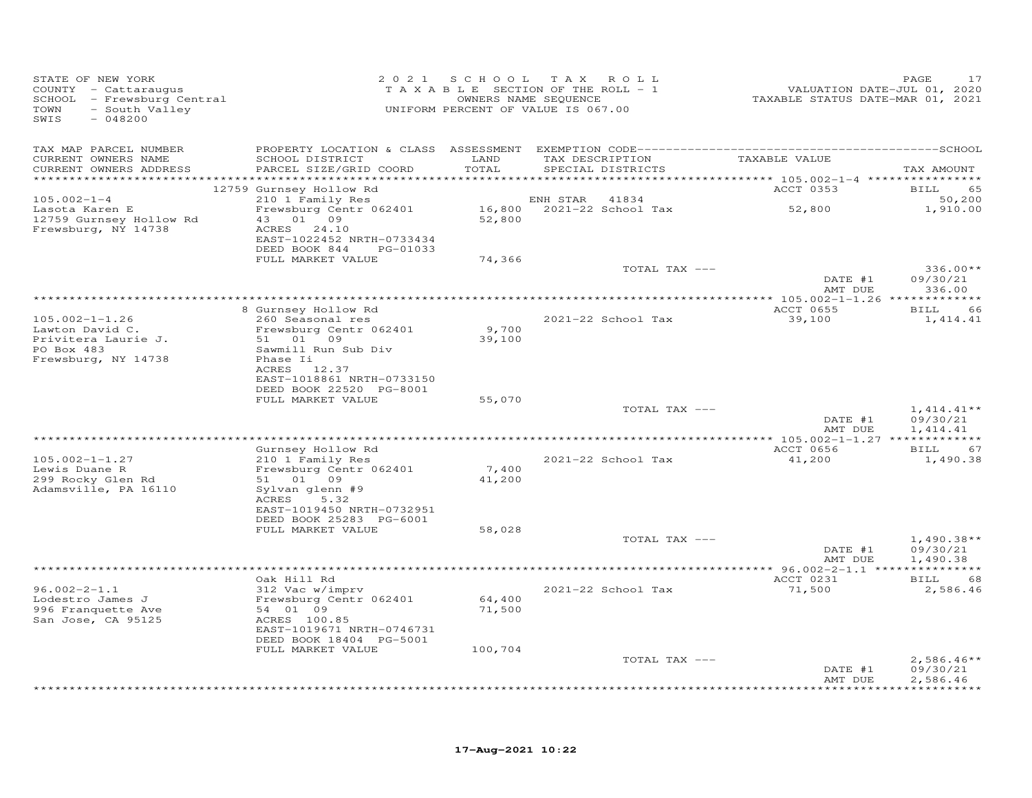STATE OF NEW YORK
COUNTY - Cattaraugus
SCHOOL - Frewsburg Central
TOWN - South Valley
SWIS - 048200

2021 SCHOOL TAX ROLL
TAXABLE SECTION OF THE ROLL - 1
OWNERS NAME SEQUENCE
UNIFORM PERCENT OF VALUE IS 067.00

VALUATION DATE-JUL 01, 2020
TAXABLE STATUS DATE-MAR 01, 2021

| TAX MAP PARCEL NUMBER / CURRENT OWNERS NAME / CURRENT OWNERS ADDRESS | PROPERTY LOCATION & CLASS / SCHOOL DISTRICT / PARCEL SIZE/GRID COORD | ASSESSMENT LAND / TOTAL | EXEMPTION CODE / TAX DESCRIPTION / SPECIAL DISTRICTS | TAXABLE VALUE | TAX AMOUNT |
|---|---|---|---|---|---|
| | 12759 Gurnsey Hollow Rd | | | ACCT 0353 | BILL 65 |
| 105.002-1-4 | 210 1 Family Res | | ENH STAR 41834 | | 50,200 |
| Lasota Karen E | Frewsburg Centr 062401 | 16,800 | 2021-22 School Tax | 52,800 | 1,910.00 |
| 12759 Gurnsey Hollow Rd | 43 01 09 | 52,800 | | | |
| Frewsburg, NY 14738 | ACRES 24.10 | | | | |
| | EAST-1022452 NRTH-0733434 | | | | |
| | DEED BOOK 844 PG-01033 | | | | |
| | FULL MARKET VALUE | 74,366 | | | |
| | | | TOTAL TAX --- | | 336.00** |
| | | | | DATE #1 | 09/30/21 |
| | | | | AMT DUE | 336.00 |
| | 8 Gurnsey Hollow Rd | | | ACCT 0655 | BILL 66 |
| 105.002-1-1.26 | 260 Seasonal res | | 2021-22 School Tax | 39,100 | 1,414.41 |
| Lawton David C. | Frewsburg Centr 062401 | 9,700 | | | |
| Privitera Laurie J. | 51 01 09 | 39,100 | | | |
| PO Box 483 | Sawmill Run Sub Div | | | | |
| Frewsburg, NY 14738 | Phase Ii | | | | |
| | ACRES 12.37 | | | | |
| | EAST-1018861 NRTH-0733150 | | | | |
| | DEED BOOK 22520 PG-8001 | | | | |
| | FULL MARKET VALUE | 55,070 | | | |
| | | | TOTAL TAX --- | | 1,414.41** |
| | | | | DATE #1 | 09/30/21 |
| | | | | AMT DUE | 1,414.41 |
| | Gurnsey Hollow Rd | | | ACCT 0656 | BILL 67 |
| 105.002-1-1.27 | 210 1 Family Res | | 2021-22 School Tax | 41,200 | 1,490.38 |
| Lewis Duane R | Frewsburg Centr 062401 | 7,400 | | | |
| 299 Rocky Glen Rd | 51 01 09 | 41,200 | | | |
| Adamsville, PA 16110 | Sylvan glenn #9 | | | | |
| | ACRES 5.32 | | | | |
| | EAST-1019450 NRTH-0732951 | | | | |
| | DEED BOOK 25283 PG-6001 | | | | |
| | FULL MARKET VALUE | 58,028 | | | |
| | | | TOTAL TAX --- | | 1,490.38** |
| | | | | DATE #1 | 09/30/21 |
| | | | | AMT DUE | 1,490.38 |
| | Oak Hill Rd | | | ACCT 0231 | BILL 68 |
| 96.002-2-1.1 | 312 Vac w/imprv | | 2021-22 School Tax | 71,500 | 2,586.46 |
| Lodestro James J | Frewsburg Centr 062401 | 64,400 | | | |
| 996 Franquette Ave | 54 01 09 | 71,500 | | | |
| San Jose, CA 95125 | ACRES 100.85 | | | | |
| | EAST-1019671 NRTH-0746731 | | | | |
| | DEED BOOK 18404 PG-5001 | | | | |
| | FULL MARKET VALUE | 100,704 | | | |
| | | | TOTAL TAX --- | | 2,586.46** |
| | | | | DATE #1 | 09/30/21 |
| | | | | AMT DUE | 2,586.46 |

17-Aug-2021 10:22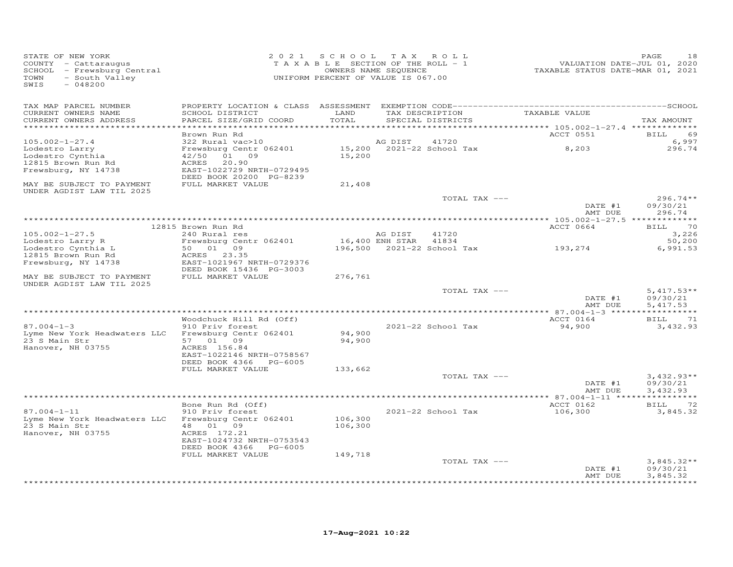STATE OF NEW YORK
COUNTY - Cattaraugus
SCHOOL - Frewsburg Central
TOWN - South Valley
SWIS - 048200

2021 SCHOOL TAX ROLL
TAXABLE SECTION OF THE ROLL - 1
OWNERS NAME SEQUENCE
UNIFORM PERCENT OF VALUE IS 067.00

VALUATION DATE-JUL 01, 2020
TAXABLE STATUS DATE-MAR 01, 2021

| TAX MAP PARCEL NUMBER / CURRENT OWNERS NAME / CURRENT OWNERS ADDRESS | PROPERTY LOCATION & CLASS / SCHOOL DISTRICT / PARCEL SIZE/GRID COORD | ASSESSMENT LAND / TOTAL | EXEMPTION CODE / TAX DESCRIPTION / SPECIAL DISTRICTS | TAXABLE VALUE | TAX AMOUNT |
|---|---|---|---|---|---|
| 105.002-1-27.4 | Brown Run Rd | | | ACCT 0551 | BILL 69 |
| Lodestro Larry | 322 Rural vac>10 | | AG DIST 41720 | | 6,997 |
| Lodestro Cynthia | Frewsburg Centr 062401 | 15,200 | 2021-22 School Tax | 8,203 | 296.74 |
| 12815 Brown Run Rd | 42/50 01 09 | 15,200 | | | |
| Frewsburg, NY 14738 | ACRES 20.90 | | | | |
| | EAST-1022729 NRTH-0729495 | | | | |
| | DEED BOOK 20200 PG-8239 | | | | |
| MAY BE SUBJECT TO PAYMENT UNDER AGDIST LAW TIL 2025 | FULL MARKET VALUE | 21,408 | | | |
| | | | TOTAL TAX --- | | 296.74** |
| | | | | DATE #1 | 09/30/21 |
| | | | | AMT DUE | 296.74 |
| 105.002-1-27.5 | 12815 Brown Run Rd | | | ACCT 0664 | BILL 70 |
| Lodestro Larry R | 240 Rural res | | AG DIST 41720 | | 3,226 |
| Lodestro Cynthia L | Frewsburg Centr 062401 | 16,400 | ENH STAR 41834 | | 50,200 |
| 12815 Brown Run Rd | 50 01 09 | 196,500 | 2021-22 School Tax | 193,274 | 6,991.53 |
| Frewsburg, NY 14738 | ACRES 23.35 | | | | |
| | EAST-1021967 NRTH-0729376 | | | | |
| | DEED BOOK 15436 PG-3003 | | | | |
| MAY BE SUBJECT TO PAYMENT UNDER AGDIST LAW TIL 2025 | FULL MARKET VALUE | 276,761 | | | |
| | | | TOTAL TAX --- | | 5,417.53** |
| | | | | DATE #1 | 09/30/21 |
| | | | | AMT DUE | 5,417.53 |
| 87.004-1-3 | Woodchuck Hill Rd (Off) | | | ACCT 0164 | BILL 71 |
| Lyme New York Headwaters LLC | 910 Priv forest | | 2021-22 School Tax | 94,900 | 3,432.93 |
| 23 S Main Str | Frewsburg Centr 062401 | 94,900 | | | |
| Hanover, NH 03755 | 57 01 09 | 94,900 | | | |
| | ACRES 156.84 | | | | |
| | EAST-1022146 NRTH-0758567 | | | | |
| | DEED BOOK 4366 PG-6005 | | | | |
| | FULL MARKET VALUE | 133,662 | | | |
| | | | TOTAL TAX --- | | 3,432.93** |
| | | | | DATE #1 | 09/30/21 |
| | | | | AMT DUE | 3,432.93 |
| 87.004-1-11 | Bone Run Rd (Off) | | | ACCT 0162 | BILL 72 |
| Lyme New York Headwaters LLC | 910 Priv forest | | 2021-22 School Tax | 106,300 | 3,845.32 |
| 23 S Main Str | Frewsburg Centr 062401 | 106,300 | | | |
| Hanover, NH 03755 | 48 01 09 | 106,300 | | | |
| | ACRES 172.21 | | | | |
| | EAST-1024732 NRTH-0753543 | | | | |
| | DEED BOOK 4366 PG-6005 | | | | |
| | FULL MARKET VALUE | 149,718 | | | |
| | | | TOTAL TAX --- | | 3,845.32** |
| | | | | DATE #1 | 09/30/21 |
| | | | | AMT DUE | 3,845.32 |

17-Aug-2021 10:22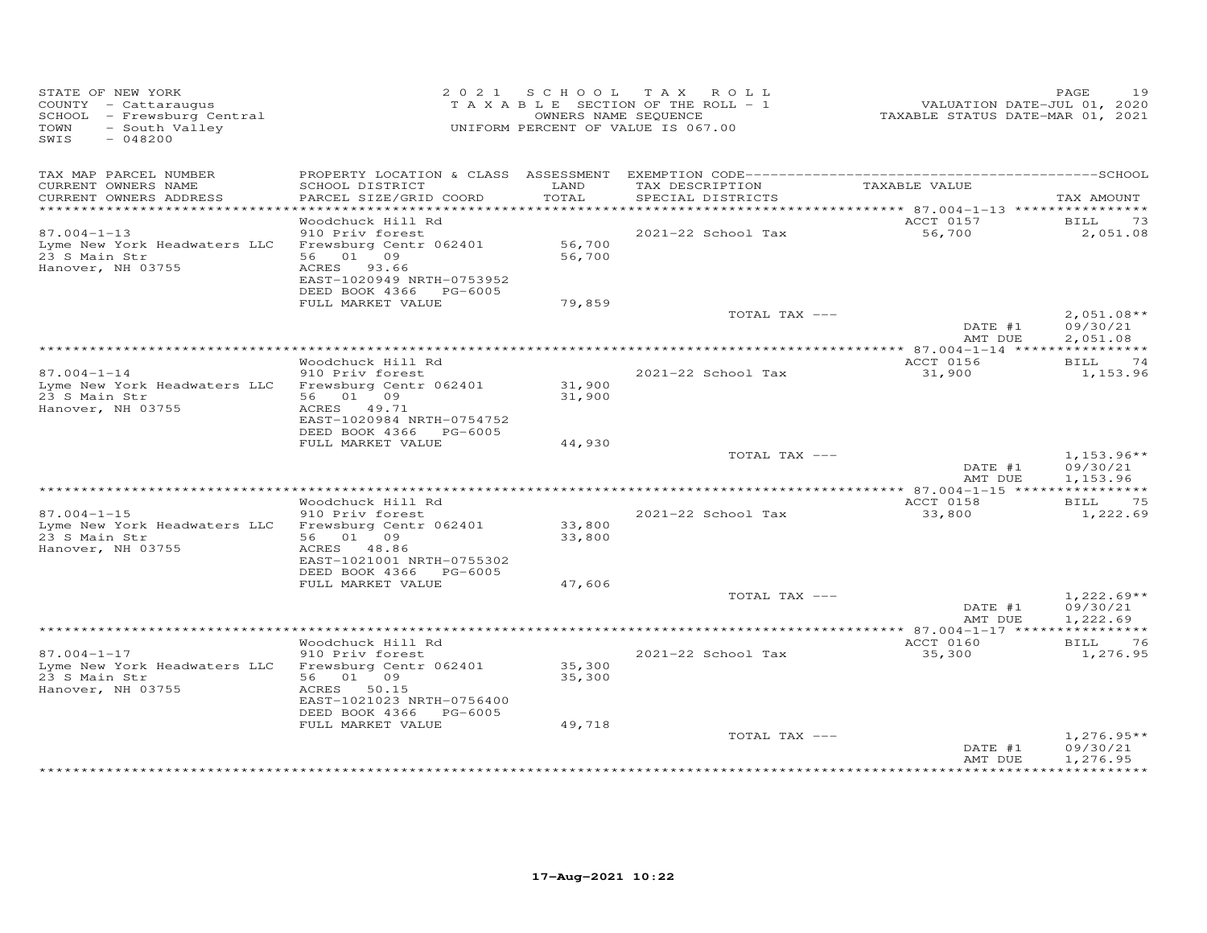STATE OF NEW YORK
COUNTY - Cattaraugus
SCHOOL - Frewsburg Central
TOWN - South Valley
SWIS - 048200

2021 SCHOOL TAX ROLL
TAXABLE SECTION OF THE ROLL - 1
OWNERS NAME SEQUENCE
UNIFORM PERCENT OF VALUE IS 067.00

VALUATION DATE-JUL 01, 2020
TAXABLE STATUS DATE-MAR 01, 2021

| TAX MAP PARCEL NUMBER / CURRENT OWNERS NAME / CURRENT OWNERS ADDRESS | PROPERTY LOCATION & CLASS / SCHOOL DISTRICT / PARCEL SIZE/GRID COORD | ASSESSMENT LAND / TOTAL | EXEMPTION CODE / TAX DESCRIPTION / SPECIAL DISTRICTS | TAXABLE VALUE | TAX AMOUNT |
|---|---|---|---|---|---|
| 87.004-1-13 | Woodchuck Hill Rd | | | ACCT 0157 | BILL 73 |
| Lyme New York Headwaters LLC | 910 Priv forest | | 2021-22 School Tax | 56,700 | 2,051.08 |
| 23 S Main Str | Frewsburg Centr 062401 | 56,700 | | | |
| Hanover, NH 03755 | 56 01 09 | 56,700 | | | |
| | ACRES 93.66 | | | | |
| | EAST-1020949 NRTH-0753952 | | | | |
| | DEED BOOK 4366 PG-6005 | | | | |
| | FULL MARKET VALUE | 79,859 | | | |
| | | | TOTAL TAX --- | | 2,051.08** |
| | | | | DATE #1 | 09/30/21 |
| | | | | AMT DUE | 2,051.08 |
| 87.004-1-14 | Woodchuck Hill Rd | | | ACCT 0156 | BILL 74 |
| Lyme New York Headwaters LLC | 910 Priv forest | | 2021-22 School Tax | 31,900 | 1,153.96 |
| 23 S Main Str | Frewsburg Centr 062401 | 31,900 | | | |
| Hanover, NH 03755 | 56 01 09 | 31,900 | | | |
| | ACRES 49.71 | | | | |
| | EAST-1020984 NRTH-0754752 | | | | |
| | DEED BOOK 4366 PG-6005 | | | | |
| | FULL MARKET VALUE | 44,930 | | | |
| | | | TOTAL TAX --- | | 1,153.96** |
| | | | | DATE #1 | 09/30/21 |
| | | | | AMT DUE | 1,153.96 |
| 87.004-1-15 | Woodchuck Hill Rd | | | ACCT 0158 | BILL 75 |
| Lyme New York Headwaters LLC | 910 Priv forest | | 2021-22 School Tax | 33,800 | 1,222.69 |
| 23 S Main Str | Frewsburg Centr 062401 | 33,800 | | | |
| Hanover, NH 03755 | 56 01 09 | 33,800 | | | |
| | ACRES 48.86 | | | | |
| | EAST-1021001 NRTH-0755302 | | | | |
| | DEED BOOK 4366 PG-6005 | | | | |
| | FULL MARKET VALUE | 47,606 | | | |
| | | | TOTAL TAX --- | | 1,222.69** |
| | | | | DATE #1 | 09/30/21 |
| | | | | AMT DUE | 1,222.69 |
| 87.004-1-17 | Woodchuck Hill Rd | | | ACCT 0160 | BILL 76 |
| Lyme New York Headwaters LLC | 910 Priv forest | | 2021-22 School Tax | 35,300 | 1,276.95 |
| 23 S Main Str | Frewsburg Centr 062401 | 35,300 | | | |
| Hanover, NH 03755 | 56 01 09 | 35,300 | | | |
| | ACRES 50.15 | | | | |
| | EAST-1021023 NRTH-0756400 | | | | |
| | DEED BOOK 4366 PG-6005 | | | | |
| | FULL MARKET VALUE | 49,718 | | | |
| | | | TOTAL TAX --- | | 1,276.95** |
| | | | | DATE #1 | 09/30/21 |
| | | | | AMT DUE | 1,276.95 |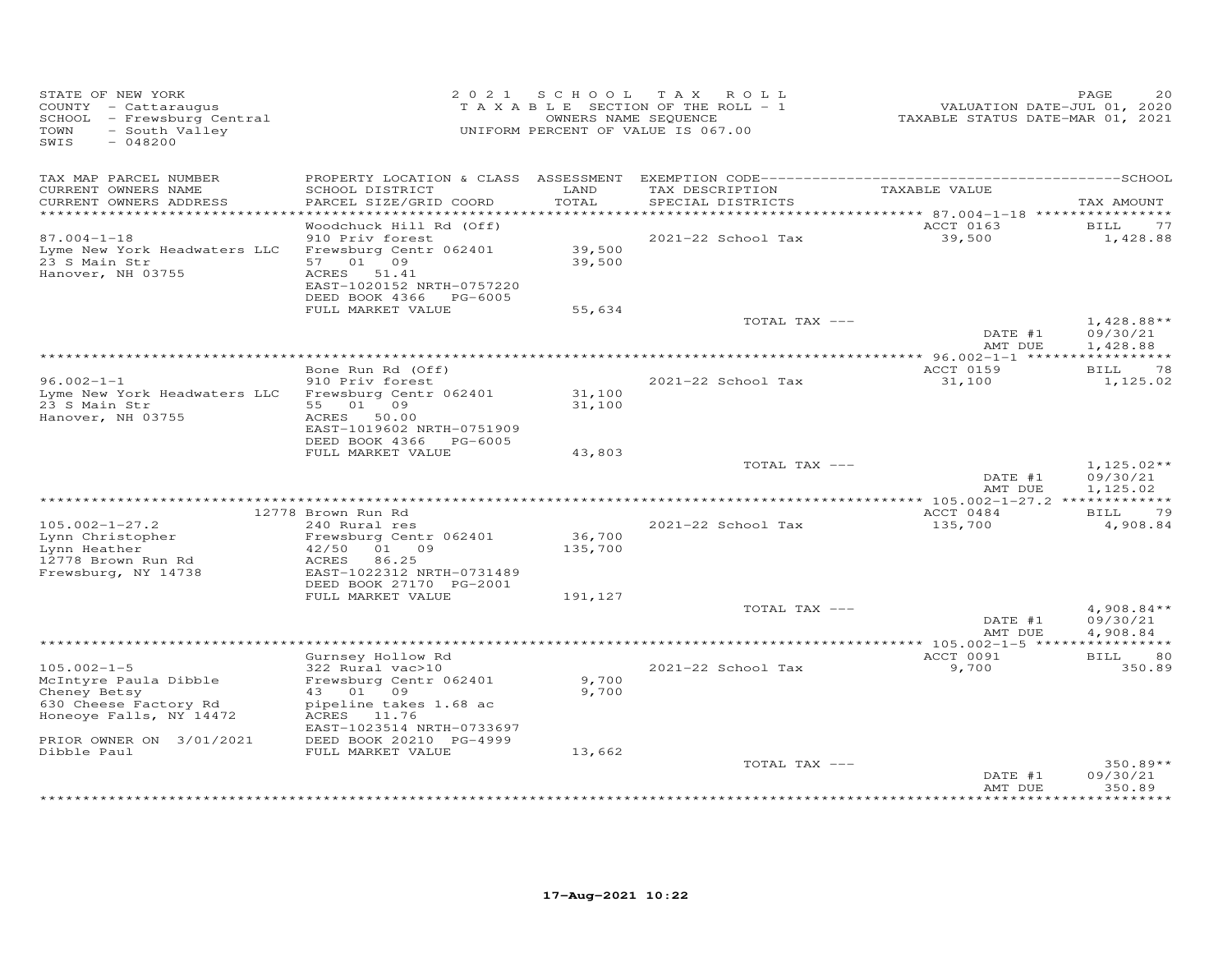STATE OF NEW YORK
COUNTY - Cattaraugus
SCHOOL - Frewsburg Central
TOWN - South Valley
SWIS - 048200

2021 SCHOOL TAX ROLL
TAXABLE SECTION OF THE ROLL - 1
OWNERS NAME SEQUENCE
UNIFORM PERCENT OF VALUE IS 067.00

VALUATION DATE-JUL 01, 2020
TAXABLE STATUS DATE-MAR 01, 2021

| TAX MAP PARCEL NUMBER / CURRENT OWNERS NAME / CURRENT OWNERS ADDRESS | PROPERTY LOCATION & CLASS / SCHOOL DISTRICT / PARCEL SIZE/GRID COORD | ASSESSMENT LAND / TOTAL | EXEMPTION CODE / TAX DESCRIPTION / SPECIAL DISTRICTS | TAXABLE VALUE | TAX AMOUNT |
|---|---|---|---|---|---|
| 87.004-1-18 | Woodchuck Hill Rd (Off) | | | ACCT 0163 | BILL 77 |
| Lyme New York Headwaters LLC | 910 Priv forest | | 2021-22 School Tax | 39,500 | 1,428.88 |
| 23 S Main Str | Frewsburg Centr 062401 | 39,500 | | | |
| Hanover, NH 03755 | 57 01 09 | 39,500 | | | |
| | ACRES 51.41 | | | | |
| | EAST-1020152 NRTH-0757220 | | | | |
| | DEED BOOK 4366 PG-6005 | | | | |
| | FULL MARKET VALUE | 55,634 | | | |
| | | | TOTAL TAX --- | | 1,428.88** |
| | | | | DATE #1 | 09/30/21 |
| | | | | AMT DUE | 1,428.88 |
| 96.002-1-1 | Bone Run Rd (Off) | | | ACCT 0159 | BILL 78 |
| Lyme New York Headwaters LLC | 910 Priv forest | | 2021-22 School Tax | 31,100 | 1,125.02 |
| 23 S Main Str | Frewsburg Centr 062401 | 31,100 | | | |
| Hanover, NH 03755 | 55 01 09 | 31,100 | | | |
| | ACRES 50.00 | | | | |
| | EAST-1019602 NRTH-0751909 | | | | |
| | DEED BOOK 4366 PG-6005 | | | | |
| | FULL MARKET VALUE | 43,803 | | | |
| | | | TOTAL TAX --- | | 1,125.02** |
| | | | | DATE #1 | 09/30/21 |
| | | | | AMT DUE | 1,125.02 |
| 105.002-1-27.2 | 12778 Brown Run Rd | | | ACCT 0484 | BILL 79 |
| Lynn Christopher | 240 Rural res | | 2021-22 School Tax | 135,700 | 4,908.84 |
| Lynn Heather | Frewsburg Centr 062401 | 36,700 | | | |
| 12778 Brown Run Rd | 42/50 01 09 | 135,700 | | | |
| Frewsburg, NY 14738 | ACRES 86.25 | | | | |
| | EAST-1022312 NRTH-0731489 | | | | |
| | DEED BOOK 27170 PG-2001 | | | | |
| | FULL MARKET VALUE | 191,127 | | | |
| | | | TOTAL TAX --- | | 4,908.84** |
| | | | | DATE #1 | 09/30/21 |
| | | | | AMT DUE | 4,908.84 |
| 105.002-1-5 | Gurnsey Hollow Rd | | | ACCT 0091 | BILL 80 |
| McIntyre Paula Dibble | 322 Rural vac>10 | | 2021-22 School Tax | 9,700 | 350.89 |
| Cheney Betsy | Frewsburg Centr 062401 | 9,700 | | | |
| 630 Cheese Factory Rd | 43 01 09 | 9,700 | | | |
| Honeoye Falls, NY 14472 | pipeline takes 1.68 ac | | | | |
| | ACRES 11.76 | | | | |
| | EAST-1023514 NRTH-0733697 | | | | |
| PRIOR OWNER ON 3/01/2021 | DEED BOOK 20210 PG-4999 | | | | |
| Dibble Paul | FULL MARKET VALUE | 13,662 | | | |
| | | | TOTAL TAX --- | | 350.89** |
| | | | | DATE #1 | 09/30/21 |
| | | | | AMT DUE | 350.89 |

17-Aug-2021 10:22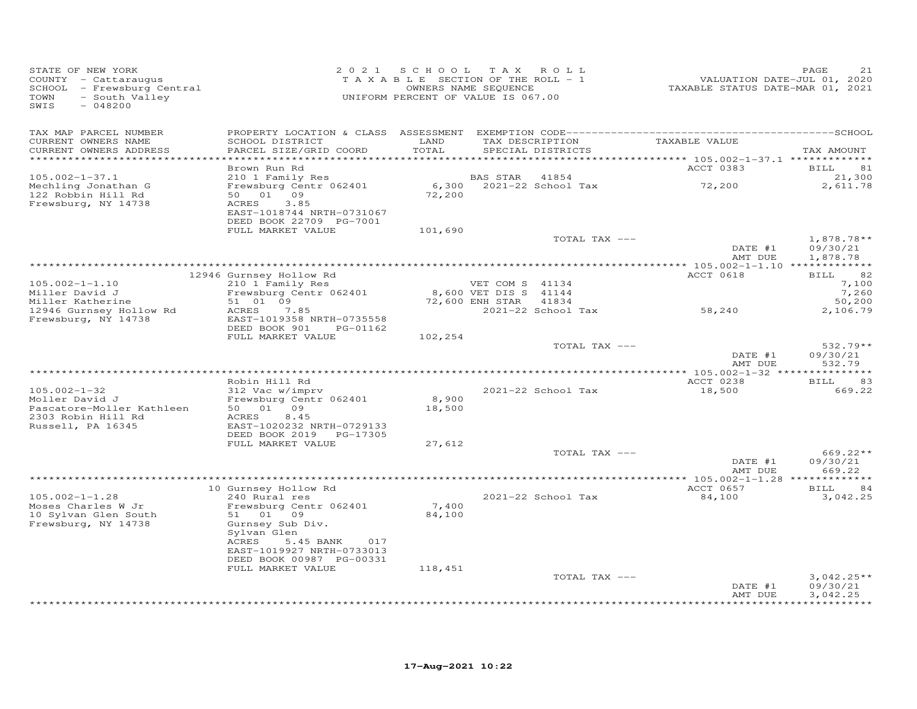STATE OF NEW YORK
COUNTY - Cattaraugus
SCHOOL - Frewsburg Central
TOWN - South Valley
SWIS - 048200

2 0 2 1 S C H O O L T A X R O L L
T A X A B L E SECTION OF THE ROLL - 1
OWNERS NAME SEQUENCE
UNIFORM PERCENT OF VALUE IS 067.00

VALUATION DATE-JUL 01, 2020
TAXABLE STATUS DATE-MAR 01, 2021

| TAX MAP PARCEL NUMBER / CURRENT OWNERS NAME / CURRENT OWNERS ADDRESS | PROPERTY LOCATION & CLASS / SCHOOL DISTRICT / PARCEL SIZE/GRID COORD | ASSESSMENT LAND / TOTAL | EXEMPTION CODE / TAX DESCRIPTION / SPECIAL DISTRICTS | TAXABLE VALUE | SCHOOL / TAX AMOUNT |
|---|---|---|---|---|---|
| | Brown Run Rd | | | ACCT 0383 | BILL 81 |
| 105.002-1-37.1 | 210 1 Family Res | | BAS STAR 41854 | | 21,300 |
| Mechling Jonathan G | Frewsburg Centr 062401 | 6,300 | 2021-22 School Tax | 72,200 | 2,611.78 |
| 122 Robbin Hill Rd | 50 01 09 | 72,200 | | | |
| Frewsburg, NY 14738 | ACRES 3.85 | | | | |
| | EAST-1018744 NRTH-0731067 | | | | |
| | DEED BOOK 22709 PG-7001 | | | | |
| | FULL MARKET VALUE | 101,690 | | | |
| | | | TOTAL TAX --- | | 1,878.78** |
| | | | | DATE #1 | 09/30/21 |
| | | | | AMT DUE | 1,878.78 |
| | 12946 Gurnsey Hollow Rd | | | ACCT 0618 | BILL 82 |
| 105.002-1-1.10 | 210 1 Family Res | | VET COM S 41134 | | 7,100 |
| Miller David J | Frewsburg Centr 062401 | 8,600 | VET DIS S 41144 | | 7,260 |
| Miller Katherine | 51 01 09 | 72,600 | ENH STAR 41834 | | 50,200 |
| 12946 Gurnsey Hollow Rd | ACRES 7.85 | | 2021-22 School Tax | 58,240 | 2,106.79 |
| Frewsburg, NY 14738 | EAST-1019358 NRTH-0735558 | | | | |
| | DEED BOOK 901 PG-01162 | | | | |
| | FULL MARKET VALUE | 102,254 | | | |
| | | | TOTAL TAX --- | | 532.79** |
| | | | | DATE #1 | 09/30/21 |
| | | | | AMT DUE | 532.79 |
| | Robin Hill Rd | | | ACCT 0238 | BILL 83 |
| 105.002-1-32 | 312 Vac w/imprv | | 2021-22 School Tax | 18,500 | 669.22 |
| Moller David J | Frewsburg Centr 062401 | 8,900 | | | |
| Pascatore-Moller Kathleen | 50 01 09 | 18,500 | | | |
| 2303 Robin Hill Rd | ACRES 8.45 | | | | |
| Russell, PA 16345 | EAST-1020232 NRTH-0729133 | | | | |
| | DEED BOOK 2019 PG-17305 | | | | |
| | FULL MARKET VALUE | 27,612 | | | |
| | | | TOTAL TAX --- | | 669.22** |
| | | | | DATE #1 | 09/30/21 |
| | | | | AMT DUE | 669.22 |
| | 10 Gurnsey Hollow Rd | | | ACCT 0657 | BILL 84 |
| 105.002-1-1.28 | 240 Rural res | | 2021-22 School Tax | 84,100 | 3,042.25 |
| Moses Charles W Jr | Frewsburg Centr 062401 | 7,400 | | | |
| 10 Sylvan Glen South | 51 01 09 | 84,100 | | | |
| Frewsburg, NY 14738 | Gurnsey Sub Div. | | | | |
| | Sylvan Glen | | | | |
| | ACRES 5.45 BANK 017 | | | | |
| | EAST-1019927 NRTH-0733013 | | | | |
| | DEED BOOK 00987 PG-00331 | | | | |
| | FULL MARKET VALUE | 118,451 | | | |
| | | | TOTAL TAX --- | | 3,042.25** |
| | | | | DATE #1 | 09/30/21 |
| | | | | AMT DUE | 3,042.25 |

17-Aug-2021 10:22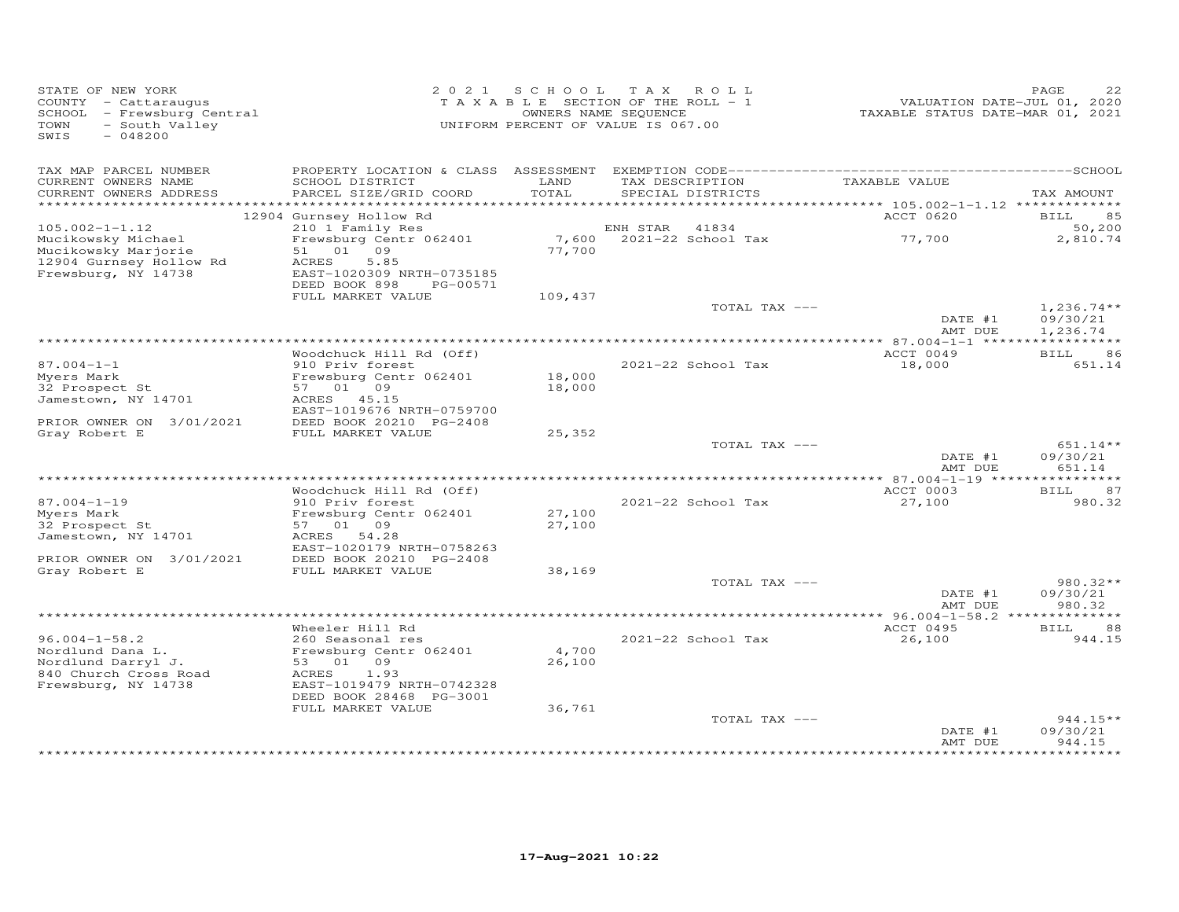STATE OF NEW YORK
COUNTY - Cattaraugus
SCHOOL - Frewsburg Central
TOWN - South Valley
SWIS - 048200

2 0 2 1 S C H O O L T A X R O L L
T A X A B L E SECTION OF THE ROLL - 1
OWNERS NAME SEQUENCE
UNIFORM PERCENT OF VALUE IS 067.00

VALUATION DATE-JUL 01, 2020
TAXABLE STATUS DATE-MAR 01, 2021

| TAX MAP PARCEL NUMBER / CURRENT OWNERS NAME / CURRENT OWNERS ADDRESS | PROPERTY LOCATION & CLASS / SCHOOL DISTRICT / PARCEL SIZE/GRID COORD | ASSESSMENT LAND / TOTAL | EXEMPTION CODE / TAX DESCRIPTION / SPECIAL DISTRICTS | TAXABLE VALUE | TAX AMOUNT |
|---|---|---|---|---|---|
| 105.002-1-1.12 | 12904 Gurnsey Hollow Rd | | | ACCT 0620 | BILL 85 |
| Mucikowsky Michael | 210 1 Family Res | | ENH STAR 41834 | | 50,200 |
| Mucikowsky Marjorie | Frewsburg Centr 062401 | 7,600 | 2021-22 School Tax | 77,700 | 2,810.74 |
| 12904 Gurnsey Hollow Rd | 51 01 09 | 77,700 | | | |
| Frewsburg, NY 14738 | ACRES 5.85 | | | | |
| | EAST-1020309 NRTH-0735185 | | | | |
| | DEED BOOK 898 PG-00571 | | | | |
| | FULL MARKET VALUE | 109,437 | | | |
| | | | TOTAL TAX --- | | 1,236.74** |
| | | | | DATE #1 | 09/30/21 |
| | | | | AMT DUE | 1,236.74 |
| 87.004-1-1 | Woodchuck Hill Rd (Off) | | | ACCT 0049 | BILL 86 |
| Myers Mark | 910 Priv forest | | 2021-22 School Tax | 18,000 | 651.14 |
| 32 Prospect St | Frewsburg Centr 062401 | 18,000 | | | |
| Jamestown, NY 14701 | 57 01 09 | 18,000 | | | |
| | ACRES 45.15 | | | | |
| | EAST-1019676 NRTH-0759700 | | | | |
| PRIOR OWNER ON 3/01/2021 | DEED BOOK 20210 PG-2408 | | | | |
| Gray Robert E | FULL MARKET VALUE | 25,352 | | | |
| | | | TOTAL TAX --- | | 651.14** |
| | | | | DATE #1 | 09/30/21 |
| | | | | AMT DUE | 651.14 |
| 87.004-1-19 | Woodchuck Hill Rd (Off) | | | ACCT 0003 | BILL 87 |
| Myers Mark | 910 Priv forest | | 2021-22 School Tax | 27,100 | 980.32 |
| 32 Prospect St | Frewsburg Centr 062401 | 27,100 | | | |
| Jamestown, NY 14701 | 57 01 09 | 27,100 | | | |
| | ACRES 54.28 | | | | |
| | EAST-1020179 NRTH-0758263 | | | | |
| PRIOR OWNER ON 3/01/2021 | DEED BOOK 20210 PG-2408 | | | | |
| Gray Robert E | FULL MARKET VALUE | 38,169 | | | |
| | | | TOTAL TAX --- | | 980.32** |
| | | | | DATE #1 | 09/30/21 |
| | | | | AMT DUE | 980.32 |
| 96.004-1-58.2 | Wheeler Hill Rd | | | ACCT 0495 | BILL 88 |
| Nordlund Dana L. | 260 Seasonal res | | 2021-22 School Tax | 26,100 | 944.15 |
| Nordlund Darryl J. | Frewsburg Centr 062401 | 4,700 | | | |
| 840 Church Cross Road | 53 01 09 | 26,100 | | | |
| Frewsburg, NY 14738 | ACRES 1.93 | | | | |
| | EAST-1019479 NRTH-0742328 | | | | |
| | DEED BOOK 28468 PG-3001 | | | | |
| | FULL MARKET VALUE | 36,761 | | | |
| | | | TOTAL TAX --- | | 944.15** |
| | | | | DATE #1 | 09/30/21 |
| | | | | AMT DUE | 944.15 |

17-Aug-2021 10:22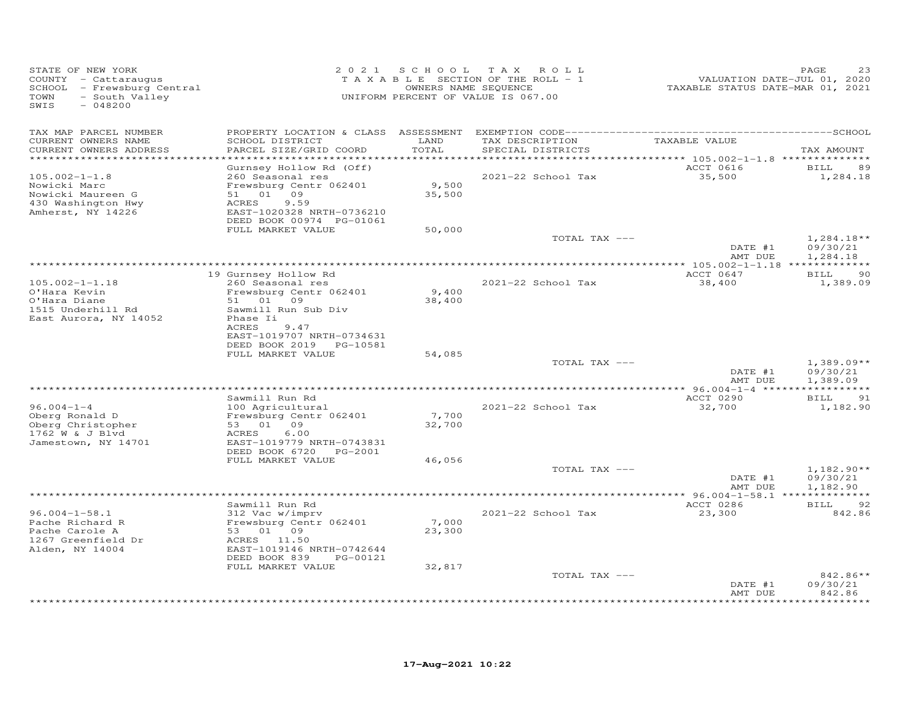STATE OF NEW YORK
COUNTY - Cattaraugus
SCHOOL - Frewsburg Central
TOWN - South Valley
SWIS - 048200

2021 SCHOOL TAX ROLL
TAXABLE SECTION OF THE ROLL - 1
OWNERS NAME SEQUENCE
UNIFORM PERCENT OF VALUE IS 067.00

VALUATION DATE-JUL 01, 2020
TAXABLE STATUS DATE-MAR 01, 2021

| TAX MAP PARCEL NUMBER / CURRENT OWNERS NAME / CURRENT OWNERS ADDRESS | PROPERTY LOCATION & CLASS / SCHOOL DISTRICT / PARCEL SIZE/GRID COORD | ASSESSMENT LAND / TOTAL | EXEMPTION CODE / TAX DESCRIPTION / SPECIAL DISTRICTS | TAXABLE VALUE | TAX AMOUNT |
|---|---|---|---|---|---|
| 105.002-1-1.8 | Gurnsey Hollow Rd (Off) | | | ACCT 0616 | BILL 89 |
| Nowicki Marc | 260 Seasonal res | | 2021-22 School Tax | 35,500 | 1,284.18 |
| Nowicki Maureen G | Frewsburg Centr 062401 | 9,500 | | | |
| 430 Washington Hwy | 51 01 09 | 35,500 | | | |
| Amherst, NY 14226 | ACRES 9.59 | | | | |
| | EAST-1020328 NRTH-0736210 | | | | |
| | DEED BOOK 00974 PG-01061 | | | | |
| | FULL MARKET VALUE | 50,000 | | | |
| | | | TOTAL TAX --- | | 1,284.18** |
| | | | | DATE #1 | 09/30/21 |
| | | | | AMT DUE | 1,284.18 |
| 105.002-1-1.18 | 19 Gurnsey Hollow Rd | | | ACCT 0647 | BILL 90 |
| O'Hara Kevin | 260 Seasonal res | | 2021-22 School Tax | 38,400 | 1,389.09 |
| O'Hara Diane | Frewsburg Centr 062401 | 9,400 | | | |
| 1515 Underhill Rd | 51 01 09 | 38,400 | | | |
| East Aurora, NY 14052 | Sawmill Run Sub Div | | | | |
| | Phase Ii | | | | |
| | ACRES 9.47 | | | | |
| | EAST-1019707 NRTH-0734631 | | | | |
| | DEED BOOK 2019 PG-10581 | | | | |
| | FULL MARKET VALUE | 54,085 | | | |
| | | | TOTAL TAX --- | | 1,389.09** |
| | | | | DATE #1 | 09/30/21 |
| | | | | AMT DUE | 1,389.09 |
| 96.004-1-4 | Sawmill Run Rd | | | ACCT 0290 | BILL 91 |
| Oberg Ronald D | 100 Agricultural | | 2021-22 School Tax | 32,700 | 1,182.90 |
| Oberg Christopher | Frewsburg Centr 062401 | 7,700 | | | |
| 1762 W & J Blvd | 53 01 09 | 32,700 | | | |
| Jamestown, NY 14701 | ACRES 6.00 | | | | |
| | EAST-1019779 NRTH-0743831 | | | | |
| | DEED BOOK 6720 PG-2001 | | | | |
| | FULL MARKET VALUE | 46,056 | | | |
| | | | TOTAL TAX --- | | 1,182.90** |
| | | | | DATE #1 | 09/30/21 |
| | | | | AMT DUE | 1,182.90 |
| 96.004-1-58.1 | Sawmill Run Rd | | | ACCT 0286 | BILL 92 |
| Pache Richard R | 312 Vac w/imprv | | 2021-22 School Tax | 23,300 | 842.86 |
| Pache Carole A | Frewsburg Centr 062401 | 7,000 | | | |
| 1267 Greenfield Dr | 53 01 09 | 23,300 | | | |
| Alden, NY 14004 | ACRES 11.50 | | | | |
| | EAST-1019146 NRTH-0742644 | | | | |
| | DEED BOOK 839 PG-00121 | | | | |
| | FULL MARKET VALUE | 32,817 | | | |
| | | | TOTAL TAX --- | | 842.86** |
| | | | | DATE #1 | 09/30/21 |
| | | | | AMT DUE | 842.86 |

17-Aug-2021 10:22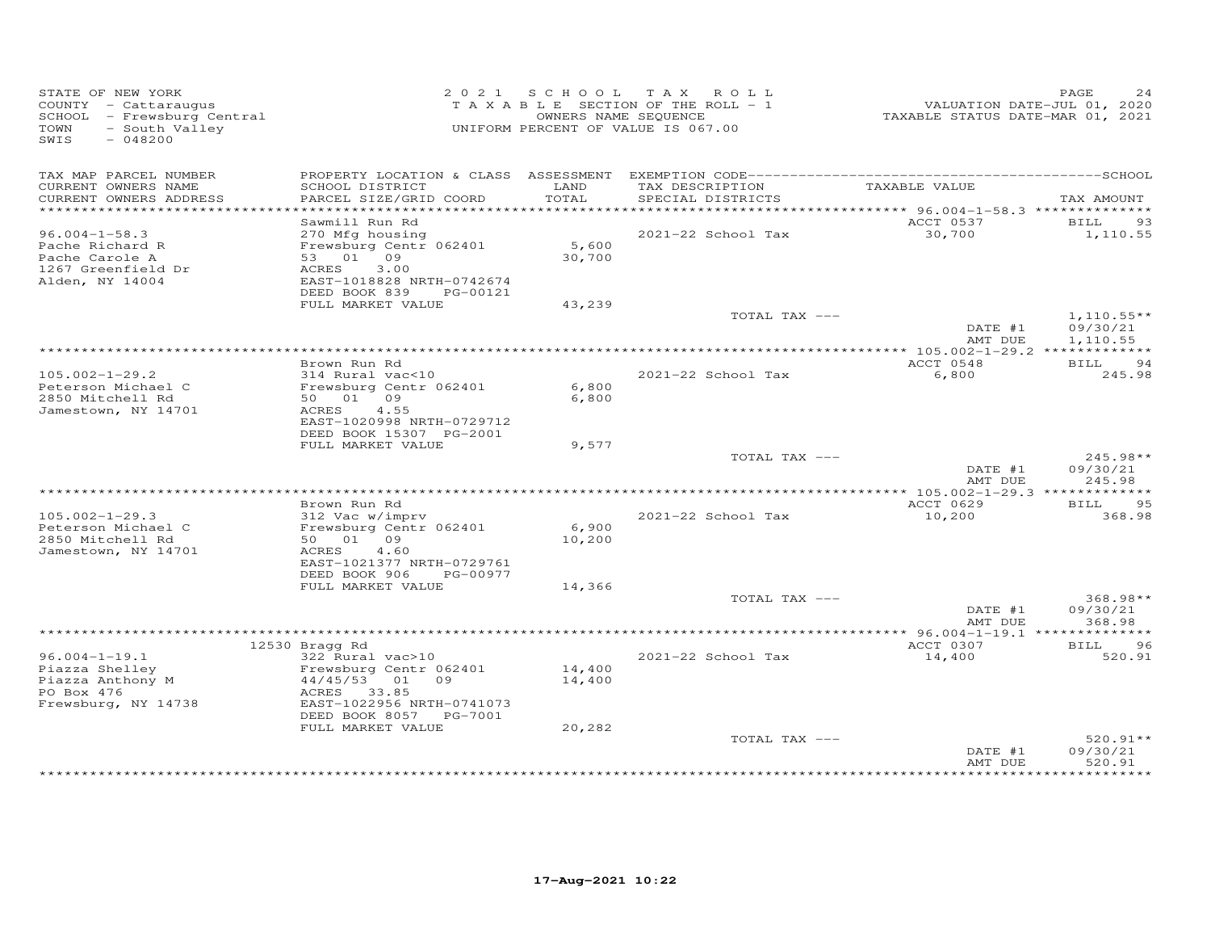STATE OF NEW YORK
COUNTY - Cattaraugus
SCHOOL - Frewsburg Central
TOWN - South Valley
SWIS - 048200

2021 SCHOOL TAX ROLL
TAXABLE SECTION OF THE ROLL - 1
OWNERS NAME SEQUENCE
UNIFORM PERCENT OF VALUE IS 067.00

VALUATION DATE-JUL 01, 2020
TAXABLE STATUS DATE-MAR 01, 2021

| TAX MAP PARCEL NUMBER / CURRENT OWNERS NAME / CURRENT OWNERS ADDRESS | PROPERTY LOCATION & CLASS / SCHOOL DISTRICT / PARCEL SIZE/GRID COORD | ASSESSMENT LAND / TOTAL | EXEMPTION CODE / TAX DESCRIPTION / SPECIAL DISTRICTS | TAXABLE VALUE | SCHOOL TAX AMOUNT |
|---|---|---|---|---|---|
| 96.004-1-58.3 | Sawmill Run Rd | | | ACCT 0537 | BILL 93 |
| Pache Richard R | 270 Mfg housing | | 2021-22 School Tax | 30,700 | 1,110.55 |
| Pache Carole A | Frewsburg Centr 062401 | 5,600 | | | |
| 1267 Greenfield Dr | 53 01 09 | 30,700 | | | |
| Alden, NY 14004 | ACRES 3.00 | | | | |
| | EAST-1018828 NRTH-0742674 | | | | |
| | DEED BOOK 839 PG-00121 | | | | |
| | FULL MARKET VALUE | 43,239 | | | |
| | | | TOTAL TAX --- | | 1,110.55** |
| | | | | DATE #1 | 09/30/21 |
| | | | | AMT DUE | 1,110.55 |
| 105.002-1-29.2 | Brown Run Rd | | | ACCT 0548 | BILL 94 |
| Peterson Michael C | 314 Rural vac<10 | | 2021-22 School Tax | 6,800 | 245.98 |
| 2850 Mitchell Rd | Frewsburg Centr 062401 | 6,800 | | | |
| Jamestown, NY 14701 | 50 01 09 | 6,800 | | | |
| | ACRES 4.55 | | | | |
| | EAST-1020998 NRTH-0729712 | | | | |
| | DEED BOOK 15307 PG-2001 | | | | |
| | FULL MARKET VALUE | 9,577 | | | |
| | | | TOTAL TAX --- | | 245.98** |
| | | | | DATE #1 | 09/30/21 |
| | | | | AMT DUE | 245.98 |
| 105.002-1-29.3 | Brown Run Rd | | | ACCT 0629 | BILL 95 |
| Peterson Michael C | 312 Vac w/imprv | | 2021-22 School Tax | 10,200 | 368.98 |
| 2850 Mitchell Rd | Frewsburg Centr 062401 | 6,900 | | | |
| Jamestown, NY 14701 | 50 01 09 | 10,200 | | | |
| | ACRES 4.60 | | | | |
| | EAST-1021377 NRTH-0729761 | | | | |
| | DEED BOOK 906 PG-00977 | | | | |
| | FULL MARKET VALUE | 14,366 | | | |
| | | | TOTAL TAX --- | | 368.98** |
| | | | | DATE #1 | 09/30/21 |
| | | | | AMT DUE | 368.98 |
| 96.004-1-19.1 | 12530 Bragg Rd | | | ACCT 0307 | BILL 96 |
| Piazza Shelley | 322 Rural vac>10 | | 2021-22 School Tax | 14,400 | 520.91 |
| Piazza Anthony M | Frewsburg Centr 062401 | 14,400 | | | |
| PO Box 476 | 44/45/53 01 09 | 14,400 | | | |
| Frewsburg, NY 14738 | ACRES 33.85 | | | | |
| | EAST-1022956 NRTH-0741073 | | | | |
| | DEED BOOK 8057 PG-7001 | | | | |
| | FULL MARKET VALUE | 20,282 | | | |
| | | | TOTAL TAX --- | | 520.91** |
| | | | | DATE #1 | 09/30/21 |
| | | | | AMT DUE | 520.91 |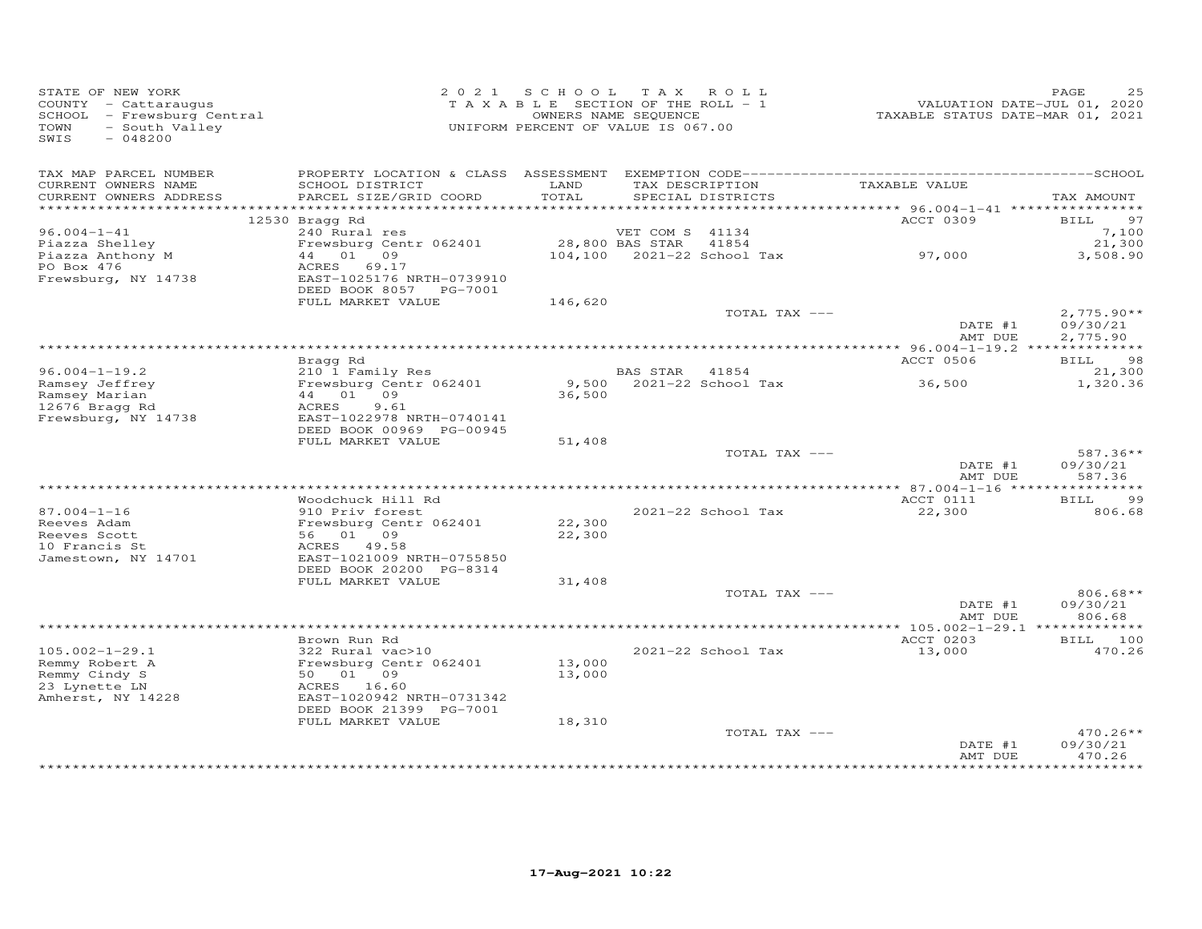STATE OF NEW YORK
COUNTY - Cattaraugus
SCHOOL - Frewsburg Central
TOWN - South Valley
SWIS - 048200

2021 SCHOOL TAX ROLL
TAXABLE SECTION OF THE ROLL - 1
OWNERS NAME SEQUENCE
UNIFORM PERCENT OF VALUE IS 067.00

VALUATION DATE-JUL 01, 2020
TAXABLE STATUS DATE-MAR 01, 2021

| TAX MAP PARCEL NUMBER / CURRENT OWNERS NAME / CURRENT OWNERS ADDRESS | PROPERTY LOCATION & CLASS / SCHOOL DISTRICT / PARCEL SIZE/GRID COORD | ASSESSMENT LAND / TOTAL | EXEMPTION CODE / TAX DESCRIPTION / SPECIAL DISTRICTS | TAXABLE VALUE | TAX AMOUNT |
|---|---|---|---|---|---|
| **96.004-1-41** | 12530 Bragg Rd | | | ACCT 0309 | BILL 97 |
| 96.004-1-41 | 240 Rural res | | VET COM S 41134 | | 7,100 |
| Piazza Shelley | Frewsburg Centr 062401 | 28,800 | BAS STAR 41854 | | 21,300 |
| Piazza Anthony M | 44 01 09 | 104,100 | 2021-22 School Tax | 97,000 | 3,508.90 |
| PO Box 476 | ACRES 69.17 | | | | |
| Frewsburg, NY 14738 | EAST-1025176 NRTH-0739910 | | | | |
| | DEED BOOK 8057 PG-7001 | | | | |
| | FULL MARKET VALUE | 146,620 | | | |
| | | | TOTAL TAX --- | | 2,775.90** |
| | | | | DATE #1 | 09/30/21 |
| | | | | AMT DUE | 2,775.90 |
| **96.004-1-19.2** | Bragg Rd | | | ACCT 0506 | BILL 98 |
| 96.004-1-19.2 | 210 1 Family Res | | BAS STAR 41854 | | 21,300 |
| Ramsey Jeffrey | Frewsburg Centr 062401 | 9,500 | 2021-22 School Tax | 36,500 | 1,320.36 |
| Ramsey Marian | 44 01 09 | 36,500 | | | |
| 12676 Bragg Rd | ACRES 9.61 | | | | |
| Frewsburg, NY 14738 | EAST-1022978 NRTH-0740141 | | | | |
| | DEED BOOK 00969 PG-00945 | | | | |
| | FULL MARKET VALUE | 51,408 | | | |
| | | | TOTAL TAX --- | | 587.36** |
| | | | | DATE #1 | 09/30/21 |
| | | | | AMT DUE | 587.36 |
| **87.004-1-16** | Woodchuck Hill Rd | | | ACCT 0111 | BILL 99 |
| 87.004-1-16 | 910 Priv forest | | 2021-22 School Tax | 22,300 | 806.68 |
| Reeves Adam | Frewsburg Centr 062401 | 22,300 | | | |
| Reeves Scott | 56 01 09 | 22,300 | | | |
| 10 Francis St | ACRES 49.58 | | | | |
| Jamestown, NY 14701 | EAST-1021009 NRTH-0755850 | | | | |
| | DEED BOOK 20200 PG-8314 | | | | |
| | FULL MARKET VALUE | 31,408 | | | |
| | | | TOTAL TAX --- | | 806.68** |
| | | | | DATE #1 | 09/30/21 |
| | | | | AMT DUE | 806.68 |
| **105.002-1-29.1** | Brown Run Rd | | | ACCT 0203 | BILL 100 |
| 105.002-1-29.1 | 322 Rural vac>10 | | 2021-22 School Tax | 13,000 | 470.26 |
| Remmy Robert A | Frewsburg Centr 062401 | 13,000 | | | |
| Remmy Cindy S | 50 01 09 | 13,000 | | | |
| 23 Lynette LN | ACRES 16.60 | | | | |
| Amherst, NY 14228 | EAST-1020942 NRTH-0731342 | | | | |
| | DEED BOOK 21399 PG-7001 | | | | |
| | FULL MARKET VALUE | 18,310 | | | |
| | | | TOTAL TAX --- | | 470.26** |
| | | | | DATE #1 | 09/30/21 |
| | | | | AMT DUE | 470.26 |

17-Aug-2021 10:22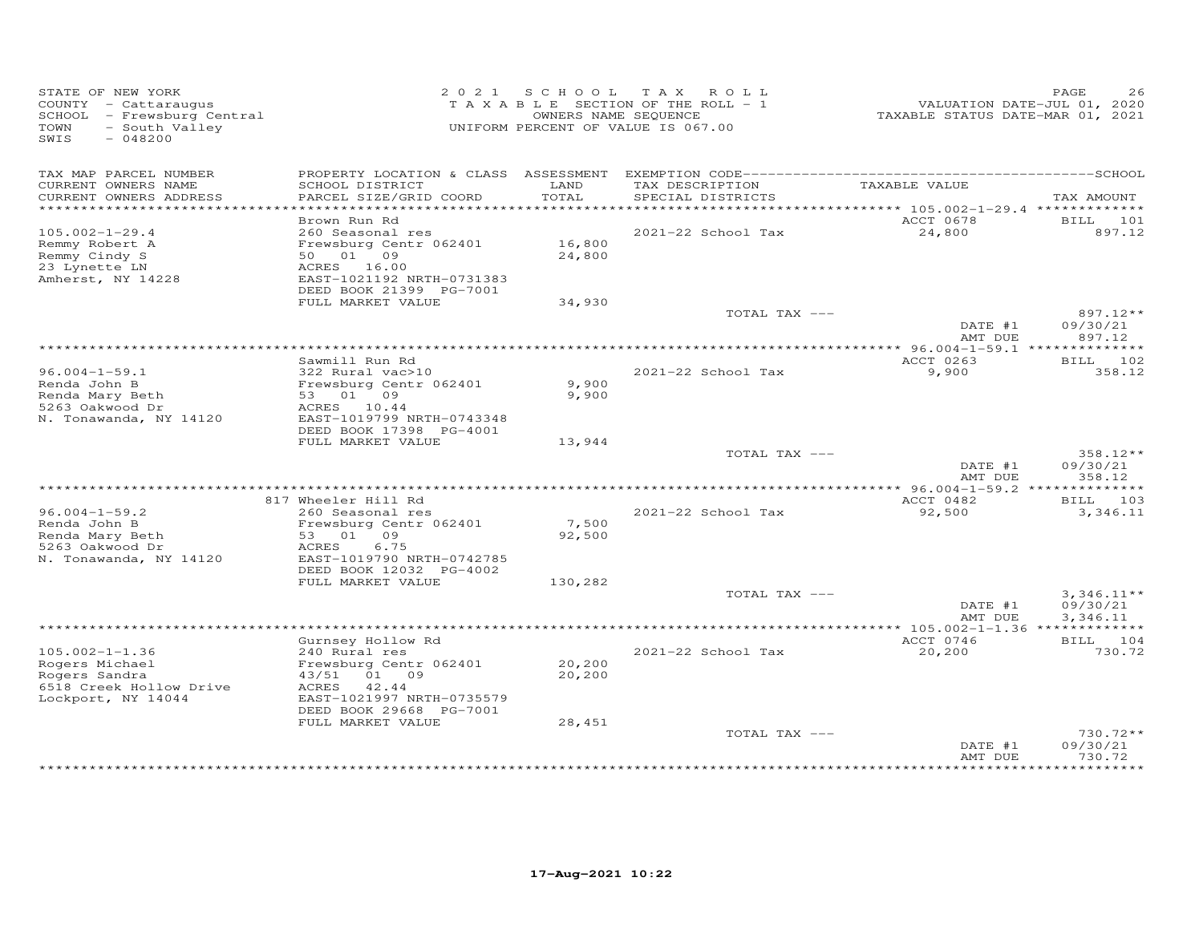STATE OF NEW YORK
COUNTY - Cattaraugus
SCHOOL - Frewsburg Central
TOWN - South Valley
SWIS - 048200

2021 SCHOOL TAX ROLL
TAXABLE SECTION OF THE ROLL - 1
OWNERS NAME SEQUENCE
UNIFORM PERCENT OF VALUE IS 067.00

VALUATION DATE-JUL 01, 2020
TAXABLE STATUS DATE-MAR 01, 2021

| TAX MAP PARCEL NUMBER / CURRENT OWNERS NAME / CURRENT OWNERS ADDRESS | PROPERTY LOCATION & CLASS / SCHOOL DISTRICT / PARCEL SIZE/GRID COORD | ASSESSMENT LAND / TOTAL | EXEMPTION CODE / TAX DESCRIPTION / SPECIAL DISTRICTS | TAXABLE VALUE | TAX AMOUNT |
|---|---|---|---|---|---|
| 105.002-1-29.4 | Brown Run Rd | | | ACCT 0678 | BILL 101 |
| Remmy Robert A | 260 Seasonal res | | 2021-22 School Tax | 24,800 | 897.12 |
| Remmy Cindy S | Frewsburg Centr 062401 | 16,800 | | | |
| 23 Lynette LN | 50 01 09 | 24,800 | | | |
| Amherst, NY 14228 | ACRES 16.00 | | | | |
| | EAST-1021192 NRTH-0731383 | | | | |
| | DEED BOOK 21399 PG-7001 | | | | |
| | FULL MARKET VALUE | 34,930 | | | |
| | | | TOTAL TAX --- | | 897.12** |
| | | | | DATE #1 | 09/30/21 |
| | | | | AMT DUE | 897.12 |
| 96.004-1-59.1 | Sawmill Run Rd | | | ACCT 0263 | BILL 102 |
| Renda John B | 322 Rural vac>10 | | 2021-22 School Tax | 9,900 | 358.12 |
| Renda Mary Beth | Frewsburg Centr 062401 | 9,900 | | | |
| 5263 Oakwood Dr | 53 01 09 | 9,900 | | | |
| N. Tonawanda, NY 14120 | ACRES 10.44 | | | | |
| | EAST-1019799 NRTH-0743348 | | | | |
| | DEED BOOK 17398 PG-4001 | | | | |
| | FULL MARKET VALUE | 13,944 | | | |
| | | | TOTAL TAX --- | | 358.12** |
| | | | | DATE #1 | 09/30/21 |
| | | | | AMT DUE | 358.12 |
| 96.004-1-59.2 | 817 Wheeler Hill Rd | | | ACCT 0482 | BILL 103 |
| Renda John B | 260 Seasonal res | | 2021-22 School Tax | 92,500 | 3,346.11 |
| Renda Mary Beth | Frewsburg Centr 062401 | 7,500 | | | |
| 5263 Oakwood Dr | 53 01 09 | 92,500 | | | |
| N. Tonawanda, NY 14120 | ACRES 6.75 | | | | |
| | EAST-1019790 NRTH-0742785 | | | | |
| | DEED BOOK 12032 PG-4002 | | | | |
| | FULL MARKET VALUE | 130,282 | | | |
| | | | TOTAL TAX --- | | 3,346.11** |
| | | | | DATE #1 | 09/30/21 |
| | | | | AMT DUE | 3,346.11 |
| 105.002-1-1.36 | Gurnsey Hollow Rd | | | ACCT 0746 | BILL 104 |
| Rogers Michael | 240 Rural res | | 2021-22 School Tax | 20,200 | 730.72 |
| Rogers Sandra | Frewsburg Centr 062401 | 20,200 | | | |
| 6518 Creek Hollow Drive | 43/51 01 09 | 20,200 | | | |
| Lockport, NY 14044 | ACRES 42.44 | | | | |
| | EAST-1021997 NRTH-0735579 | | | | |
| | DEED BOOK 29668 PG-7001 | | | | |
| | FULL MARKET VALUE | 28,451 | | | |
| | | | TOTAL TAX --- | | 730.72** |
| | | | | DATE #1 | 09/30/21 |
| | | | | AMT DUE | 730.72 |

17-Aug-2021 10:22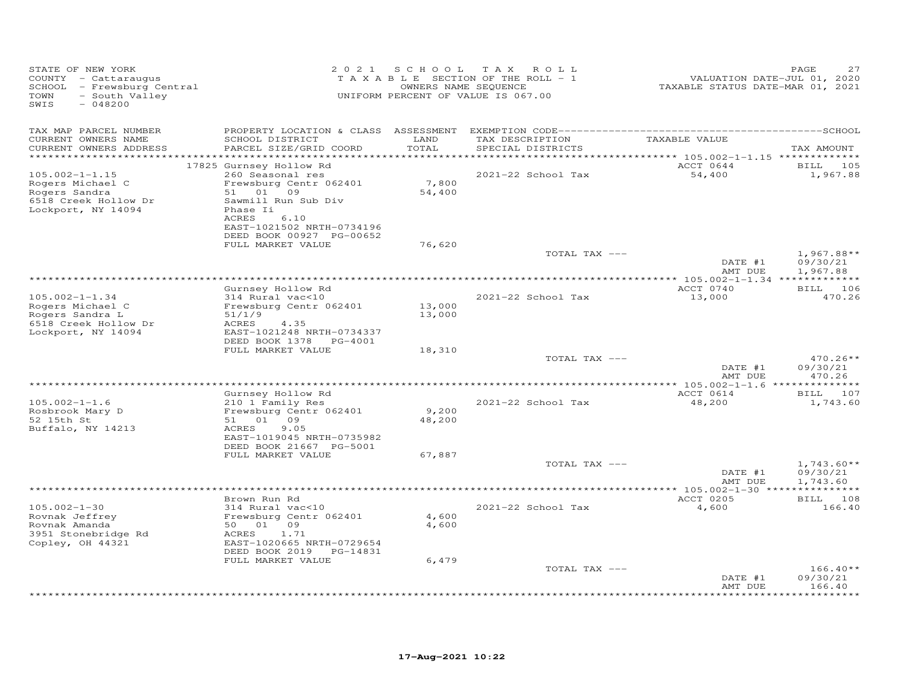STATE OF NEW YORK
COUNTY - Cattaraugus
SCHOOL - Frewsburg Central
TOWN - South Valley
SWIS - 048200

2021 SCHOOL TAX ROLL
TAXABLE SECTION OF THE ROLL - 1
OWNERS NAME SEQUENCE
UNIFORM PERCENT OF VALUE IS 067.00

VALUATION DATE-JUL 01, 2020
TAXABLE STATUS DATE-MAR 01, 2021

| TAX MAP PARCEL NUMBER / CURRENT OWNERS NAME / CURRENT OWNERS ADDRESS | PROPERTY LOCATION & CLASS / SCHOOL DISTRICT / PARCEL SIZE/GRID COORD | ASSESSMENT LAND / TOTAL | EXEMPTION CODE / TAX DESCRIPTION / SPECIAL DISTRICTS | TAXABLE VALUE | TAX AMOUNT |
|---|---|---|---|---|---|
| 105.002-1-1.15 | 17825 Gurnsey Hollow Rd | | | ACCT 0644 | BILL 105 |
| Rogers Michael C | 260 Seasonal res | | 2021-22 School Tax | 54,400 | 1,967.88 |
| Rogers Sandra | Frewsburg Centr 062401 | 7,800 | | | |
| 6518 Creek Hollow Dr | 51 01 09 | 54,400 | | | |
| Lockport, NY 14094 | Sawmill Run Sub Div | | | | |
| | Phase Ii | | | | |
| | ACRES 6.10 | | | | |
| | EAST-1021502 NRTH-0734196 | | | | |
| | DEED BOOK 00927 PG-00652 | | | | |
| | FULL MARKET VALUE | 76,620 | | | |
| | | | TOTAL TAX --- | | 1,967.88** |
| | | | | DATE #1 | 09/30/21 |
| | | | | AMT DUE | 1,967.88 |
| 105.002-1-1.34 | Gurnsey Hollow Rd | | | ACCT 0740 | BILL 106 |
| Rogers Michael C | 314 Rural vac<10 | | 2021-22 School Tax | 13,000 | 470.26 |
| Rogers Sandra L | Frewsburg Centr 062401 | 13,000 | | | |
| 6518 Creek Hollow Dr | 51/1/9 | 13,000 | | | |
| Lockport, NY 14094 | ACRES 4.35 | | | | |
| | EAST-1021248 NRTH-0734337 | | | | |
| | DEED BOOK 1378 PG-4001 | | | | |
| | FULL MARKET VALUE | 18,310 | | | |
| | | | TOTAL TAX --- | | 470.26** |
| | | | | DATE #1 | 09/30/21 |
| | | | | AMT DUE | 470.26 |
| 105.002-1-1.6 | Gurnsey Hollow Rd | | | ACCT 0614 | BILL 107 |
| Rosbrook Mary D | 210 1 Family Res | | 2021-22 School Tax | 48,200 | 1,743.60 |
| 52 15th St | Frewsburg Centr 062401 | 9,200 | | | |
| Buffalo, NY 14213 | 51 01 09 | 48,200 | | | |
| | ACRES 9.05 | | | | |
| | EAST-1019045 NRTH-0735982 | | | | |
| | DEED BOOK 21667 PG-5001 | | | | |
| | FULL MARKET VALUE | 67,887 | | | |
| | | | TOTAL TAX --- | | 1,743.60** |
| | | | | DATE #1 | 09/30/21 |
| | | | | AMT DUE | 1,743.60 |
| 105.002-1-30 | Brown Run Rd | | | ACCT 0205 | BILL 108 |
| Rovnak Jeffrey | 314 Rural vac<10 | | 2021-22 School Tax | 4,600 | 166.40 |
| Rovnak Amanda | Frewsburg Centr 062401 | 4,600 | | | |
| 3951 Stonebridge Rd | 50 01 09 | 4,600 | | | |
| Copley, OH 44321 | ACRES 1.71 | | | | |
| | EAST-1020665 NRTH-0729654 | | | | |
| | DEED BOOK 2019 PG-14831 | | | | |
| | FULL MARKET VALUE | 6,479 | | | |
| | | | TOTAL TAX --- | | 166.40** |
| | | | | DATE #1 | 09/30/21 |
| | | | | AMT DUE | 166.40 |

17-Aug-2021 10:22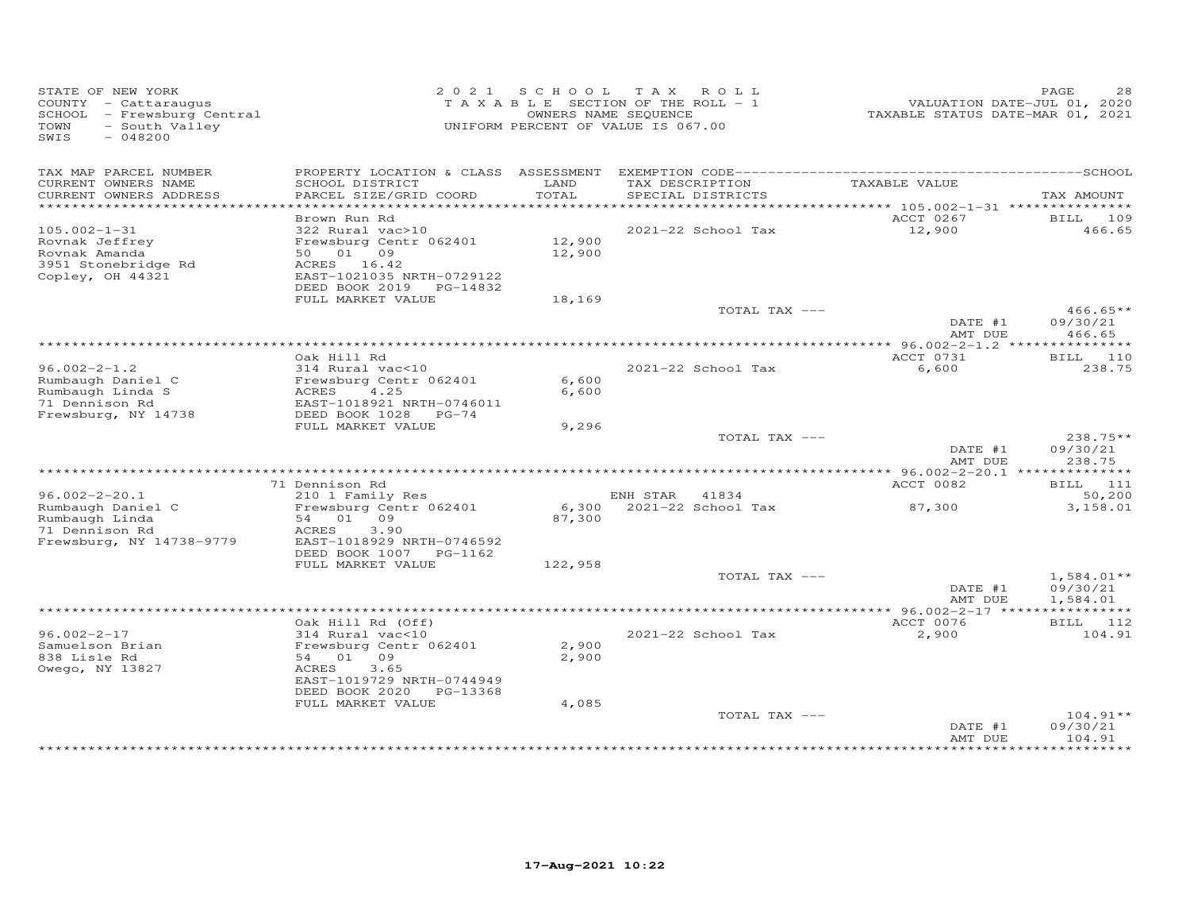STATE OF NEW YORK
COUNTY - Cattaraugus
SCHOOL - Frewsburg Central
TOWN - South Valley
SWIS - 048200

2 0 2 1 S C H O O L T A X R O L L
T A X A B L E SECTION OF THE ROLL - 1
OWNERS NAME SEQUENCE
UNIFORM PERCENT OF VALUE IS 067.00

VALUATION DATE-JUL 01, 2020
TAXABLE STATUS DATE-MAR 01, 2021

| TAX MAP PARCEL NUMBER / CURRENT OWNERS NAME / CURRENT OWNERS ADDRESS | PROPERTY LOCATION & CLASS / SCHOOL DISTRICT / PARCEL SIZE/GRID COORD | ASSESSMENT LAND / TOTAL | EXEMPTION CODE / TAX DESCRIPTION / SPECIAL DISTRICTS | TAXABLE VALUE | TAX AMOUNT |
|---|---|---|---|---|---|
| 105.002-1-31 | Brown Run Rd | | | ACCT 0267 | BILL 109 |
| Rovnak Jeffrey | 322 Rural vac>10 | | 2021-22 School Tax | 12,900 | 466.65 |
| Rovnak Amanda | Frewsburg Centr 062401 | 12,900 | | | |
| 3951 Stonebridge Rd | 50 01 09 | 12,900 | | | |
| Copley, OH 44321 | ACRES 16.42 | | | | |
| | EAST-1021035 NRTH-0729122 | | | | |
| | DEED BOOK 2019 PG-14832 | | | | |
| | FULL MARKET VALUE | 18,169 | | | |
| | | | TOTAL TAX --- | | 466.65** |
| | | | | DATE #1 | 09/30/21 |
| | | | | AMT DUE | 466.65 |
| 96.002-2-1.2 | Oak Hill Rd | | | ACCT 0731 | BILL 110 |
| Rumbaugh Daniel C | 314 Rural vac<10 | | 2021-22 School Tax | 6,600 | 238.75 |
| Rumbaugh Linda S | Frewsburg Centr 062401 | 6,600 | | | |
| 71 Dennison Rd | ACRES 4.25 | 6,600 | | | |
| Frewsburg, NY 14738 | EAST-1018921 NRTH-0746011 | | | | |
| | DEED BOOK 1028 PG-74 | | | | |
| | FULL MARKET VALUE | 9,296 | | | |
| | | | TOTAL TAX --- | | 238.75** |
| | | | | DATE #1 | 09/30/21 |
| | | | | AMT DUE | 238.75 |
| 96.002-2-20.1 | 71 Dennison Rd | | | ACCT 0082 | BILL 111 |
| Rumbaugh Daniel C | 210 1 Family Res | | ENH STAR 41834 | | 50,200 |
| Rumbaugh Linda | Frewsburg Centr 062401 | 6,300 | 2021-22 School Tax | 87,300 | 3,158.01 |
| 71 Dennison Rd | 54 01 09 | 87,300 | | | |
| Frewsburg, NY 14738-9779 | ACRES 3.90 | | | | |
| | EAST-1018929 NRTH-0746592 | | | | |
| | DEED BOOK 1007 PG-1162 | | | | |
| | FULL MARKET VALUE | 122,958 | | | |
| | | | TOTAL TAX --- | | 1,584.01** |
| | | | | DATE #1 | 09/30/21 |
| | | | | AMT DUE | 1,584.01 |
| 96.002-2-17 | Oak Hill Rd (Off) | | | ACCT 0076 | BILL 112 |
| Samuelson Brian | 314 Rural vac<10 | | 2021-22 School Tax | 2,900 | 104.91 |
| 838 Lisle Rd | Frewsburg Centr 062401 | 2,900 | | | |
| Owego, NY 13827 | 54 01 09 | 2,900 | | | |
| | ACRES 3.65 | | | | |
| | EAST-1019729 NRTH-0744949 | | | | |
| | DEED BOOK 2020 PG-13368 | | | | |
| | FULL MARKET VALUE | 4,085 | | | |
| | | | TOTAL TAX --- | | 104.91** |
| | | | | DATE #1 | 09/30/21 |
| | | | | AMT DUE | 104.91 |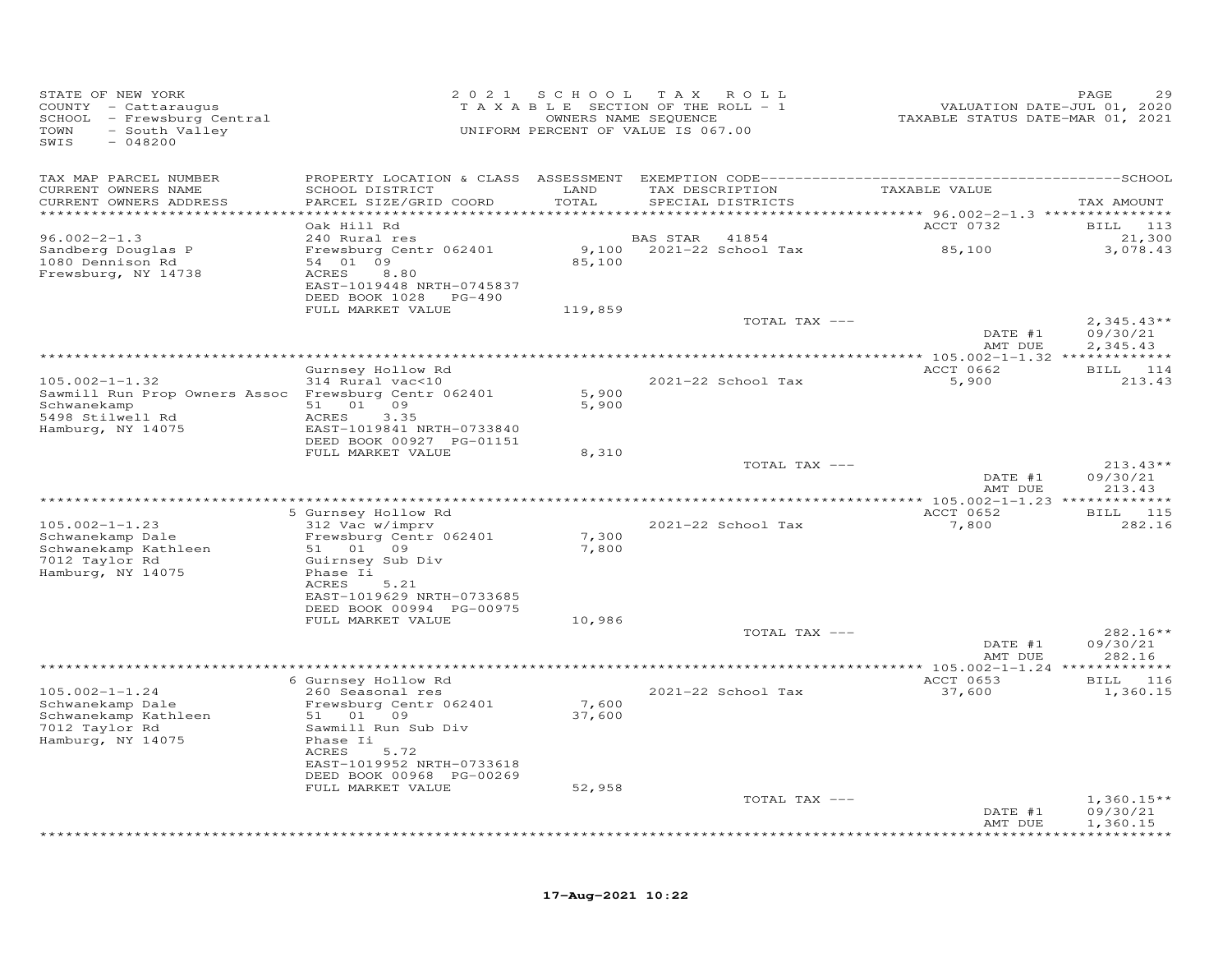STATE OF NEW YORK
COUNTY - Cattaraugus
SCHOOL - Frewsburg Central
TOWN - South Valley
SWIS - 048200

2 0 2 1 S C H O O L T A X R O L L
T A X A B L E SECTION OF THE ROLL - 1
OWNERS NAME SEQUENCE
UNIFORM PERCENT OF VALUE IS 067.00

VALUATION DATE-JUL 01, 2020
TAXABLE STATUS DATE-MAR 01, 2021

| TAX MAP PARCEL NUMBER / CURRENT OWNERS NAME / CURRENT OWNERS ADDRESS | PROPERTY LOCATION & CLASS / SCHOOL DISTRICT / PARCEL SIZE/GRID COORD | ASSESSMENT LAND / TOTAL | EXEMPTION CODE / TAX DESCRIPTION / SPECIAL DISTRICTS | TAXABLE VALUE | TAX AMOUNT |
|---|---|---|---|---|---|
| 96.002-2-1.3 | Oak Hill Rd | | | ACCT 0732 | BILL 113 |
| Sandberg Douglas P | 240 Rural res | | BAS STAR 41854 | | 21,300 |
| 1080 Dennison Rd | Frewsburg Centr 062401 | 9,100 | 2021-22 School Tax | 85,100 | 3,078.43 |
| Frewsburg, NY 14738 | 54 01 09 | 85,100 | | | |
| | ACRES 8.80 | | | | |
| | EAST-1019448 NRTH-0745837 | | | | |
| | DEED BOOK 1028 PG-490 | | | | |
| | FULL MARKET VALUE | 119,859 | | | |
| | | | TOTAL TAX --- | | 2,345.43** |
| | | | | DATE #1 | 09/30/21 |
| | | | | AMT DUE | 2,345.43 |
| 105.002-1-1.32 | Gurnsey Hollow Rd | | | ACCT 0662 | BILL 114 |
| Sawmill Run Prop Owners Assoc | 314 Rural vac<10 | | 2021-22 School Tax | 5,900 | 213.43 |
| Schwanekamp | Frewsburg Centr 062401 | 5,900 | | | |
| 5498 Stilwell Rd | 51 01 09 | 5,900 | | | |
| Hamburg, NY 14075 | ACRES 3.35 | | | | |
| | EAST-1019841 NRTH-0733840 | | | | |
| | DEED BOOK 00927 PG-01151 | | | | |
| | FULL MARKET VALUE | 8,310 | | | |
| | | | TOTAL TAX --- | | 213.43** |
| | | | | DATE #1 | 09/30/21 |
| | | | | AMT DUE | 213.43 |
| 105.002-1-1.23 | 5 Gurnsey Hollow Rd | | | ACCT 0652 | BILL 115 |
| Schwanekamp Dale | 312 Vac w/imprv | | 2021-22 School Tax | 7,800 | 282.16 |
| Schwanekamp Kathleen | Frewsburg Centr 062401 | 7,300 | | | |
| 7012 Taylor Rd | 51 01 09 | 7,800 | | | |
| Hamburg, NY 14075 | Guirnsey Sub Div | | | | |
| | Phase Ii | | | | |
| | ACRES 5.21 | | | | |
| | EAST-1019629 NRTH-0733685 | | | | |
| | DEED BOOK 00994 PG-00975 | | | | |
| | FULL MARKET VALUE | 10,986 | | | |
| | | | TOTAL TAX --- | | 282.16** |
| | | | | DATE #1 | 09/30/21 |
| | | | | AMT DUE | 282.16 |
| 105.002-1-1.24 | 6 Gurnsey Hollow Rd | | | ACCT 0653 | BILL 116 |
| Schwanekamp Dale | 260 Seasonal res | | 2021-22 School Tax | 37,600 | 1,360.15 |
| Schwanekamp Kathleen | Frewsburg Centr 062401 | 7,600 | | | |
| 7012 Taylor Rd | 51 01 09 | 37,600 | | | |
| Hamburg, NY 14075 | Sawmill Run Sub Div | | | | |
| | Phase Ii | | | | |
| | ACRES 5.72 | | | | |
| | EAST-1019952 NRTH-0733618 | | | | |
| | DEED BOOK 00968 PG-00269 | | | | |
| | FULL MARKET VALUE | 52,958 | | | |
| | | | TOTAL TAX --- | | 1,360.15** |
| | | | | DATE #1 | 09/30/21 |
| | | | | AMT DUE | 1,360.15 |

17-Aug-2021 10:22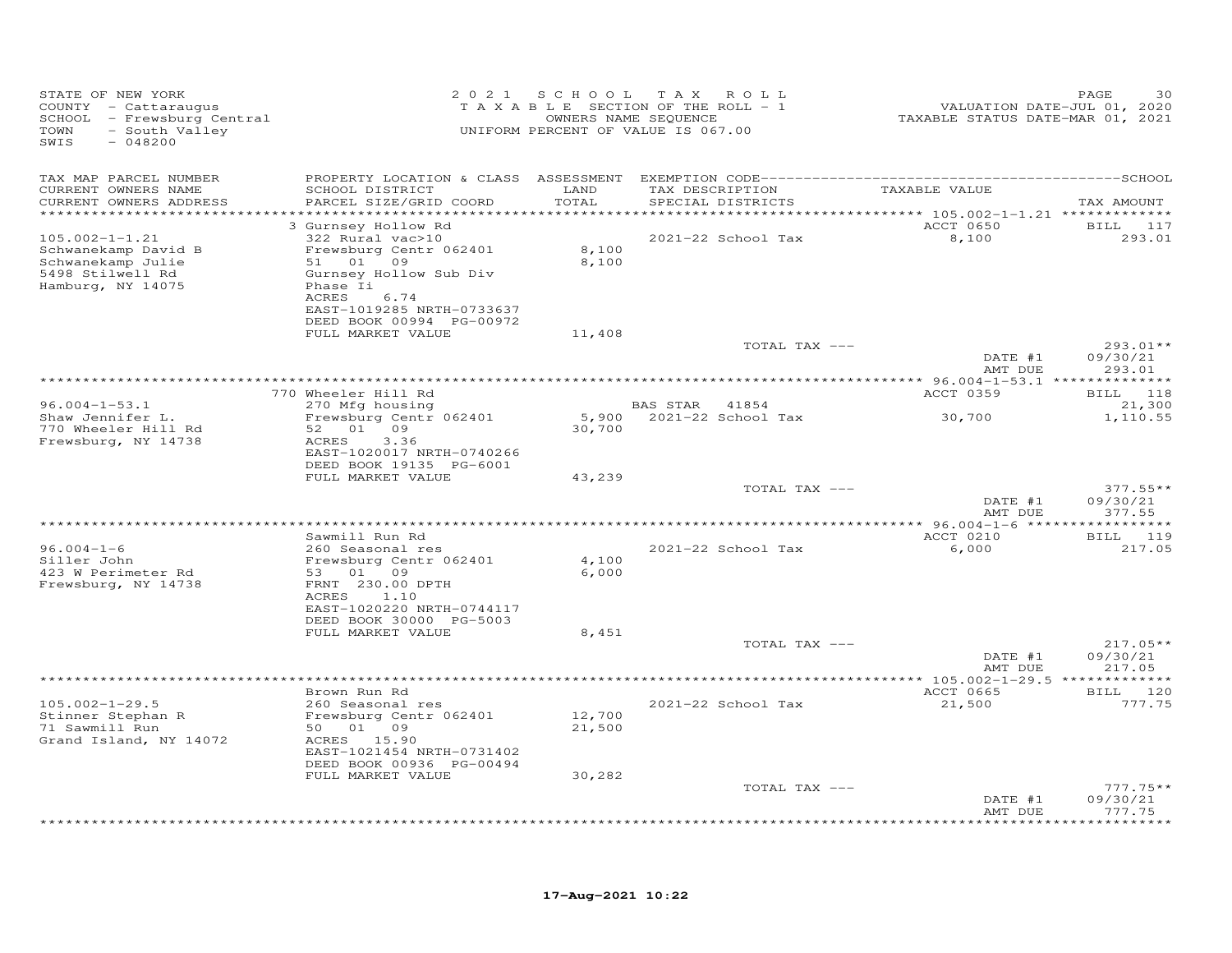STATE OF NEW YORK
COUNTY - Cattaraugus
SCHOOL - Frewsburg Central
TOWN - South Valley
SWIS - 048200

2021 SCHOOL TAX ROLL
TAXABLE SECTION OF THE ROLL - 1
OWNERS NAME SEQUENCE
UNIFORM PERCENT OF VALUE IS 067.00

VALUATION DATE-JUL 01, 2020
TAXABLE STATUS DATE-MAR 01, 2021

| TAX MAP PARCEL NUMBER / CURRENT OWNERS NAME / CURRENT OWNERS ADDRESS | PROPERTY LOCATION & CLASS / SCHOOL DISTRICT / PARCEL SIZE/GRID COORD | ASSESSMENT LAND / TOTAL | EXEMPTION CODE / TAX DESCRIPTION / SPECIAL DISTRICTS | TAXABLE VALUE | TAX AMOUNT |
|---|---|---|---|---|---|
| 105.002-1-1.21 | 3 Gurnsey Hollow Rd | | | ACCT 0650 | BILL 117 |
| Schwanekamp David B | 322 Rural vac>10 | | 2021-22 School Tax | 8,100 | 293.01 |
| Schwanekamp Julie | Frewsburg Centr 062401 | 8,100 | | | |
| 5498 Stilwell Rd | 51 01 09 | 8,100 | | | |
| Hamburg, NY 14075 | Gurnsey Hollow Sub Div | | | | |
| | Phase Ii | | | | |
| | ACRES 6.74 | | | | |
| | EAST-1019285 NRTH-0733637 | | | | |
| | DEED BOOK 00994 PG-00972 | | | | |
| | FULL MARKET VALUE | 11,408 | | | |
| | | | TOTAL TAX --- | | 293.01** |
| | | | | DATE #1 | 09/30/21 |
| | | | | AMT DUE | 293.01 |
| 96.004-1-53.1 | 770 Wheeler Hill Rd | | | ACCT 0359 | BILL 118 |
| Shaw Jennifer L. | 270 Mfg housing | | BAS STAR 41854 | | 21,300 |
| 770 Wheeler Hill Rd | Frewsburg Centr 062401 | 5,900 | 2021-22 School Tax | 30,700 | 1,110.55 |
| Frewsburg, NY 14738 | 52 01 09 | 30,700 | | | |
| | ACRES 3.36 | | | | |
| | EAST-1020017 NRTH-0740266 | | | | |
| | DEED BOOK 19135 PG-6001 | | | | |
| | FULL MARKET VALUE | 43,239 | | | |
| | | | TOTAL TAX --- | | 377.55** |
| | | | | DATE #1 | 09/30/21 |
| | | | | AMT DUE | 377.55 |
| 96.004-1-6 | Sawmill Run Rd | | | ACCT 0210 | BILL 119 |
| Siller John | 260 Seasonal res | | 2021-22 School Tax | 6,000 | 217.05 |
| 423 W Perimeter Rd | Frewsburg Centr 062401 | 4,100 | | | |
| Frewsburg, NY 14738 | 53 01 09 | 6,000 | | | |
| | FRNT 230.00 DPTH | | | | |
| | ACRES 1.10 | | | | |
| | EAST-1020220 NRTH-0744117 | | | | |
| | DEED BOOK 30000 PG-5003 | | | | |
| | FULL MARKET VALUE | 8,451 | | | |
| | | | TOTAL TAX --- | | 217.05** |
| | | | | DATE #1 | 09/30/21 |
| | | | | AMT DUE | 217.05 |
| 105.002-1-29.5 | Brown Run Rd | | | ACCT 0665 | BILL 120 |
| Stinner Stephan R | 260 Seasonal res | | 2021-22 School Tax | 21,500 | 777.75 |
| 71 Sawmill Run | Frewsburg Centr 062401 | 12,700 | | | |
| Grand Island, NY 14072 | 50 01 09 | 21,500 | | | |
| | ACRES 15.90 | | | | |
| | EAST-1021454 NRTH-0731402 | | | | |
| | DEED BOOK 00936 PG-00494 | | | | |
| | FULL MARKET VALUE | 30,282 | | | |
| | | | TOTAL TAX --- | | 777.75** |
| | | | | DATE #1 | 09/30/21 |
| | | | | AMT DUE | 777.75 |

17-Aug-2021 10:22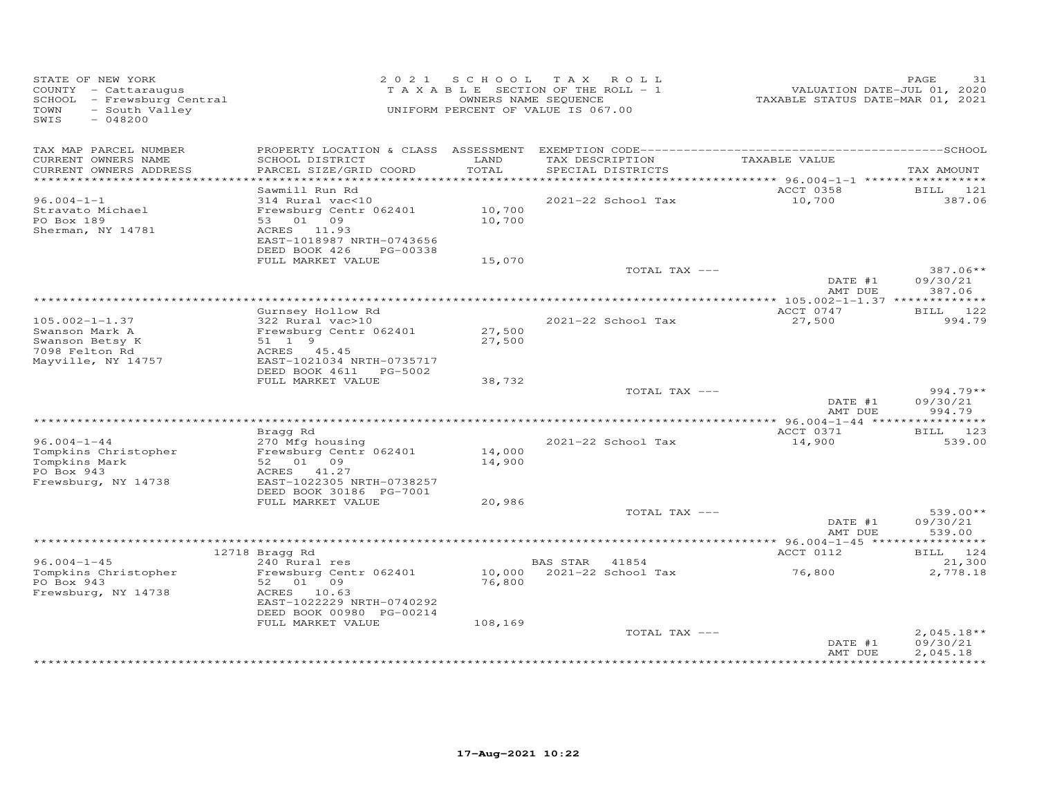STATE OF NEW YORK
COUNTY - Cattaraugus
SCHOOL - Frewsburg Central
TOWN - South Valley
SWIS - 048200

2021 SCHOOL TAX ROLL
TAXABLE SECTION OF THE ROLL - 1
OWNERS NAME SEQUENCE
UNIFORM PERCENT OF VALUE IS 067.00

VALUATION DATE-JUL 01, 2020
TAXABLE STATUS DATE-MAR 01, 2021

| TAX MAP PARCEL NUMBER<br>CURRENT OWNERS NAME<br>CURRENT OWNERS ADDRESS | PROPERTY LOCATION & CLASS<br>SCHOOL DISTRICT<br>PARCEL SIZE/GRID COORD | ASSESSMENT<br>LAND<br>TOTAL | EXEMPTION CODE<br>TAX DESCRIPTION<br>SPECIAL DISTRICTS | TAXABLE VALUE | SCHOOL<br>TAX AMOUNT |
|---|---|---|---|---|---|
| 96.004-1-1 | Sawmill Run Rd | | | ACCT 0358 | BILL 121 |
| Stravato Michael | 314 Rural vac<10 | | 2021-22 School Tax | 10,700 | 387.06 |
| PO Box 189 | Frewsburg Centr 062401 | 10,700 | | | |
| Sherman, NY 14781 | 53 01 09 | 10,700 | | | |
| | ACRES 11.93 | | | | |
| | EAST-1018987 NRTH-0743656 | | | | |
| | DEED BOOK 426 PG-00338 | | | | |
| | FULL MARKET VALUE | 15,070 | | | |
| | | | TOTAL TAX --- | | 387.06** |
| | | | | DATE #1 | 09/30/21 |
| | | | | AMT DUE | 387.06 |
| 105.002-1-1.37 | Gurnsey Hollow Rd | | | ACCT 0747 | BILL 122 |
| Swanson Mark A | 322 Rural vac>10 | | 2021-22 School Tax | 27,500 | 994.79 |
| Swanson Betsy K | Frewsburg Centr 062401 | 27,500 | | | |
| 7098 Felton Rd | 51 1 9 | 27,500 | | | |
| Mayville, NY 14757 | ACRES 45.45 | | | | |
| | EAST-1021034 NRTH-0735717 | | | | |
| | DEED BOOK 4611 PG-5002 | | | | |
| | FULL MARKET VALUE | 38,732 | | | |
| | | | TOTAL TAX --- | | 994.79** |
| | | | | DATE #1 | 09/30/21 |
| | | | | AMT DUE | 994.79 |
| 96.004-1-44 | Bragg Rd | | | ACCT 0371 | BILL 123 |
| Tompkins Christopher | 270 Mfg housing | | 2021-22 School Tax | 14,900 | 539.00 |
| Tompkins Mark | Frewsburg Centr 062401 | 14,000 | | | |
| PO Box 943 | 52 01 09 | 14,900 | | | |
| Frewsburg, NY 14738 | ACRES 41.27 | | | | |
| | EAST-1022305 NRTH-0738257 | | | | |
| | DEED BOOK 30186 PG-7001 | | | | |
| | FULL MARKET VALUE | 20,986 | | | |
| | | | TOTAL TAX --- | | 539.00** |
| | | | | DATE #1 | 09/30/21 |
| | | | | AMT DUE | 539.00 |
| 96.004-1-45 | 12718 Bragg Rd | | | ACCT 0112 | BILL 124 |
| Tompkins Christopher | 240 Rural res | | BAS STAR 41854 | | 21,300 |
| PO Box 943 | Frewsburg Centr 062401 | 10,000 | 2021-22 School Tax | 76,800 | 2,778.18 |
| Frewsburg, NY 14738 | 52 01 09 | 76,800 | | | |
| | ACRES 10.63 | | | | |
| | EAST-1022229 NRTH-0740292 | | | | |
| | DEED BOOK 00980 PG-00214 | | | | |
| | FULL MARKET VALUE | 108,169 | | | |
| | | | TOTAL TAX --- | | 2,045.18** |
| | | | | DATE #1 | 09/30/21 |
| | | | | AMT DUE | 2,045.18 |

17-Aug-2021 10:22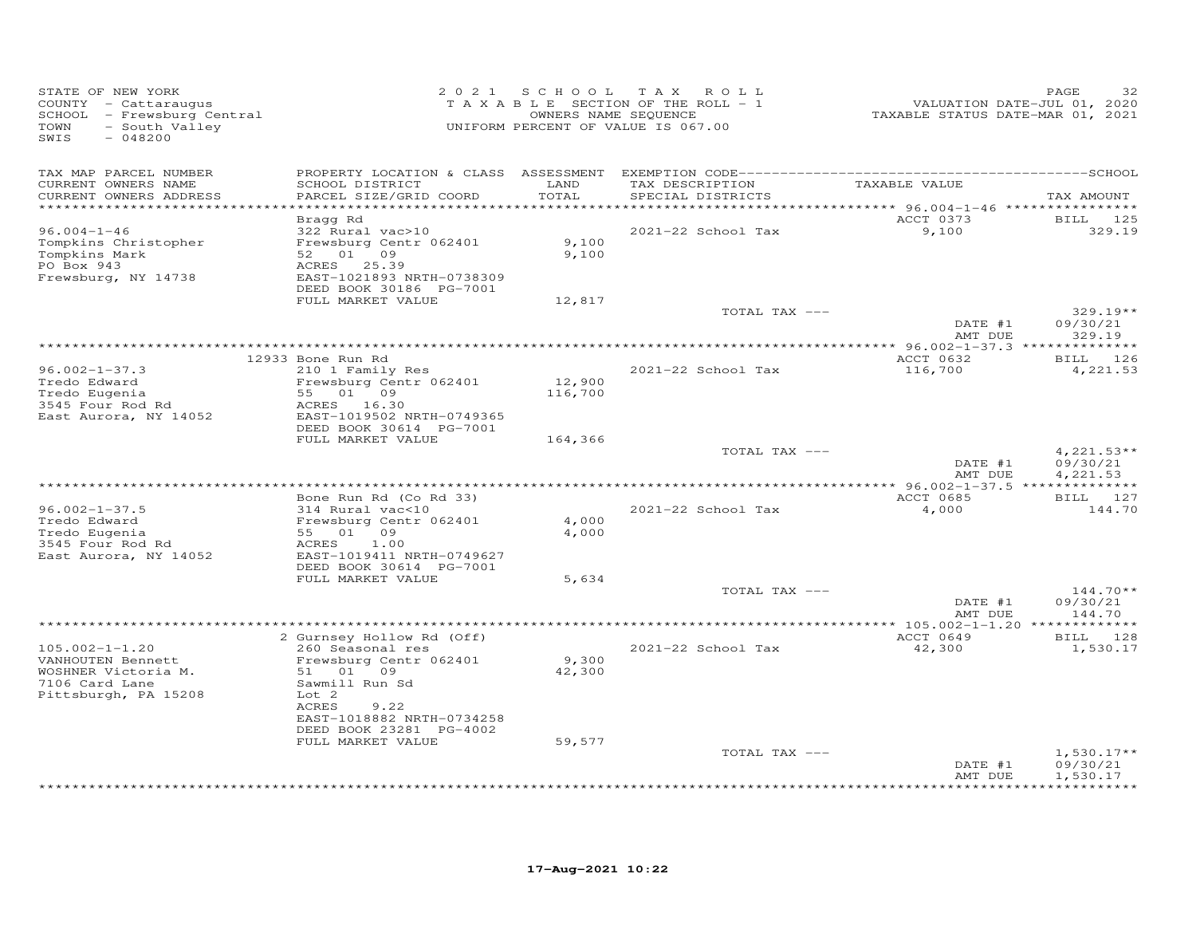STATE OF NEW YORK
COUNTY - Cattaraugus
SCHOOL - Frewsburg Central
TOWN - South Valley
SWIS - 048200

2021 SCHOOL TAX ROLL
TAXABLE SECTION OF THE ROLL - 1
OWNERS NAME SEQUENCE
UNIFORM PERCENT OF VALUE IS 067.00

VALUATION DATE-JUL 01, 2020
TAXABLE STATUS DATE-MAR 01, 2021

| TAX MAP PARCEL NUMBER / CURRENT OWNERS NAME / CURRENT OWNERS ADDRESS | PROPERTY LOCATION & CLASS / SCHOOL DISTRICT / PARCEL SIZE/GRID COORD | ASSESSMENT LAND / TOTAL | EXEMPTION CODE / TAX DESCRIPTION / SPECIAL DISTRICTS | TAXABLE VALUE | TAX AMOUNT |
|---|---|---|---|---|---|
| 96.004-1-46 | Bragg Rd | | | ACCT 0373 | BILL 125 |
| Tompkins Christopher | 322 Rural vac>10 | | 2021-22 School Tax | 9,100 | 329.19 |
| Tompkins Mark | Frewsburg Centr 062401 | 9,100 | | | |
| PO Box 943 | 52 01 09 | 9,100 | | | |
| Frewsburg, NY 14738 | ACRES 25.39 | | | | |
| | EAST-1021893 NRTH-0738309 | | | | |
| | DEED BOOK 30186 PG-7001 | | | | |
| | FULL MARKET VALUE | 12,817 | | | |
| | | | TOTAL TAX --- | | 329.19** |
| | | | | DATE #1 | 09/30/21 |
| | | | | AMT DUE | 329.19 |
| 96.002-1-37.3 | 12933 Bone Run Rd | | | ACCT 0632 | BILL 126 |
| Tredo Edward | 210 1 Family Res | | 2021-22 School Tax | 116,700 | 4,221.53 |
| Tredo Eugenia | Frewsburg Centr 062401 | 12,900 | | | |
| 3545 Four Rod Rd | 55 01 09 | 116,700 | | | |
| East Aurora, NY 14052 | ACRES 16.30 | | | | |
| | EAST-1019502 NRTH-0749365 | | | | |
| | DEED BOOK 30614 PG-7001 | | | | |
| | FULL MARKET VALUE | 164,366 | | | |
| | | | TOTAL TAX --- | | 4,221.53** |
| | | | | DATE #1 | 09/30/21 |
| | | | | AMT DUE | 4,221.53 |
| 96.002-1-37.5 | Bone Run Rd (Co Rd 33) | | | ACCT 0685 | BILL 127 |
| Tredo Edward | 314 Rural vac<10 | | 2021-22 School Tax | 4,000 | 144.70 |
| Tredo Eugenia | Frewsburg Centr 062401 | 4,000 | | | |
| 3545 Four Rod Rd | 55 01 09 | 4,000 | | | |
| East Aurora, NY 14052 | ACRES 1.00 | | | | |
| | EAST-1019411 NRTH-0749627 | | | | |
| | DEED BOOK 30614 PG-7001 | | | | |
| | FULL MARKET VALUE | 5,634 | | | |
| | | | TOTAL TAX --- | | 144.70** |
| | | | | DATE #1 | 09/30/21 |
| | | | | AMT DUE | 144.70 |
| 105.002-1-1.20 | 2 Gurnsey Hollow Rd (Off) | | | ACCT 0649 | BILL 128 |
| VANHOUTEN Bennett | 260 Seasonal res | | 2021-22 School Tax | 42,300 | 1,530.17 |
| WOSHNER Victoria M. | Frewsburg Centr 062401 | 9,300 | | | |
| 7106 Card Lane | 51 01 09 | 42,300 | | | |
| Pittsburgh, PA 15208 | Sawmill Run Sd | | | | |
| | Lot 2 | | | | |
| | ACRES 9.22 | | | | |
| | EAST-1018882 NRTH-0734258 | | | | |
| | DEED BOOK 23281 PG-4002 | | | | |
| | FULL MARKET VALUE | 59,577 | | | |
| | | | TOTAL TAX --- | | 1,530.17** |
| | | | | DATE #1 | 09/30/21 |
| | | | | AMT DUE | 1,530.17 |

17-Aug-2021 10:22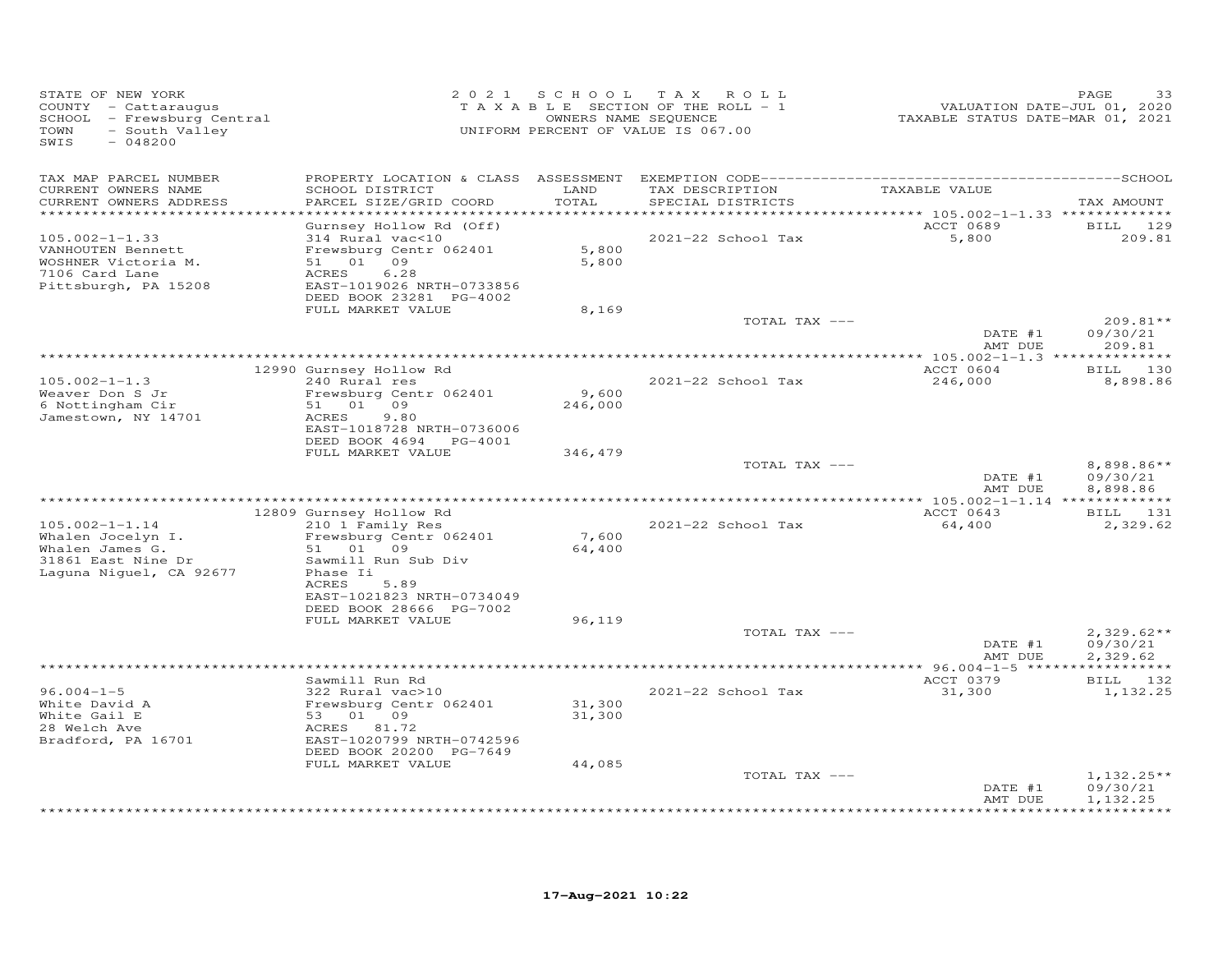STATE OF NEW YORK
COUNTY - Cattaraugus
SCHOOL - Frewsburg Central
TOWN - South Valley
SWIS - 048200

2021 SCHOOL TAX ROLL
TAXABLE SECTION OF THE ROLL - 1
OWNERS NAME SEQUENCE
UNIFORM PERCENT OF VALUE IS 067.00

VALUATION DATE-JUL 01, 2020
TAXABLE STATUS DATE-MAR 01, 2021

| TAX MAP PARCEL NUMBER / CURRENT OWNERS NAME / CURRENT OWNERS ADDRESS | PROPERTY LOCATION & CLASS / SCHOOL DISTRICT / PARCEL SIZE/GRID COORD | ASSESSMENT LAND / TOTAL | EXEMPTION CODE / TAX DESCRIPTION / SPECIAL DISTRICTS | TAXABLE VALUE | TAX AMOUNT |
|---|---|---|---|---|---|
| | Gurnsey Hollow Rd (Off) | | | ACCT 0689 | BILL 129 |
| 105.002-1-1.33 | 314 Rural vac<10 | | 2021-22 School Tax | 5,800 | 209.81 |
| VANHOUTEN Bennett | Frewsburg Centr 062401 | 5,800 | | | |
| WOSHNER Victoria M. | 51 01 09 | 5,800 | | | |
| 7106 Card Lane | ACRES 6.28 | | | | |
| Pittsburgh, PA 15208 | EAST-1019026 NRTH-0733856 | | | | |
| | DEED BOOK 23281 PG-4002 | | | | |
| | FULL MARKET VALUE | 8,169 | | | |
| | | | TOTAL TAX --- | | 209.81** |
| | | | | DATE #1 | 09/30/21 |
| | | | | AMT DUE | 209.81 |
| | 12990 Gurnsey Hollow Rd | | | ACCT 0604 | BILL 130 |
| 105.002-1-1.3 | 240 Rural res | | 2021-22 School Tax | 246,000 | 8,898.86 |
| Weaver Don S Jr | Frewsburg Centr 062401 | 9,600 | | | |
| 6 Nottingham Cir | 51 01 09 | 246,000 | | | |
| Jamestown, NY 14701 | ACRES 9.80 | | | | |
| | EAST-1018728 NRTH-0736006 | | | | |
| | DEED BOOK 4694 PG-4001 | | | | |
| | FULL MARKET VALUE | 346,479 | | | |
| | | | TOTAL TAX --- | | 8,898.86** |
| | | | | DATE #1 | 09/30/21 |
| | | | | AMT DUE | 8,898.86 |
| | 12809 Gurnsey Hollow Rd | | | ACCT 0643 | BILL 131 |
| 105.002-1-1.14 | 210 1 Family Res | | 2021-22 School Tax | 64,400 | 2,329.62 |
| Whalen Jocelyn I. | Frewsburg Centr 062401 | 7,600 | | | |
| Whalen James G. | 51 01 09 | 64,400 | | | |
| 31861 East Nine Dr | Sawmill Run Sub Div | | | | |
| Laguna Niguel, CA 92677 | Phase Ii | | | | |
| | ACRES 5.89 | | | | |
| | EAST-1021823 NRTH-0734049 | | | | |
| | DEED BOOK 28666 PG-7002 | | | | |
| | FULL MARKET VALUE | 96,119 | | | |
| | | | TOTAL TAX --- | | 2,329.62** |
| | | | | DATE #1 | 09/30/21 |
| | | | | AMT DUE | 2,329.62 |
| | Sawmill Run Rd | | | ACCT 0379 | BILL 132 |
| 96.004-1-5 | 322 Rural vac>10 | | 2021-22 School Tax | 31,300 | 1,132.25 |
| White David A | Frewsburg Centr 062401 | 31,300 | | | |
| White Gail E | 53 01 09 | 31,300 | | | |
| 28 Welch Ave | ACRES 81.72 | | | | |
| Bradford, PA 16701 | EAST-1020799 NRTH-0742596 | | | | |
| | DEED BOOK 20200 PG-7649 | | | | |
| | FULL MARKET VALUE | 44,085 | | | |
| | | | TOTAL TAX --- | | 1,132.25** |
| | | | | DATE #1 | 09/30/21 |
| | | | | AMT DUE | 1,132.25 |

17-Aug-2021 10:22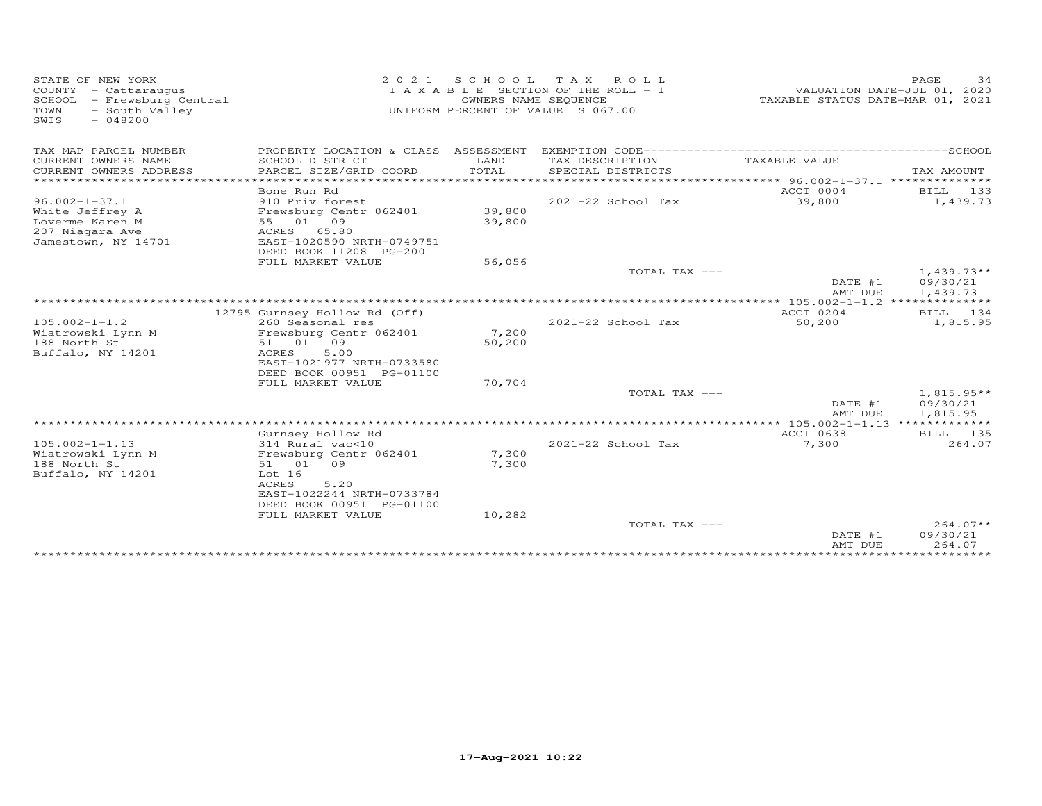STATE OF NEW YORK
COUNTY - Cattaraugus
SCHOOL - Frewsburg Central
TOWN - South Valley
SWIS - 048200

2021 SCHOOL TAX ROLL
TAXABLE SECTION OF THE ROLL - 1
OWNERS NAME SEQUENCE
UNIFORM PERCENT OF VALUE IS 067.00

VALUATION DATE-JUL 01, 2020
TAXABLE STATUS DATE-MAR 01, 2021

| TAX MAP PARCEL NUMBER / CURRENT OWNERS NAME / CURRENT OWNERS ADDRESS | PROPERTY LOCATION & CLASS / SCHOOL DISTRICT / PARCEL SIZE/GRID COORD | ASSESSMENT LAND / TOTAL | EXEMPTION CODE / TAX DESCRIPTION / SPECIAL DISTRICTS | TAXABLE VALUE | TAX AMOUNT |
|---|---|---|---|---|---|
| | Bone Run Rd | | | ACCT 0004 | BILL 133 |
| 96.002-1-37.1 | 910 Priv forest | | 2021-22 School Tax | 39,800 | 1,439.73 |
| White Jeffrey A | Frewsburg Centr 062401 | 39,800 | | | |
| Loverme Karen M | 55 01 09 | 39,800 | | | |
| 207 Niagara Ave | ACRES 65.80 | | | | |
| Jamestown, NY 14701 | EAST-1020590 NRTH-0749751 | | | | |
| | DEED BOOK 11208 PG-2001 | | | | |
| | FULL MARKET VALUE | 56,056 | | | |
| | | | TOTAL TAX --- | | 1,439.73** |
| | | | | DATE #1 | 09/30/21 |
| | | | | AMT DUE | 1,439.73 |
| | 12795 Gurnsey Hollow Rd (Off) | | | ACCT 0204 | BILL 134 |
| 105.002-1-1.2 | 260 Seasonal res | | 2021-22 School Tax | 50,200 | 1,815.95 |
| Wiatrowski Lynn M | Frewsburg Centr 062401 | 7,200 | | | |
| 188 North St | 51 01 09 | 50,200 | | | |
| Buffalo, NY 14201 | ACRES 5.00 | | | | |
| | EAST-1021977 NRTH-0733580 | | | | |
| | DEED BOOK 00951 PG-01100 | | | | |
| | FULL MARKET VALUE | 70,704 | | | |
| | | | TOTAL TAX --- | | 1,815.95** |
| | | | | DATE #1 | 09/30/21 |
| | | | | AMT DUE | 1,815.95 |
| | Gurnsey Hollow Rd | | | ACCT 0638 | BILL 135 |
| 105.002-1-1.13 | 314 Rural vac<10 | | 2021-22 School Tax | 7,300 | 264.07 |
| Wiatrowski Lynn M | Frewsburg Centr 062401 | 7,300 | | | |
| 188 North St | 51 01 09 | 7,300 | | | |
| Buffalo, NY 14201 | Lot 16 | | | | |
| | ACRES 5.20 | | | | |
| | EAST-1022244 NRTH-0733784 | | | | |
| | DEED BOOK 00951 PG-01100 | | | | |
| | FULL MARKET VALUE | 10,282 | | | |
| | | | TOTAL TAX --- | | 264.07** |
| | | | | DATE #1 | 09/30/21 |
| | | | | AMT DUE | 264.07 |

17-Aug-2021 10:22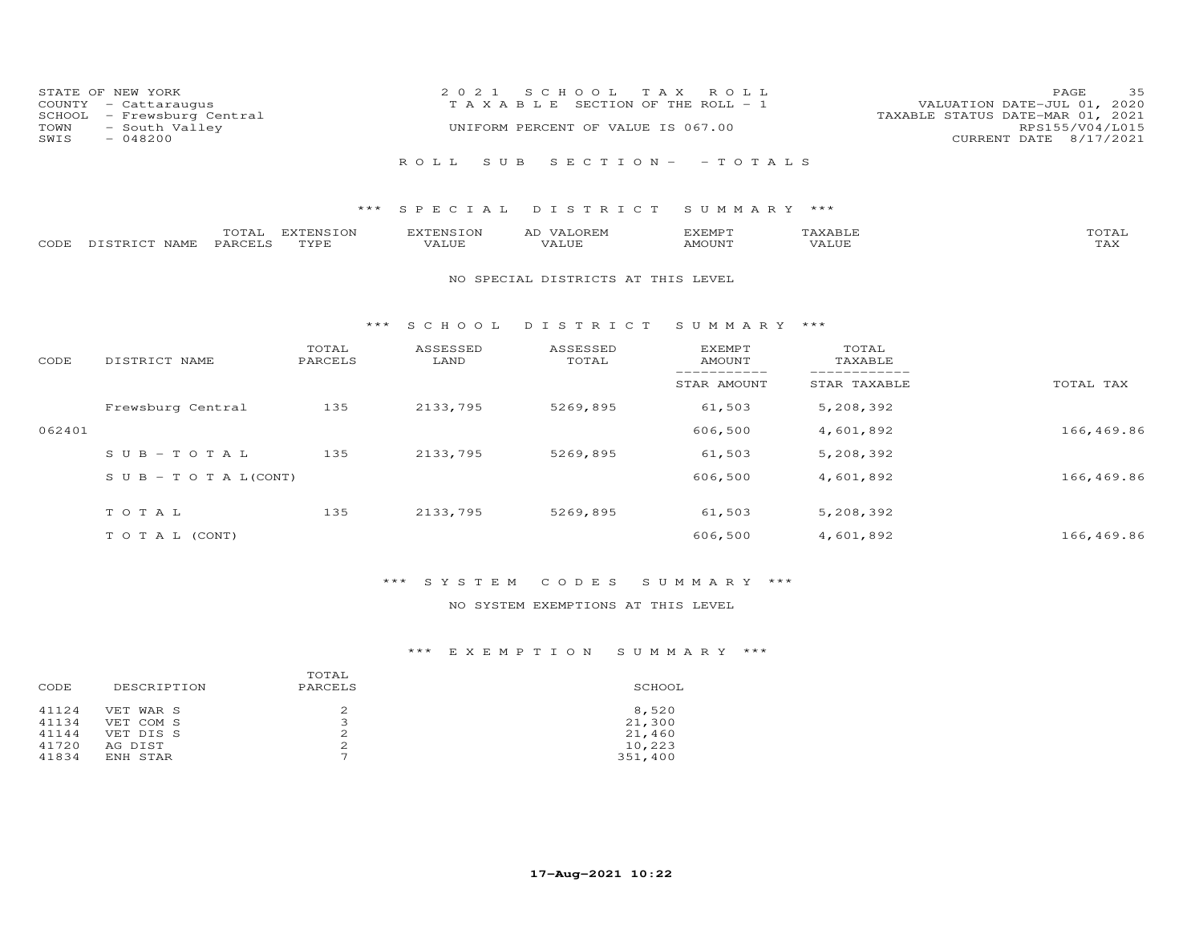STATE OF NEW YORK
COUNTY - Cattaraugus
SCHOOL - Frewsburg Central
TOWN - South Valley
SWIS - 048200

2 0 2 1 S C H O O L T A X R O L L
T A X A B L E SECTION OF THE ROLL - 1
UNIFORM PERCENT OF VALUE IS 067.00

VALUATION DATE-JUL 01, 2020
TAXABLE STATUS DATE-MAR 01, 2021
RPS155/V04/L015
CURRENT DATE 8/17/2021

R O L L S U B S E C T I O N - - T O T A L S

### *** S P E C I A L D I S T R I C T S U M M A R Y ***

| CODE | DISTRICT NAME | TOTAL PARCELS | EXTENSION TYPE | EXTENSION VALUE | AD VALOREM VALUE | EXEMPT AMOUNT | TAXABLE VALUE | TOTAL TAX |
|---|---|---|---|---|---|---|---|---|

NO SPECIAL DISTRICTS AT THIS LEVEL

### *** S C H O O L D I S T R I C T S U M M A R Y ***

| CODE | DISTRICT NAME | TOTAL PARCELS | ASSESSED LAND | ASSESSED TOTAL | EXEMPT AMOUNT / STAR AMOUNT | TOTAL TAXABLE / STAR TAXABLE | TOTAL TAX |
|---|---|---|---|---|---|---|---|
| | Frewsburg Central | 135 | 2133,795 | 5269,895 | 61,503 | 5,208,392 | |
| 062401 | | | | | 606,500 | 4,601,892 | 166,469.86 |
| | S U B - T O T A L | 135 | 2133,795 | 5269,895 | 61,503 | 5,208,392 | |
| | S U B - T O T A L(CONT) | | | | 606,500 | 4,601,892 | 166,469.86 |
| | T O T A L | 135 | 2133,795 | 5269,895 | 61,503 | 5,208,392 | |
| | T O T A L (CONT) | | | | 606,500 | 4,601,892 | 166,469.86 |

### *** S Y S T E M C O D E S S U M M A R Y ***

NO SYSTEM EXEMPTIONS AT THIS LEVEL

### *** E X E M P T I O N S U M M A R Y ***

| CODE | DESCRIPTION | TOTAL PARCELS | SCHOOL |
|---|---|---|---|
| 41124 | VET WAR S | 2 | 8,520 |
| 41134 | VET COM S | 3 | 21,300 |
| 41144 | VET DIS S | 2 | 21,460 |
| 41720 | AG DIST | 2 | 10,223 |
| 41834 | ENH STAR | 7 | 351,400 |

17-Aug-2021 10:22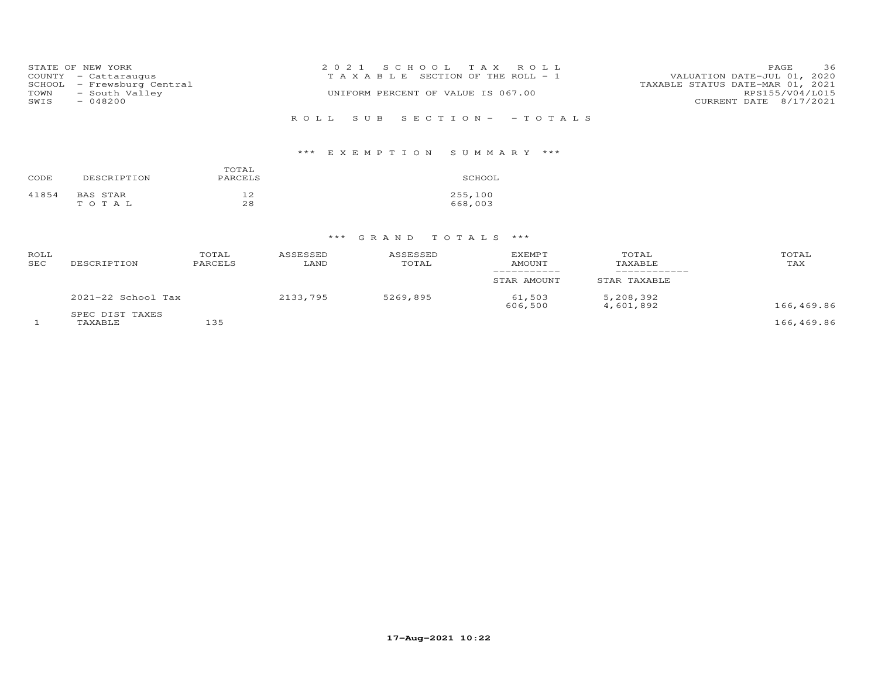STATE OF NEW YORK
COUNTY - Cattaraugus
SCHOOL - Frewsburg Central
TOWN - South Valley
SWIS - 048200

2021 SCHOOL TAX ROLL
TAXABLE SECTION OF THE ROLL - 1
UNIFORM PERCENT OF VALUE IS 067.00

VALUATION DATE-JUL 01, 2020
TAXABLE STATUS DATE-MAR 01, 2021
RPS155/V04/L015
CURRENT DATE 8/17/2021

ROLL SUB SECTION- - TOTALS

*** EXEMPTION SUMMARY ***

| CODE | DESCRIPTION | TOTAL PARCELS | SCHOOL |
|---|---|---|---|
| 41854 | BAS STAR | 12 | 255,100 |
| | TOTAL | 28 | 668,003 |

*** GRAND TOTALS ***

| ROLL SEC | DESCRIPTION | TOTAL PARCELS | ASSESSED LAND | ASSESSED TOTAL | EXEMPT AMOUNT / STAR AMOUNT | TOTAL TAXABLE / STAR TAXABLE | TOTAL TAX |
|---|---|---|---|---|---|---|---|
| | 2021-22 School Tax | | 2133,795 | 5269,895 | 61,503 | 5,208,392 | |
| | | | | | 606,500 | 4,601,892 | 166,469.86 |
| | SPEC DIST TAXES | | | | | | |
| 1 | TAXABLE | 135 | | | | | 166,469.86 |

17-Aug-2021 10:22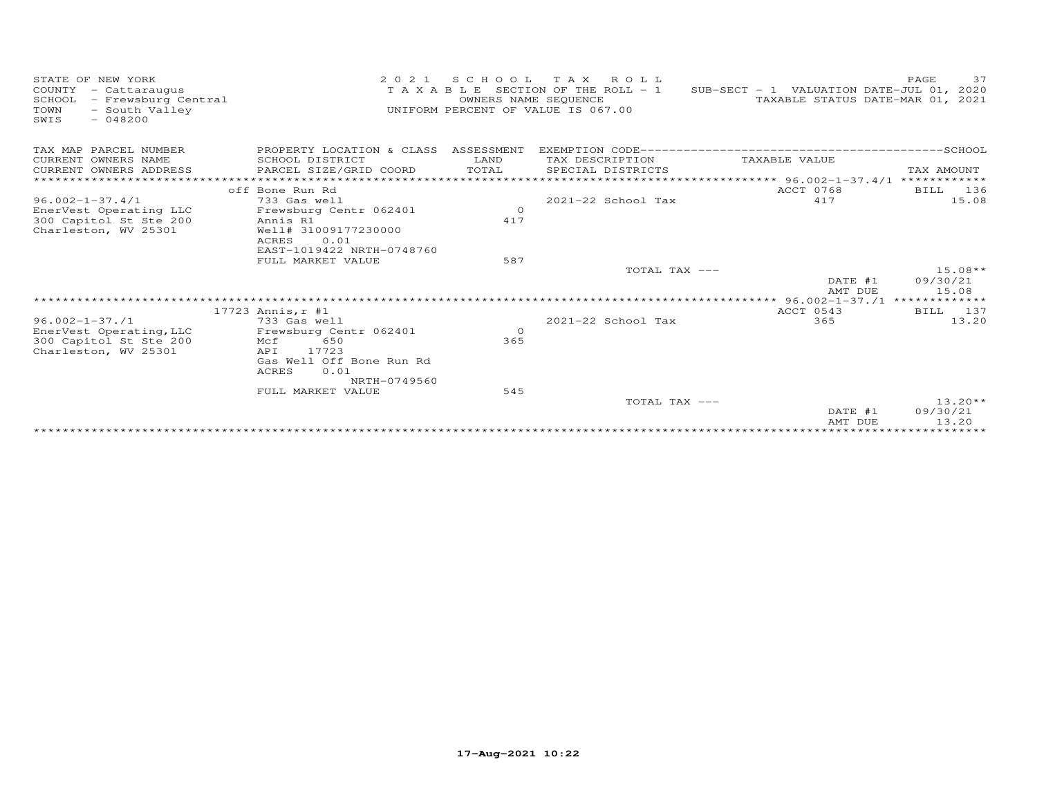STATE OF NEW YORK
COUNTY - Cattaraugus
SCHOOL - Frewsburg Central
TOWN - South Valley
SWIS - 048200

2021 SCHOOL TAX ROLL
TAXABLE SECTION OF THE ROLL - 1
OWNERS NAME SEQUENCE
UNIFORM PERCENT OF VALUE IS 067.00

SUB-SECT - 1 VALUATION DATE-JUL 01, 2020
TAXABLE STATUS DATE-MAR 01, 2021

| TAX MAP PARCEL NUMBER / CURRENT OWNERS NAME / CURRENT OWNERS ADDRESS | PROPERTY LOCATION & CLASS / SCHOOL DISTRICT / PARCEL SIZE/GRID COORD | ASSESSMENT LAND / TOTAL | EXEMPTION CODE / TAX DESCRIPTION / SPECIAL DISTRICTS | TAXABLE VALUE | TAX AMOUNT |
|---|---|---|---|---|---|
| 96.002-1-37.4/1 | off Bone Run Rd | | | ACCT 0768 | BILL 136 |
| 96.002-1-37.4/1 | 733 Gas well | | 2021-22 School Tax | 417 | 15.08 |
| EnerVest Operating LLC | Frewsburg Centr 062401 | 0 | | | |
| 300 Capitol St Ste 200 | Annis R1 | 417 | | | |
| Charleston, WV 25301 | Well# 31009177230000 | | | | |
| | ACRES 0.01 | | | | |
| | EAST-1019422 NRTH-0748760 | | | | |
| | FULL MARKET VALUE | 587 | | | |
| | | | TOTAL TAX --- | | 15.08** |
| | | | | DATE #1 | 09/30/21 |
| | | | | AMT DUE | 15.08 |
| 96.002-1-37./1 | 17723 Annis,r #1 | | | ACCT 0543 | BILL 137 |
| 96.002-1-37./1 | 733 Gas well | | 2021-22 School Tax | 365 | 13.20 |
| EnerVest Operating,LLC | Frewsburg Centr 062401 | 0 | | | |
| 300 Capitol St Ste 200 | Mcf 650 | 365 | | | |
| Charleston, WV 25301 | API 17723 | | | | |
| | Gas Well Off Bone Run Rd | | | | |
| | ACRES 0.01 | | | | |
| | NRTH-0749560 | | | | |
| | FULL MARKET VALUE | 545 | | | |
| | | | TOTAL TAX --- | | 13.20** |
| | | | | DATE #1 | 09/30/21 |
| | | | | AMT DUE | 13.20 |

17-Aug-2021 10:22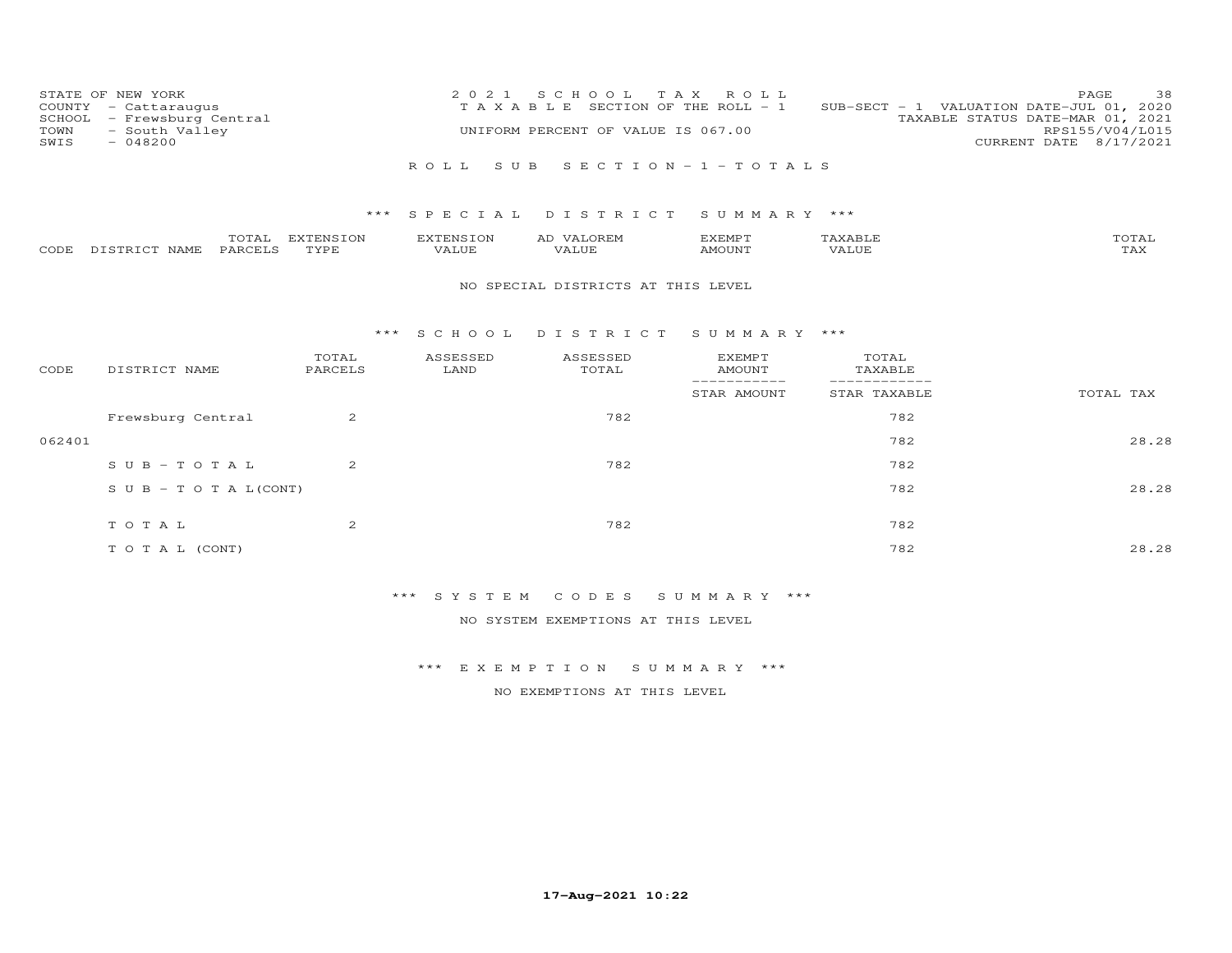STATE OF NEW YORK
COUNTY - Cattaraugus
SCHOOL - Frewsburg Central
TOWN - South Valley
SWIS - 048200

2021 SCHOOL TAX ROLL
TAXABLE SECTION OF THE ROLL - 1
UNIFORM PERCENT OF VALUE IS 067.00

SUB-SECT - 1 VALUATION DATE-JUL 01, 2020
TAXABLE STATUS DATE-MAR 01, 2021
RPS155/V04/L015
CURRENT DATE 8/17/2021

## ROLL SUB SECTION - 1 - TOTALS

### *** SPECIAL DISTRICT SUMMARY ***

| CODE | DISTRICT NAME | TOTAL PARCELS | EXTENSION TYPE | EXTENSION VALUE | AD VALOREM VALUE | EXEMPT AMOUNT | TAXABLE VALUE | TOTAL TAX |
|---|---|---|---|---|---|---|---|---|

NO SPECIAL DISTRICTS AT THIS LEVEL

### *** SCHOOL DISTRICT SUMMARY ***

| CODE | DISTRICT NAME | TOTAL PARCELS | ASSESSED LAND | ASSESSED TOTAL | EXEMPT AMOUNT / STAR AMOUNT | TOTAL TAXABLE / STAR TAXABLE | TOTAL TAX |
|---|---|---|---|---|---|---|---|
| | Frewsburg Central | 2 | | 782 | | 782 | |
| 062401 | | | | | | 782 | 28.28 |
| | S U B - T O T A L | 2 | | 782 | | 782 | |
| | S U B - T O T A L(CONT) | | | | | 782 | 28.28 |
| | T O T A L | 2 | | 782 | | 782 | |
| | T O T A L (CONT) | | | | | 782 | 28.28 |

### *** SYSTEM CODES SUMMARY ***

NO SYSTEM EXEMPTIONS AT THIS LEVEL

### *** EXEMPTION SUMMARY ***

NO EXEMPTIONS AT THIS LEVEL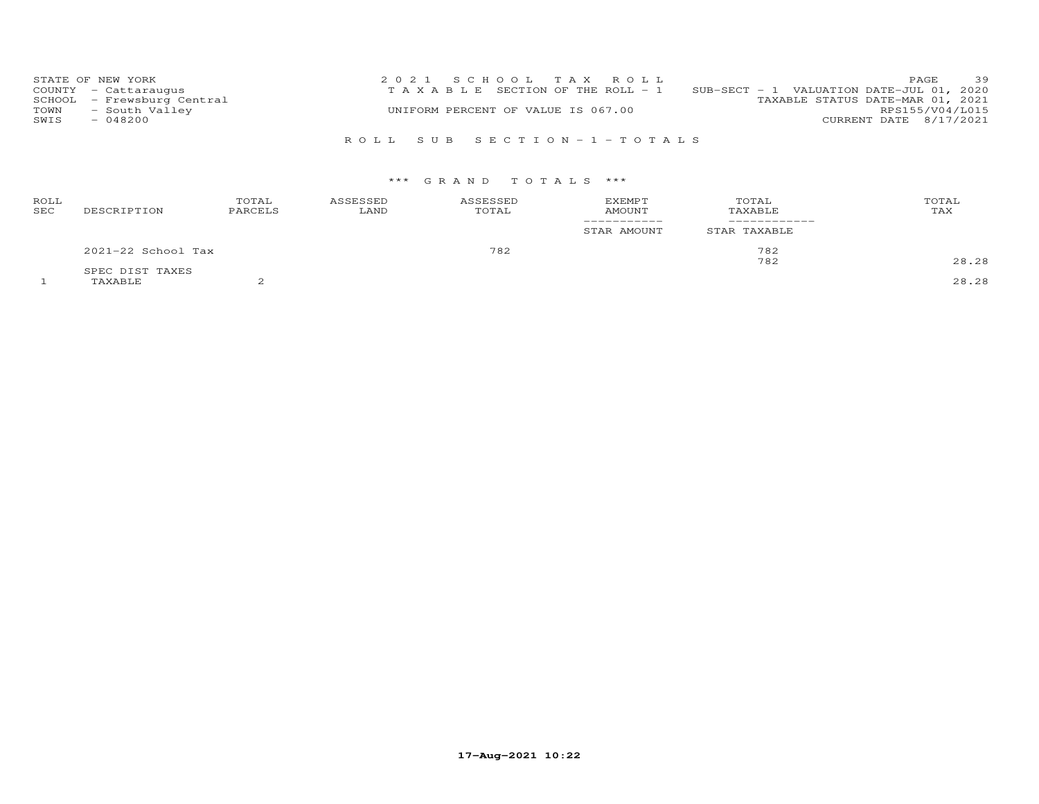STATE OF NEW YORK
COUNTY - Cattaraugus
SCHOOL - Frewsburg Central
TOWN - South Valley
SWIS - 048200

2021 SCHOOL TAX ROLL
TAXABLE SECTION OF THE ROLL - 1
UNIFORM PERCENT OF VALUE IS 067.00

SUB-SECT - 1 VALUATION DATE-JUL 01, 2020
TAXABLE STATUS DATE-MAR 01, 2021
RPS155/V04/L015
CURRENT DATE 8/17/2021

ROLL SUB SECTION - 1 - TOTALS

*** GRAND TOTALS ***

| ROLL SEC | DESCRIPTION | TOTAL PARCELS | ASSESSED LAND | ASSESSED TOTAL | EXEMPT AMOUNT / STAR AMOUNT | TOTAL TAXABLE / STAR TAXABLE | TOTAL TAX |
|---|---|---|---|---|---|---|---|
| | 2021-22 School Tax | | | 782 | | 782 | |
| | | | | | | 782 | 28.28 |
| | SPEC DIST TAXES | | | | | | |
| 1 | TAXABLE | 2 | | | | | 28.28 |

17-Aug-2021 10:22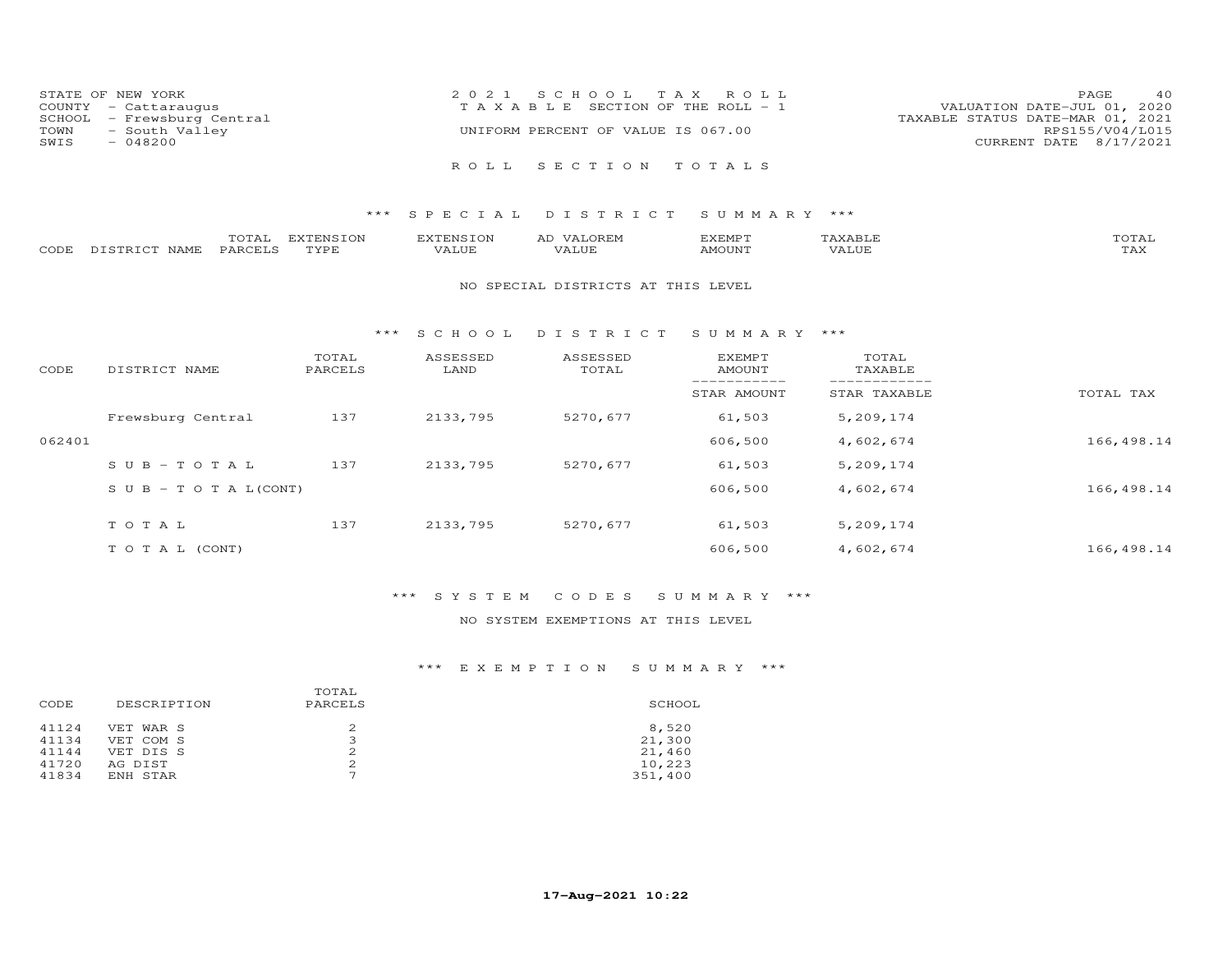STATE OF NEW YORK
COUNTY - Cattaraugus
SCHOOL - Frewsburg Central
TOWN - South Valley
SWIS - 048200

2021 SCHOOL TAX ROLL
TAXABLE SECTION OF THE ROLL - 1
UNIFORM PERCENT OF VALUE IS 067.00

VALUATION DATE-JUL 01, 2020
TAXABLE STATUS DATE-MAR 01, 2021
RPS155/V04/L015
CURRENT DATE 8/17/2021

ROLL SECTION TOTALS

*** SPECIAL DISTRICT SUMMARY ***

| CODE | DISTRICT NAME | TOTAL PARCELS | EXTENSION TYPE | EXTENSION VALUE | AD VALOREM VALUE | EXEMPT AMOUNT | TAXABLE VALUE | TOTAL TAX |
|---|---|---|---|---|---|---|---|---|

NO SPECIAL DISTRICTS AT THIS LEVEL

*** SCHOOL DISTRICT SUMMARY ***

| CODE | DISTRICT NAME | TOTAL PARCELS | ASSESSED LAND | ASSESSED TOTAL | EXEMPT AMOUNT / STAR AMOUNT | TOTAL TAXABLE / STAR TAXABLE | TOTAL TAX |
|---|---|---|---|---|---|---|---|
| | Frewsburg Central | 137 | 2133,795 | 5270,677 | 61,503 | 5,209,174 | |
| 062401 | | | | | 606,500 | 4,602,674 | 166,498.14 |
| | SUB-TOTAL | 137 | 2133,795 | 5270,677 | 61,503 | 5,209,174 | |
| | SUB-TOTAL(CONT) | | | | 606,500 | 4,602,674 | 166,498.14 |
| | TOTAL | 137 | 2133,795 | 5270,677 | 61,503 | 5,209,174 | |
| | TOTAL (CONT) | | | | 606,500 | 4,602,674 | 166,498.14 |

*** SYSTEM CODES SUMMARY ***

NO SYSTEM EXEMPTIONS AT THIS LEVEL

*** EXEMPTION SUMMARY ***

| CODE | DESCRIPTION | TOTAL PARCELS | SCHOOL |
|---|---|---|---|
| 41124 | VET WAR S | 2 | 8,520 |
| 41134 | VET COM S | 3 | 21,300 |
| 41144 | VET DIS S | 2 | 21,460 |
| 41720 | AG DIST | 2 | 10,223 |
| 41834 | ENH STAR | 7 | 351,400 |

17-Aug-2021 10:22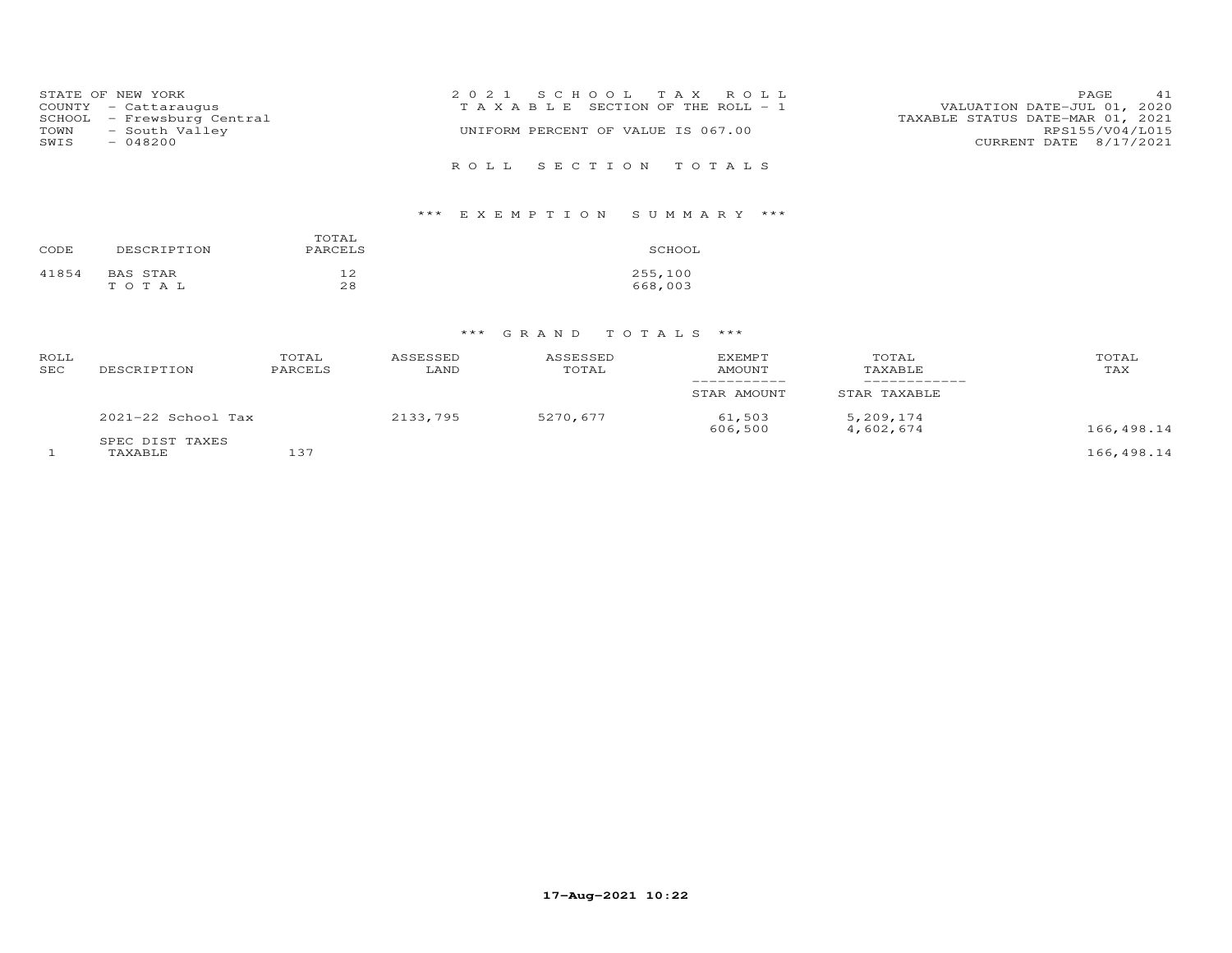STATE OF NEW YORK
COUNTY - Cattaraugus
SCHOOL - Frewsburg Central
TOWN - South Valley
SWIS - 048200

2 0 2 1 S C H O O L T A X R O L L
T A X A B L E SECTION OF THE ROLL - 1
UNIFORM PERCENT OF VALUE IS 067.00

VALUATION DATE-JUL 01, 2020
TAXABLE STATUS DATE-MAR 01, 2021
RPS155/V04/L015
CURRENT DATE 8/17/2021

R O L L S E C T I O N T O T A L S

*** E X E M P T I O N S U M M A R Y ***

| CODE | DESCRIPTION | TOTAL PARCELS | SCHOOL |
|---|---|---|---|
| 41854 | BAS STAR | 12 | 255,100 |
| | T O T A L | 28 | 668,003 |

*** G R A N D T O T A L S ***

| ROLL SEC | DESCRIPTION | TOTAL PARCELS | ASSESSED LAND | ASSESSED TOTAL | EXEMPT AMOUNT / STAR AMOUNT | TOTAL TAXABLE / STAR TAXABLE | TOTAL TAX |
|---|---|---|---|---|---|---|---|
| | 2021-22 School Tax | | 2133,795 | 5270,677 | 61,503 | 5,209,174 | |
| | | | | | 606,500 | 4,602,674 | 166,498.14 |
| | SPEC DIST TAXES | | | | | | |
| 1 | TAXABLE | 137 | | | | | 166,498.14 |

**17-Aug-2021 10:22**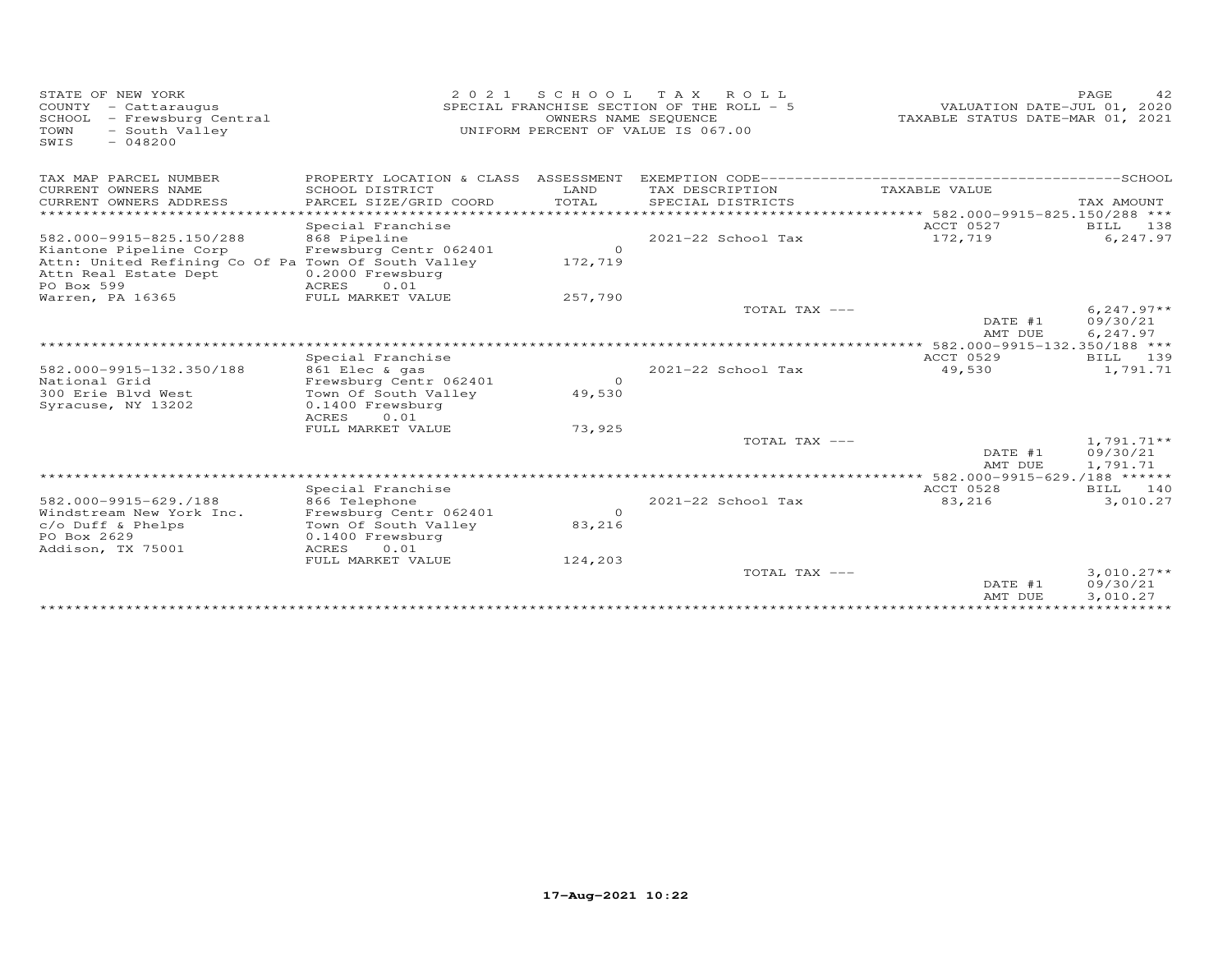STATE OF NEW YORK
COUNTY - Cattaraugus
SCHOOL - Frewsburg Central
TOWN - South Valley
SWIS - 048200

2021 SCHOOL TAX ROLL
SPECIAL FRANCHISE SECTION OF THE ROLL - 5
OWNERS NAME SEQUENCE
UNIFORM PERCENT OF VALUE IS 067.00

VALUATION DATE-JUL 01, 2020
TAXABLE STATUS DATE-MAR 01, 2021

| TAX MAP PARCEL NUMBER / CURRENT OWNERS NAME / CURRENT OWNERS ADDRESS | PROPERTY LOCATION & CLASS / SCHOOL DISTRICT / PARCEL SIZE/GRID COORD | ASSESSMENT LAND / TOTAL | EXEMPTION CODE / TAX DESCRIPTION / SPECIAL DISTRICTS | TAXABLE VALUE | TAX AMOUNT |
|---|---|---|---|---|---|
| **582.000-9915-825.150/288** | Special Franchise | | | ACCT 0527 | BILL 138 |
| 582.000-9915-825.150/288 | 868 Pipeline | | 2021-22 School Tax | 172,719 | 6,247.97 |
| Kiantone Pipeline Corp | Frewsburg Centr 062401 | 0 | | | |
| Attn: United Refining Co Of Pa | Town Of South Valley | 172,719 | | | |
| Attn Real Estate Dept | 0.2000 Frewsburg | | | | |
| PO Box 599 | ACRES 0.01 | | | | |
| Warren, PA 16365 | FULL MARKET VALUE | 257,790 | | | |
| | | | TOTAL TAX --- | | 6,247.97** |
| | | | | DATE #1 | 09/30/21 |
| | | | | AMT DUE | 6,247.97 |
| **582.000-9915-132.350/188** | Special Franchise | | | ACCT 0529 | BILL 139 |
| 582.000-9915-132.350/188 | 861 Elec & gas | | 2021-22 School Tax | 49,530 | 1,791.71 |
| National Grid | Frewsburg Centr 062401 | 0 | | | |
| 300 Erie Blvd West | Town Of South Valley | 49,530 | | | |
| Syracuse, NY 13202 | 0.1400 Frewsburg | | | | |
| | ACRES 0.01 | | | | |
| | FULL MARKET VALUE | 73,925 | | | |
| | | | TOTAL TAX --- | | 1,791.71** |
| | | | | DATE #1 | 09/30/21 |
| | | | | AMT DUE | 1,791.71 |
| **582.000-9915-629./188** | Special Franchise | | | ACCT 0528 | BILL 140 |
| 582.000-9915-629./188 | 866 Telephone | | 2021-22 School Tax | 83,216 | 3,010.27 |
| Windstream New York Inc. | Frewsburg Centr 062401 | 0 | | | |
| c/o Duff & Phelps | Town Of South Valley | 83,216 | | | |
| PO Box 2629 | 0.1400 Frewsburg | | | | |
| Addison, TX 75001 | ACRES 0.01 | | | | |
| | FULL MARKET VALUE | 124,203 | | | |
| | | | TOTAL TAX --- | | 3,010.27** |
| | | | | DATE #1 | 09/30/21 |
| | | | | AMT DUE | 3,010.27 |

17-Aug-2021 10:22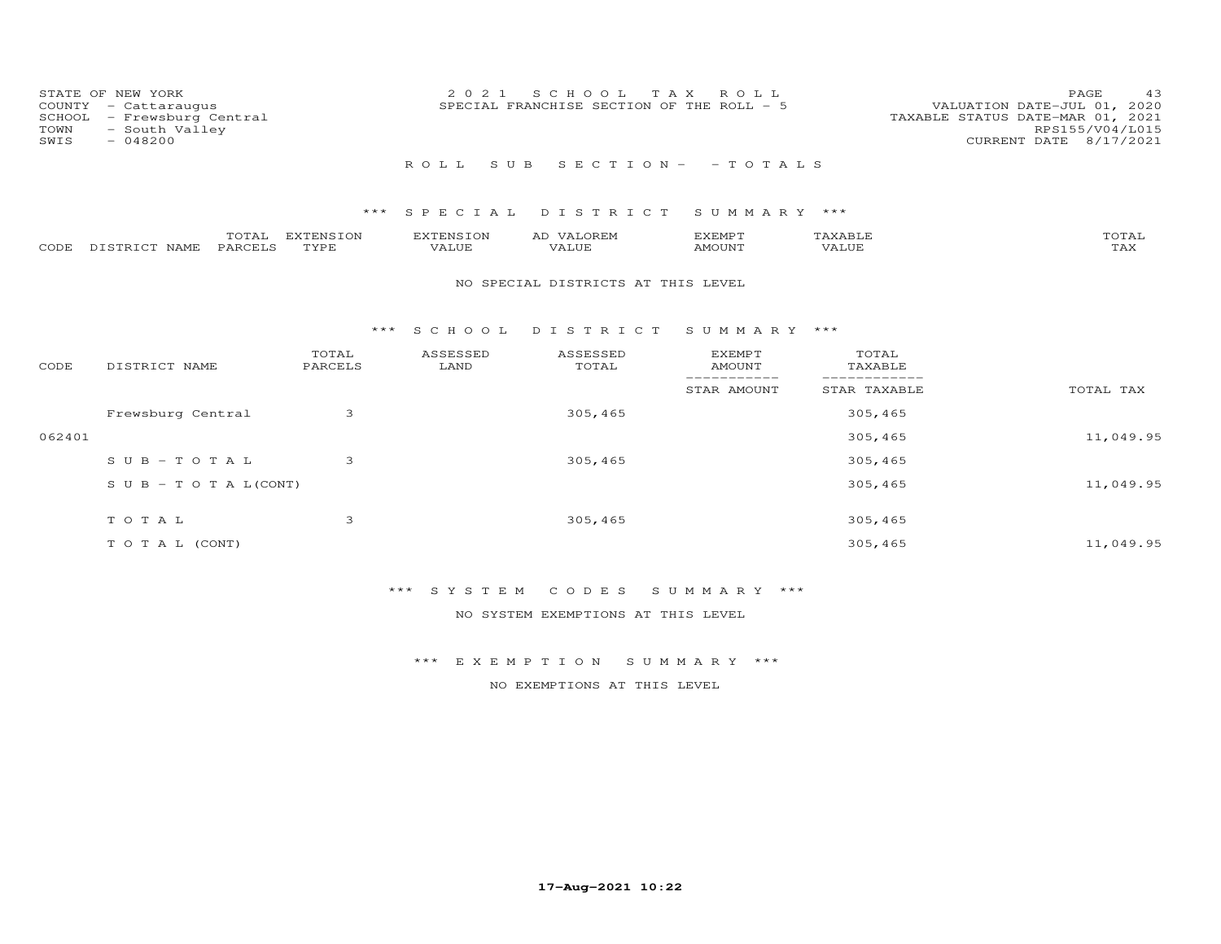STATE OF NEW YORK
COUNTY - Cattaraugus
SCHOOL - Frewsburg Central
TOWN - South Valley
SWIS - 048200

2021 SCHOOL TAX ROLL
SPECIAL FRANCHISE SECTION OF THE ROLL - 5

VALUATION DATE-JUL 01, 2020
TAXABLE STATUS DATE-MAR 01, 2021
RPS155/V04/L015
CURRENT DATE 8/17/2021

ROLL SUB SECTION- - TOTALS

*** SPECIAL DISTRICT SUMMARY ***

| CODE | DISTRICT NAME | TOTAL PARCELS | EXTENSION TYPE | EXTENSION VALUE | AD VALOREM VALUE | EXEMPT AMOUNT | TAXABLE VALUE | TOTAL TAX |
|---|---|---|---|---|---|---|---|---|

NO SPECIAL DISTRICTS AT THIS LEVEL

*** SCHOOL DISTRICT SUMMARY ***

| CODE | DISTRICT NAME | TOTAL PARCELS | ASSESSED LAND | ASSESSED TOTAL | EXEMPT AMOUNT / STAR AMOUNT | TOTAL TAXABLE / STAR TAXABLE | TOTAL TAX |
|---|---|---|---|---|---|---|---|
| | Frewsburg Central | 3 | | 305,465 | | 305,465 | |
| 062401 | | | | | | 305,465 | 11,049.95 |
| | SUB-TOTAL | 3 | | 305,465 | | 305,465 | |
| | SUB-TOTAL(CONT) | | | | | 305,465 | 11,049.95 |
| | TOTAL | 3 | | 305,465 | | 305,465 | |
| | TOTAL (CONT) | | | | | 305,465 | 11,049.95 |

*** SYSTEM CODES SUMMARY ***

NO SYSTEM EXEMPTIONS AT THIS LEVEL

*** EXEMPTION SUMMARY ***

NO EXEMPTIONS AT THIS LEVEL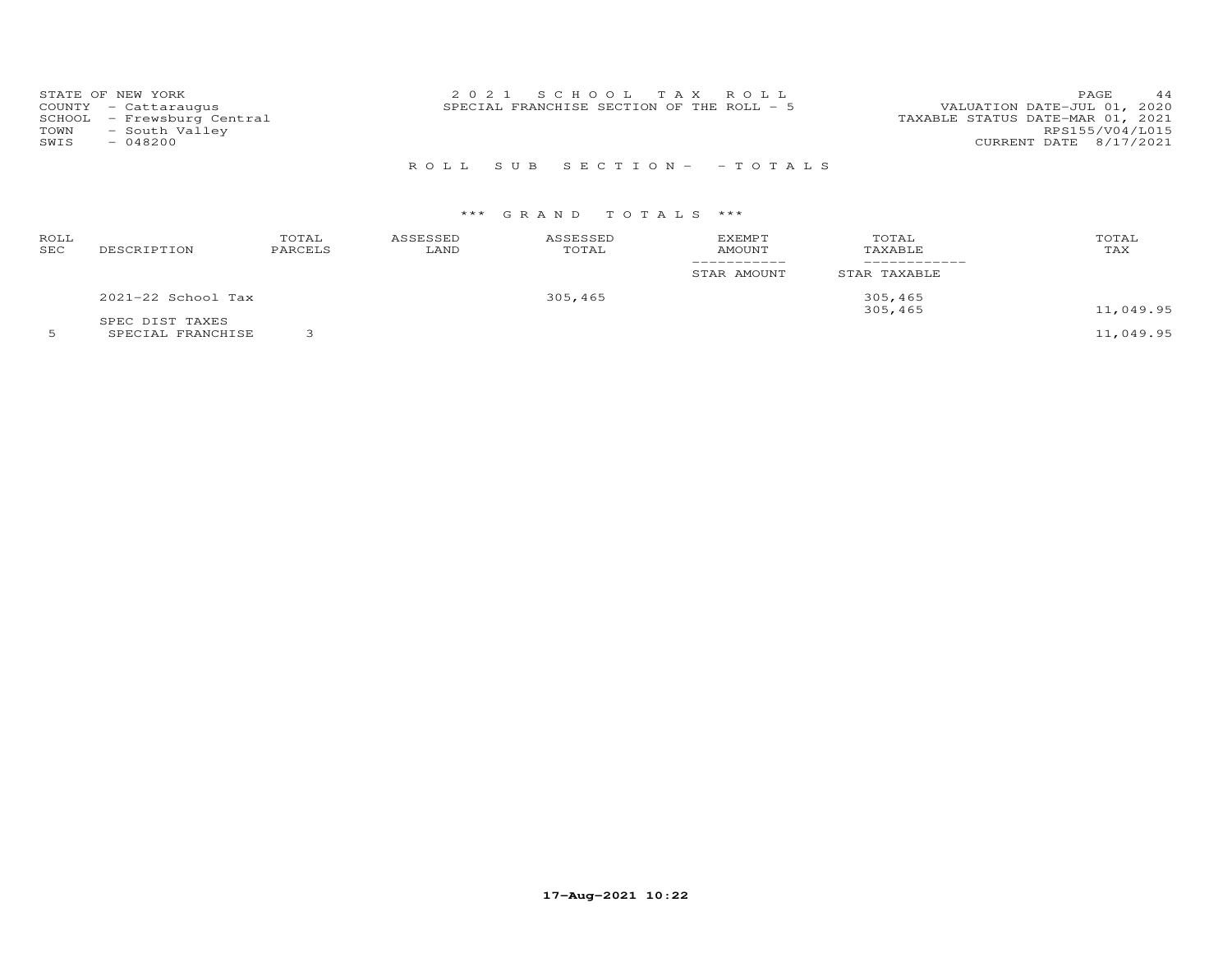STATE OF NEW YORK
COUNTY - Cattaraugus
SCHOOL - Frewsburg Central
TOWN - South Valley
SWIS - 048200

2021 SCHOOL TAX ROLL
SPECIAL FRANCHISE SECTION OF THE ROLL - 5

VALUATION DATE-JUL 01, 2020
TAXABLE STATUS DATE-MAR 01, 2021
RPS155/V04/L015
CURRENT DATE 8/17/2021

ROLL SUB SECTION- - TOTALS

*** GRAND TOTALS ***

| ROLL SEC | DESCRIPTION | TOTAL PARCELS | ASSESSED LAND | ASSESSED TOTAL | EXEMPT AMOUNT / STAR AMOUNT | TOTAL TAXABLE / STAR TAXABLE | TOTAL TAX |
|---|---|---|---|---|---|---|---|
| | 2021-22 School Tax | | | 305,465 | | 305,465 | |
| | | | | | | 305,465 | 11,049.95 |
| | SPEC DIST TAXES | | | | | | |
| 5 | SPECIAL FRANCHISE | 3 | | | | | 11,049.95 |

17-Aug-2021 10:22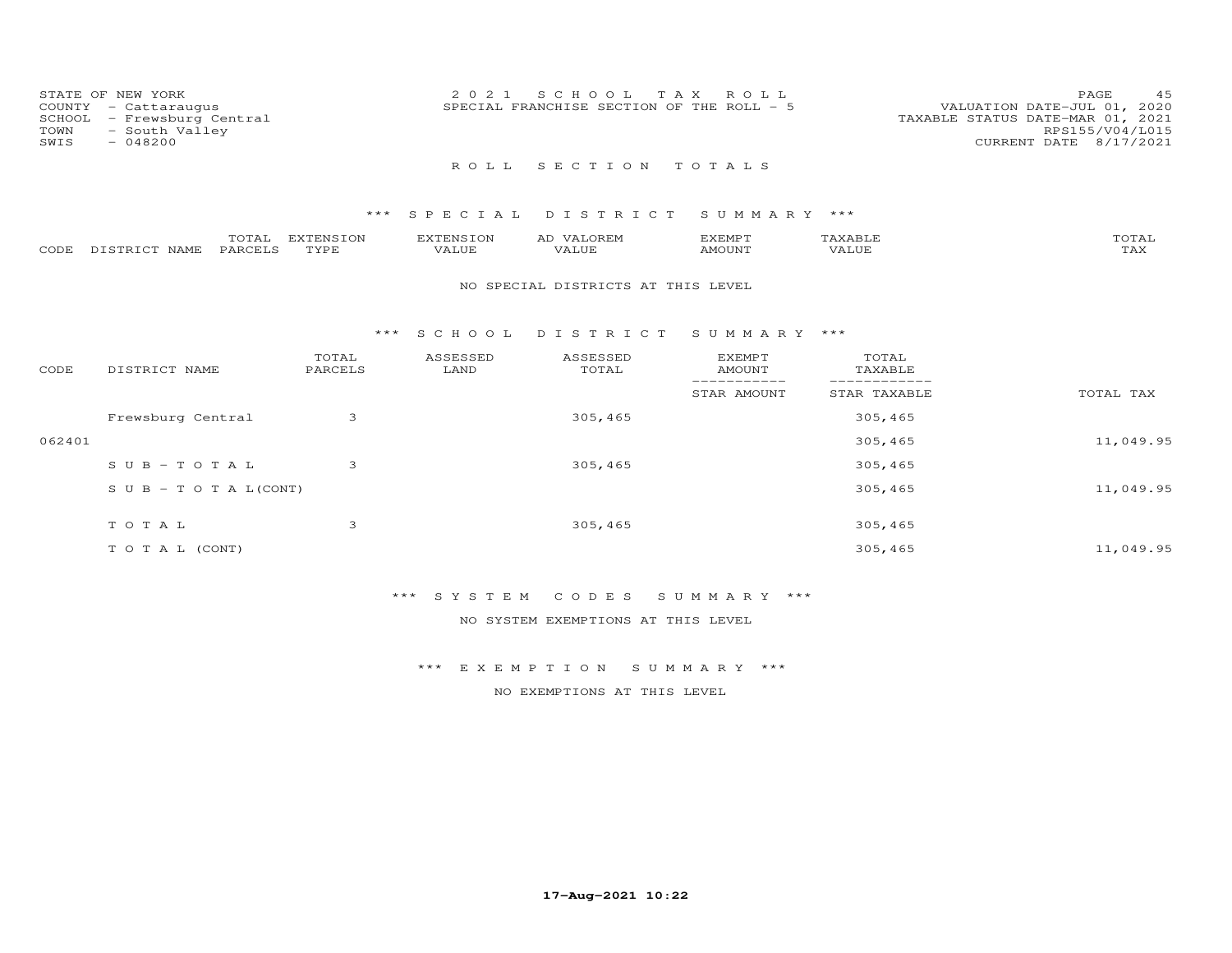STATE OF NEW YORK
COUNTY - Cattaraugus
SCHOOL - Frewsburg Central
TOWN - South Valley
SWIS - 048200

2021 SCHOOL TAX ROLL
SPECIAL FRANCHISE SECTION OF THE ROLL - 5

VALUATION DATE-JUL 01, 2020
TAXABLE STATUS DATE-MAR 01, 2021
RPS155/V04/L015
CURRENT DATE 8/17/2021

## ROLL SECTION TOTALS

### *** SPECIAL DISTRICT SUMMARY ***

| CODE | DISTRICT NAME | TOTAL PARCELS | EXTENSION TYPE | EXTENSION VALUE | AD VALOREM VALUE | EXEMPT AMOUNT | TAXABLE VALUE | TOTAL TAX |
|---|---|---|---|---|---|---|---|---|

NO SPECIAL DISTRICTS AT THIS LEVEL

### *** SCHOOL DISTRICT SUMMARY ***

| CODE | DISTRICT NAME | TOTAL PARCELS | ASSESSED LAND | ASSESSED TOTAL | EXEMPT AMOUNT / STAR AMOUNT | TOTAL TAXABLE / STAR TAXABLE | TOTAL TAX |
|---|---|---|---|---|---|---|---|
| | Frewsburg Central | 3 | | 305,465 | | 305,465 | |
| 062401 | | | | | | 305,465 | 11,049.95 |
| | SUB-TOTAL | 3 | | 305,465 | | 305,465 | |
| | SUB-TOTAL(CONT) | | | | | 305,465 | 11,049.95 |
| | TOTAL | 3 | | 305,465 | | 305,465 | |
| | TOTAL (CONT) | | | | | 305,465 | 11,049.95 |

### *** SYSTEM CODES SUMMARY ***

NO SYSTEM EXEMPTIONS AT THIS LEVEL

### *** EXEMPTION SUMMARY ***

NO EXEMPTIONS AT THIS LEVEL

17-Aug-2021 10:22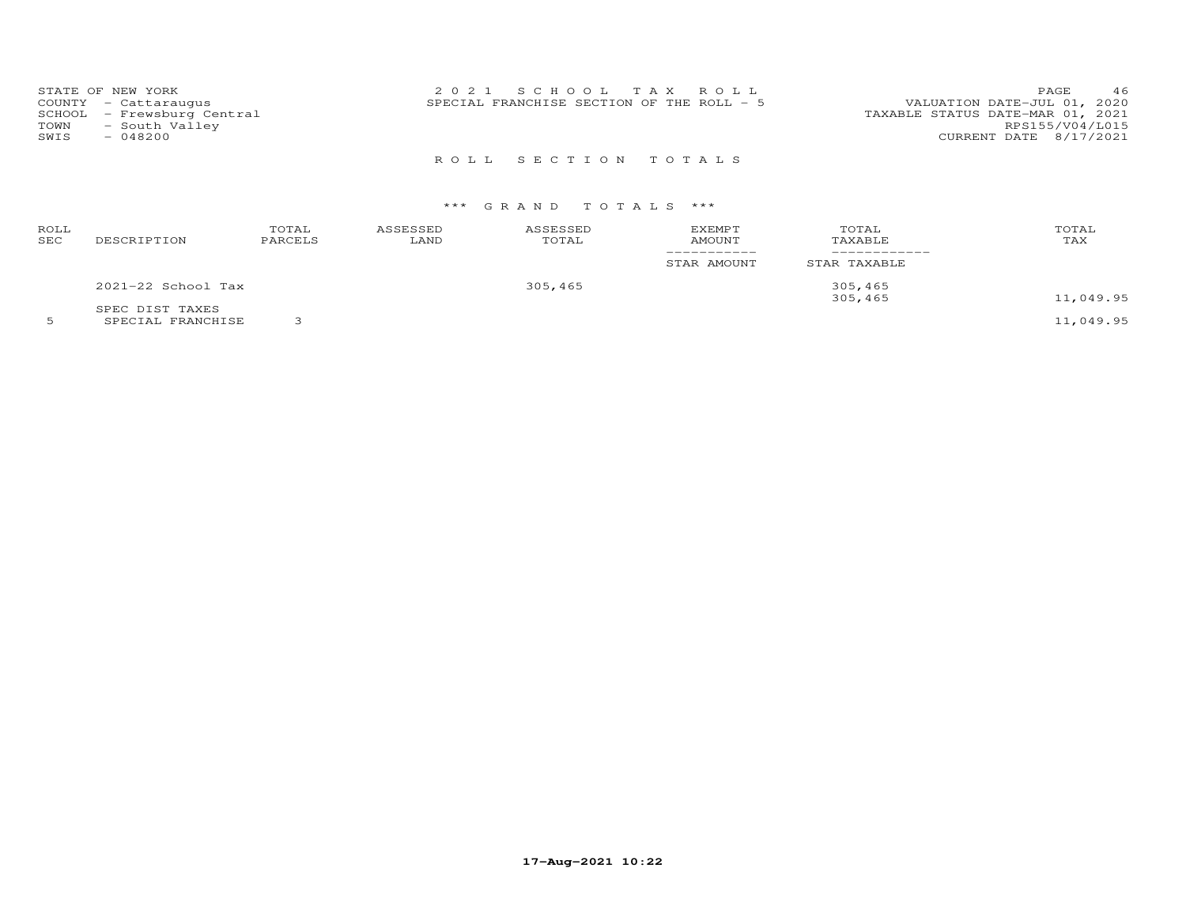STATE OF NEW YORK
COUNTY - Cattaraugus
SCHOOL - Frewsburg Central
TOWN - South Valley
SWIS - 048200

2 0 2 1 S C H O O L T A X R O L L
SPECIAL FRANCHISE SECTION OF THE ROLL - 5

VALUATION DATE-JUL 01, 2020
TAXABLE STATUS DATE-MAR 01, 2021
RPS155/V04/L015
CURRENT DATE 8/17/2021

R O L L S E C T I O N T O T A L S

*** G R A N D T O T A L S ***

| ROLL SEC | DESCRIPTION | TOTAL PARCELS | ASSESSED LAND | ASSESSED TOTAL | EXEMPT AMOUNT / STAR AMOUNT | TOTAL TAXABLE / STAR TAXABLE | TOTAL TAX |
|---|---|---|---|---|---|---|---|
| | 2021-22 School Tax | | | 305,465 | | 305,465 | |
| | | | | | | 305,465 | 11,049.95 |
| | SPEC DIST TAXES | | | | | | |
| 5 | SPECIAL FRANCHISE | 3 | | | | | 11,049.95 |

17-Aug-2021 10:22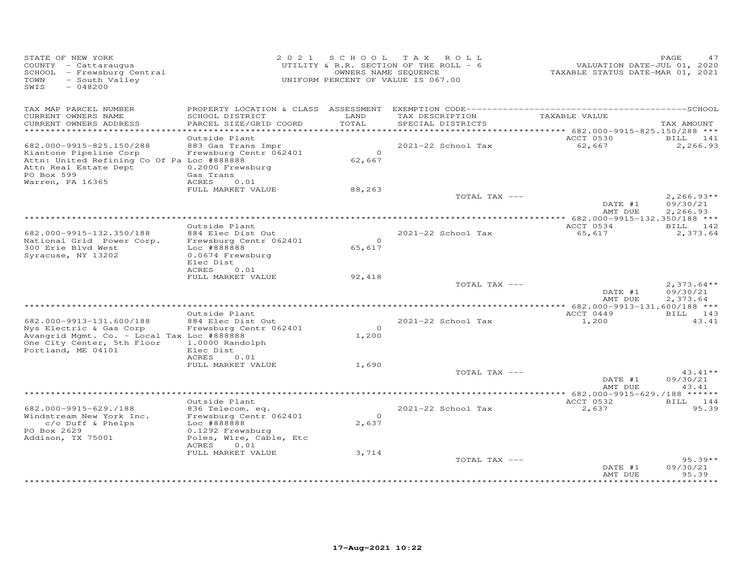STATE OF NEW YORK
COUNTY - Cattaraugus
SCHOOL - Frewsburg Central
TOWN - South Valley
SWIS - 048200

2021 SCHOOL TAX ROLL
UTILITY & R.R. SECTION OF THE ROLL - 6
OWNERS NAME SEQUENCE
UNIFORM PERCENT OF VALUE IS 067.00

VALUATION DATE-JUL 01, 2020
TAXABLE STATUS DATE-MAR 01, 2021

| TAX MAP PARCEL NUMBER / CURRENT OWNERS NAME / CURRENT OWNERS ADDRESS | PROPERTY LOCATION & CLASS / SCHOOL DISTRICT / PARCEL SIZE/GRID COORD | ASSESSMENT LAND / TOTAL | EXEMPTION CODE / TAX DESCRIPTION / SPECIAL DISTRICTS | TAXABLE VALUE | TAX AMOUNT |
|---|---|---|---|---|---|
| **682.000-9915-825.150/288** | Outside Plant | | | ACCT 0530 | BILL 141 |
| 682.000-9915-825.150/288 | 883 Gas Trans Impr | | | | |
| Kiantone Pipeline Corp | Frewsburg Centr 062401 | 0 | 2021-22 School Tax | 62,667 | 2,266.93 |
| Attn: United Refining Co Of Pa | Loc #888888 | 62,667 | | | |
| Attn Real Estate Dept | 0.2000 Frewsburg | | | | |
| PO Box 599 | Gas Trans | | | | |
| Warren, PA 16365 | ACRES 0.01 | | | | |
| | FULL MARKET VALUE | 88,263 | | | |
| | | | TOTAL TAX --- | | 2,266.93** |
| | | | | DATE #1 | 09/30/21 |
| | | | | AMT DUE | 2,266.93 |
| **682.000-9915-132.350/188** | Outside Plant | | | ACCT 0534 | BILL 142 |
| 682.000-9915-132.350/188 | 884 Elec Dist Out | | | | |
| National Grid Power Corp. | Frewsburg Centr 062401 | 0 | 2021-22 School Tax | 65,617 | 2,373.64 |
| 300 Erie Blvd West | Loc #888888 | 65,617 | | | |
| Syracuse, NY 13202 | 0.0674 Frewsburg | | | | |
| | Elec Dist | | | | |
| | ACRES 0.01 | | | | |
| | FULL MARKET VALUE | 92,418 | | | |
| | | | TOTAL TAX --- | | 2,373.64** |
| | | | | DATE #1 | 09/30/21 |
| | | | | AMT DUE | 2,373.64 |
| **682.000-9913-131.600/188** | Outside Plant | | | ACCT 0449 | BILL 143 |
| 682.000-9913-131.600/188 | 884 Elec Dist Out | | | | |
| Nys Electric & Gas Corp | Frewsburg Centr 062401 | 0 | 2021-22 School Tax | 1,200 | 43.41 |
| Avangrid Mgmt. Co. - Local Tax | Loc #888888 | 1,200 | | | |
| One City Center, 5th Floor | 1.0000 Randolph | | | | |
| Portland, ME 04101 | Elec Dist | | | | |
| | ACRES 0.01 | | | | |
| | FULL MARKET VALUE | 1,690 | | | |
| | | | TOTAL TAX --- | | 43.41** |
| | | | | DATE #1 | 09/30/21 |
| | | | | AMT DUE | 43.41 |
| **682.000-9915-629./188** | Outside Plant | | | ACCT 0532 | BILL 144 |
| 682.000-9915-629./188 | 836 Telecom. eq. | | | | |
| Windstream New York Inc. | Frewsburg Centr 062401 | 0 | 2021-22 School Tax | 2,637 | 95.39 |
| c/o Duff & Phelps | Loc #888888 | 2,637 | | | |
| PO Box 2629 | 0.1292 Frewsburg | | | | |
| Addison, TX 75001 | Poles, Wire, Cable, Etc | | | | |
| | ACRES 0.01 | | | | |
| | FULL MARKET VALUE | 3,714 | | | |
| | | | TOTAL TAX --- | | 95.39** |
| | | | | DATE #1 | 09/30/21 |
| | | | | AMT DUE | 95.39 |

17-Aug-2021 10:22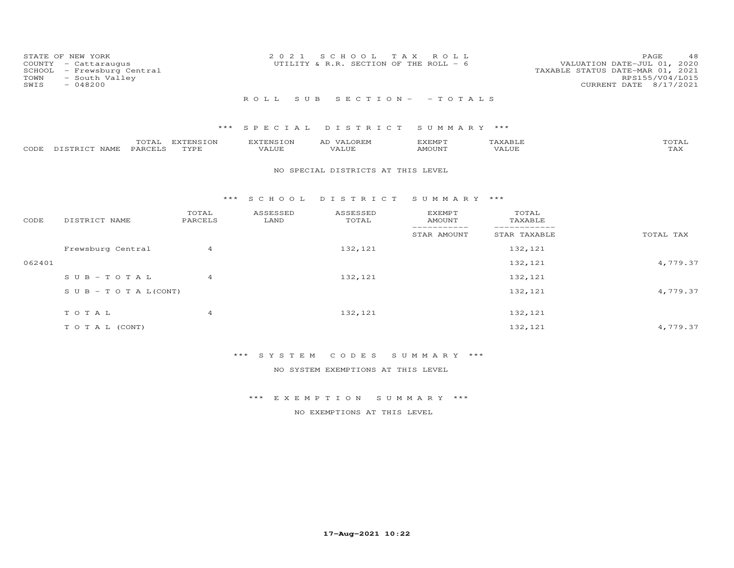STATE OF NEW YORK
COUNTY - Cattaraugus
SCHOOL - Frewsburg Central
TOWN - South Valley
SWIS - 048200

2021 SCHOOL TAX ROLL
UTILITY & R.R. SECTION OF THE ROLL - 6

VALUATION DATE-JUL 01, 2020
TAXABLE STATUS DATE-MAR 01, 2021
RPS155/V04/L015
CURRENT DATE 8/17/2021

## ROLL SUB SECTION - - TOTALS

### *** SPECIAL DISTRICT SUMMARY ***

| CODE | DISTRICT NAME | TOTAL PARCELS | EXTENSION TYPE | EXTENSION VALUE | AD VALOREM VALUE | EXEMPT AMOUNT | TAXABLE VALUE | TOTAL TAX |
|---|---|---|---|---|---|---|---|---|

NO SPECIAL DISTRICTS AT THIS LEVEL

### *** SCHOOL DISTRICT SUMMARY ***

| CODE | DISTRICT NAME | TOTAL PARCELS | ASSESSED LAND | ASSESSED TOTAL | EXEMPT AMOUNT / STAR AMOUNT | TOTAL TAXABLE / STAR TAXABLE | TOTAL TAX |
|---|---|---|---|---|---|---|---|
| | Frewsburg Central | 4 | | 132,121 | | 132,121 | |
| 062401 | | | | | | 132,121 | 4,779.37 |
| | SUB-TOTAL | 4 | | 132,121 | | 132,121 | |
| | SUB-TOTAL(CONT) | | | | | 132,121 | 4,779.37 |
| | TOTAL | 4 | | 132,121 | | 132,121 | |
| | TOTAL (CONT) | | | | | 132,121 | 4,779.37 |

### *** SYSTEM CODES SUMMARY ***

NO SYSTEM EXEMPTIONS AT THIS LEVEL

### *** EXEMPTION SUMMARY ***

NO EXEMPTIONS AT THIS LEVEL

17-Aug-2021 10:22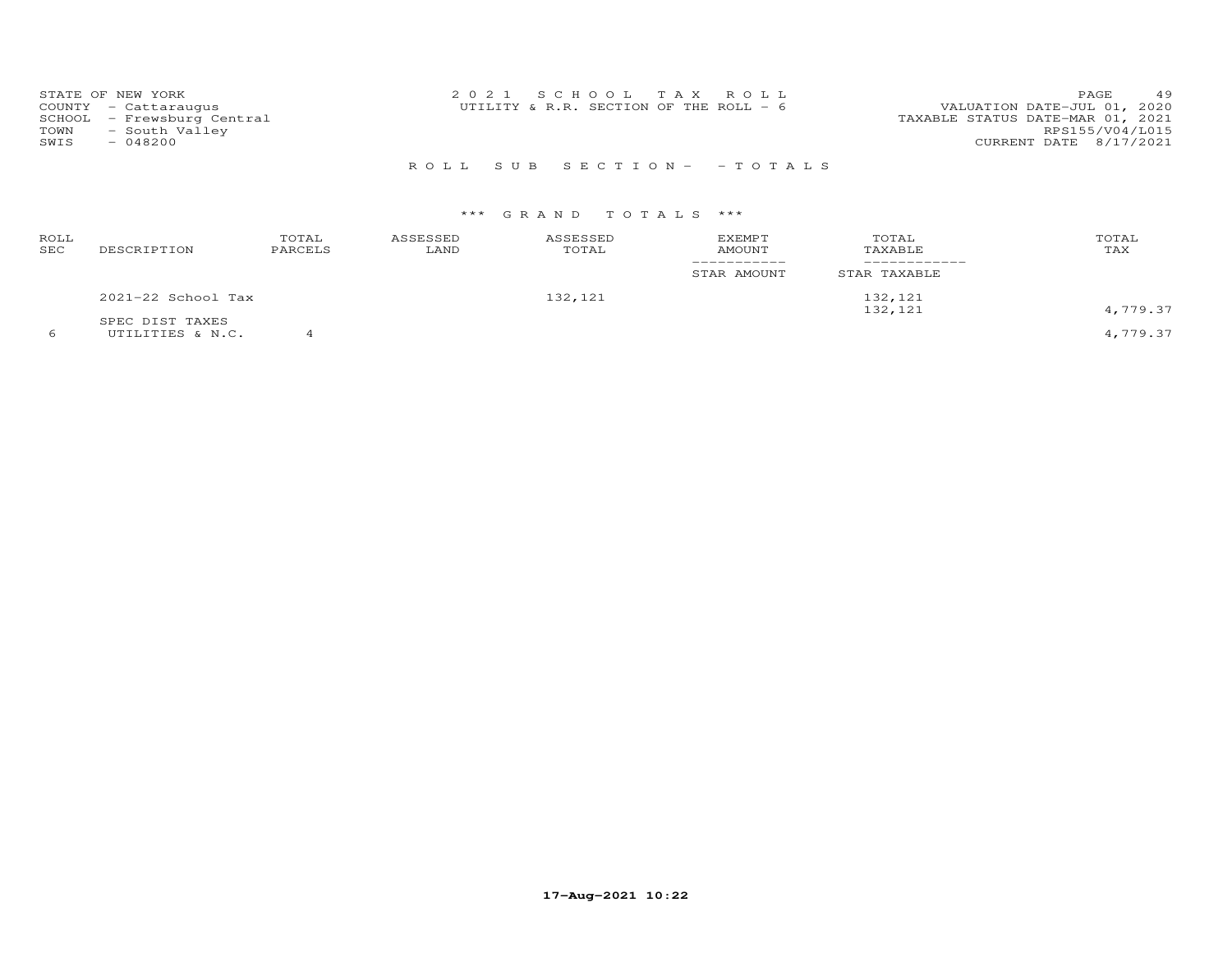STATE OF NEW YORK
COUNTY - Cattaraugus
SCHOOL - Frewsburg Central
TOWN - South Valley
SWIS - 048200

2 0 2 1 S C H O O L T A X R O L L
UTILITY & R.R. SECTION OF THE ROLL - 6

VALUATION DATE-JUL 01, 2020
TAXABLE STATUS DATE-MAR 01, 2021
RPS155/V04/L015
CURRENT DATE 8/17/2021

R O L L S U B S E C T I O N - - T O T A L S

\*\*\* G R A N D T O T A L S \*\*\*

| ROLL SEC | DESCRIPTION | TOTAL PARCELS | ASSESSED LAND | ASSESSED TOTAL | EXEMPT AMOUNT / STAR AMOUNT | TOTAL TAXABLE / STAR TAXABLE | TOTAL TAX |
|---|---|---|---|---|---|---|---|
| | 2021-22 School Tax | | | 132,121 | | 132,121 | |
| | | | | | | 132,121 | 4,779.37 |
| | SPEC DIST TAXES | | | | | | |
| 6 | UTILITIES & N.C. | 4 | | | | | 4,779.37 |

17-Aug-2021 10:22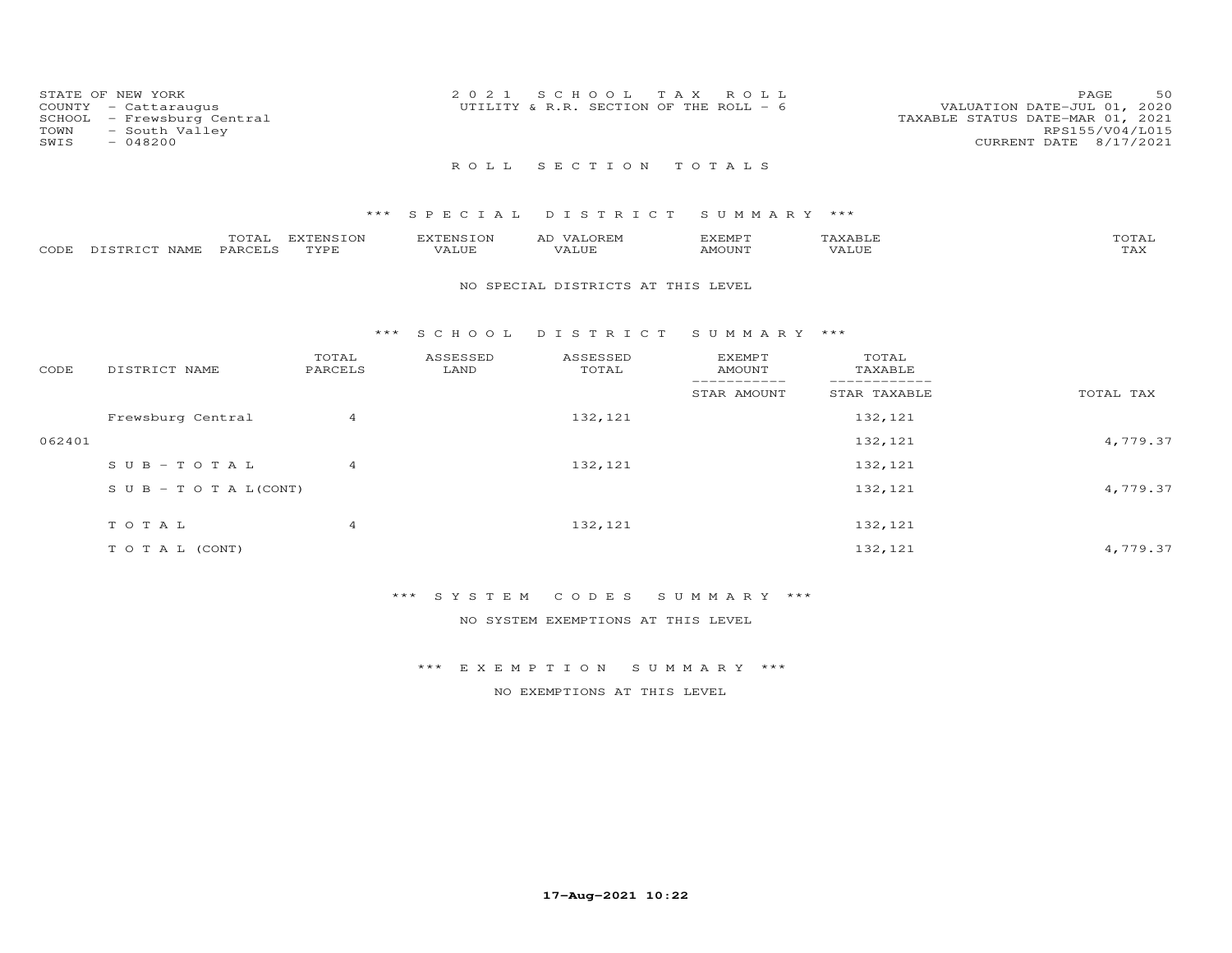STATE OF NEW YORK
COUNTY - Cattaraugus
SCHOOL - Frewsburg Central
TOWN - South Valley
SWIS - 048200

2021 SCHOOL TAX ROLL
UTILITY & R.R. SECTION OF THE ROLL - 6

VALUATION DATE-JUL 01, 2020
TAXABLE STATUS DATE-MAR 01, 2021
RPS155/V04/L015
CURRENT DATE 8/17/2021

## ROLL SECTION TOTALS

### *** SPECIAL DISTRICT SUMMARY ***

| CODE | DISTRICT NAME | TOTAL PARCELS | EXTENSION TYPE | EXTENSION VALUE | AD VALOREM VALUE | EXEMPT AMOUNT | TAXABLE VALUE | TOTAL TAX |
|---|---|---|---|---|---|---|---|---|

NO SPECIAL DISTRICTS AT THIS LEVEL

### *** SCHOOL DISTRICT SUMMARY ***

| CODE | DISTRICT NAME | TOTAL PARCELS | ASSESSED LAND | ASSESSED TOTAL | EXEMPT AMOUNT / STAR AMOUNT | TOTAL TAXABLE / STAR TAXABLE | TOTAL TAX |
|---|---|---|---|---|---|---|---|
| | Frewsburg Central | 4 | | 132,121 | | 132,121 | |
| 062401 | | | | | | 132,121 | 4,779.37 |
| | SUB-TOTAL | 4 | | 132,121 | | 132,121 | |
| | SUB-TOTAL(CONT) | | | | | 132,121 | 4,779.37 |
| | TOTAL | 4 | | 132,121 | | 132,121 | |
| | TOTAL (CONT) | | | | | 132,121 | 4,779.37 |

### *** SYSTEM CODES SUMMARY ***

NO SYSTEM EXEMPTIONS AT THIS LEVEL

### *** EXEMPTION SUMMARY ***

NO EXEMPTIONS AT THIS LEVEL

17-Aug-2021 10:22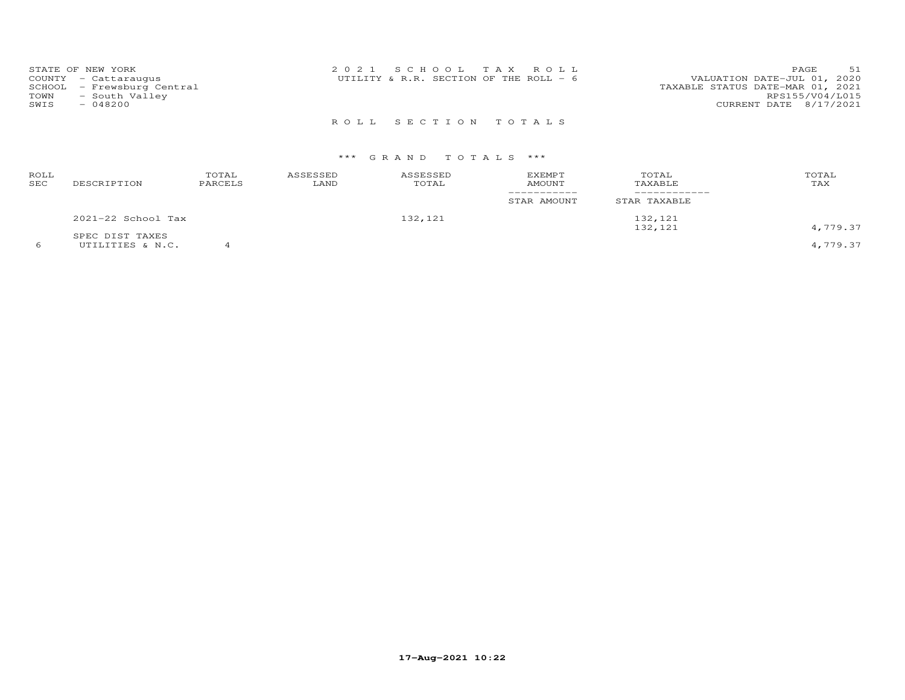STATE OF NEW YORK
COUNTY - Cattaraugus
SCHOOL - Frewsburg Central
TOWN - South Valley
SWIS - 048200

2 0 2 1 S C H O O L T A X R O L L
UTILITY & R.R. SECTION OF THE ROLL - 6

VALUATION DATE-JUL 01, 2020
TAXABLE STATUS DATE-MAR 01, 2021
RPS155/V04/L015
CURRENT DATE 8/17/2021

R O L L S E C T I O N T O T A L S

\*\*\* G R A N D T O T A L S \*\*\*

| ROLL SEC | DESCRIPTION | TOTAL PARCELS | ASSESSED LAND | ASSESSED TOTAL | EXEMPT AMOUNT / STAR AMOUNT | TOTAL TAXABLE / STAR TAXABLE | TOTAL TAX |
|---|---|---|---|---|---|---|---|
| | 2021-22 School Tax | | | 132,121 | | 132,121 | |
| | | | | | | 132,121 | 4,779.37 |
| | SPEC DIST TAXES | | | | | | |
| 6 | UTILITIES & N.C. | 4 | | | | | 4,779.37 |

17-Aug-2021 10:22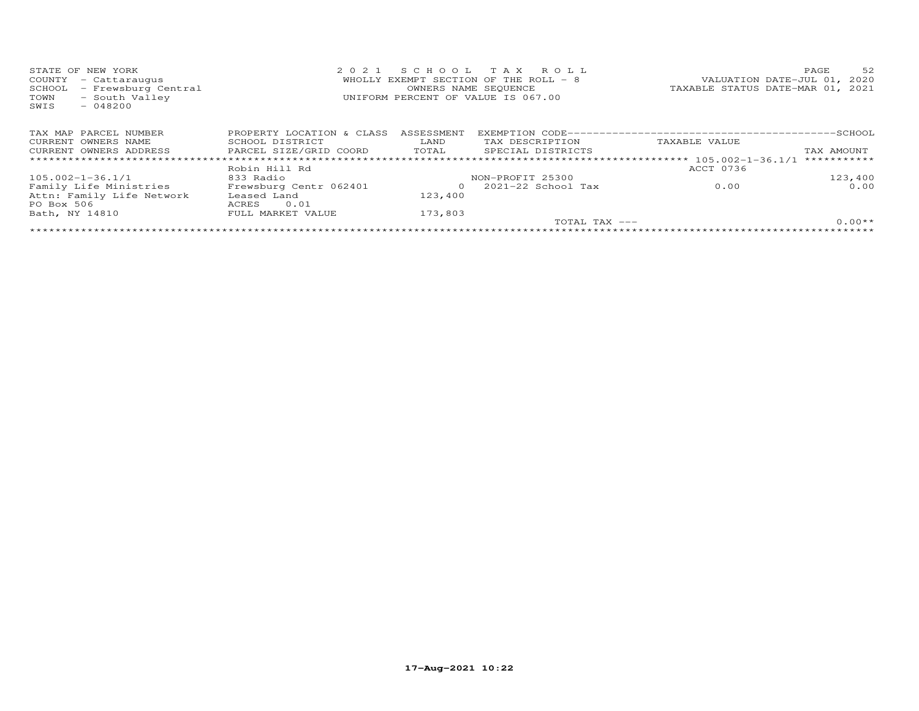STATE OF NEW YORK
COUNTY - Cattaraugus
SCHOOL - Frewsburg Central
TOWN - South Valley
SWIS - 048200

2 0 2 1 S C H O O L T A X R O L L
WHOLLY EXEMPT SECTION OF THE ROLL - 8
OWNERS NAME SEQUENCE
UNIFORM PERCENT OF VALUE IS 067.00

VALUATION DATE-JUL 01, 2020
TAXABLE STATUS DATE-MAR 01, 2021

| TAX MAP PARCEL NUMBER<br>CURRENT OWNERS NAME<br>CURRENT OWNERS ADDRESS | PROPERTY LOCATION & CLASS<br>SCHOOL DISTRICT<br>PARCEL SIZE/GRID COORD | ASSESSMENT<br>LAND<br>TOTAL | EXEMPTION CODE<br>TAX DESCRIPTION<br>SPECIAL DISTRICTS | TAXABLE VALUE | SCHOOL<br>TAX AMOUNT |
|---|---|---|---|---|---|
| 105.002-1-36.1/1 | Robin Hill Rd | | | ACCT 0736 | |
| | 833 Radio | | NON-PROFIT 25300 | | 123,400 |
| Family Life Ministries | Frewsburg Centr 062401 | 0 | 2021-22 School Tax | 0.00 | 0.00 |
| Attn: Family Life Network | Leased Land | 123,400 | | | |
| PO Box 506 | ACRES 0.01 | | | | |
| Bath, NY 14810 | FULL MARKET VALUE | 173,803 | | | |
| | | | TOTAL TAX --- | | 0.00** |

17-Aug-2021 10:22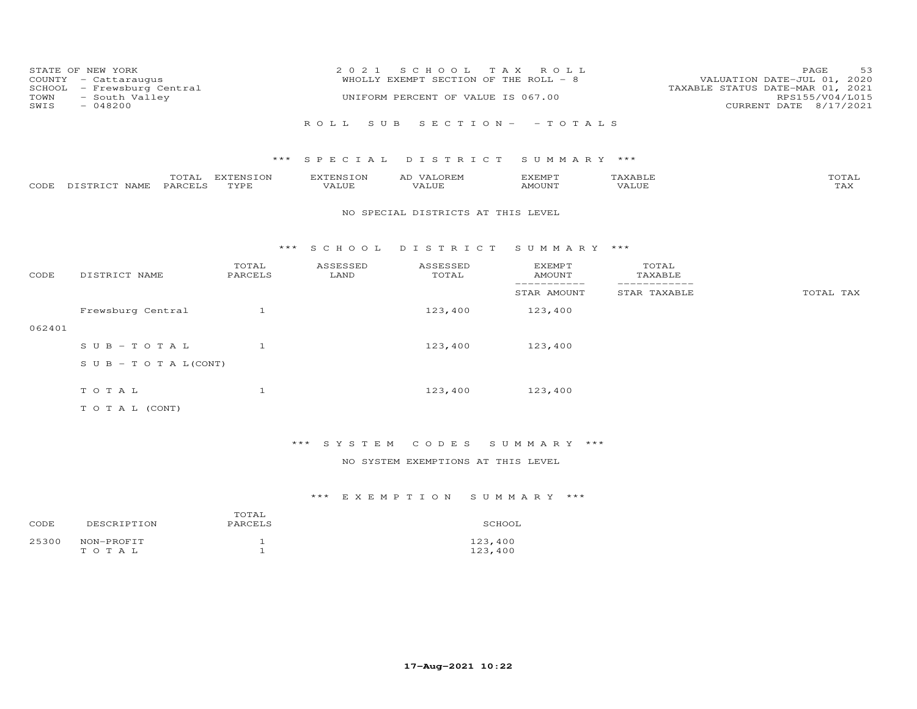STATE OF NEW YORK
COUNTY - Cattaraugus
SCHOOL - Frewsburg Central
TOWN - South Valley
SWIS - 048200

2021 SCHOOL TAX ROLL
WHOLLY EXEMPT SECTION OF THE ROLL - 8
UNIFORM PERCENT OF VALUE IS 067.00

VALUATION DATE-JUL 01, 2020
TAXABLE STATUS DATE-MAR 01, 2021
RPS155/V04/L015
CURRENT DATE 8/17/2021

ROLL SUB SECTION- - TOTALS

### *** SPECIAL DISTRICT SUMMARY ***

| CODE | DISTRICT NAME | TOTAL PARCELS | EXTENSION TYPE | EXTENSION VALUE | AD VALOREM VALUE | EXEMPT AMOUNT | TAXABLE VALUE | TOTAL TAX |
|---|---|---|---|---|---|---|---|---|

NO SPECIAL DISTRICTS AT THIS LEVEL

### *** SCHOOL DISTRICT SUMMARY ***

| CODE | DISTRICT NAME | TOTAL PARCELS | ASSESSED LAND | ASSESSED TOTAL | EXEMPT AMOUNT / STAR AMOUNT | TOTAL TAXABLE / STAR TAXABLE | TOTAL TAX |
|---|---|---|---|---|---|---|---|
| 062401 | Frewsburg Central | 1 | | 123,400 | 123,400 | | |
| | SUB-TOTAL | 1 | | 123,400 | 123,400 | | |
| | SUB-TOTAL(CONT) | | | | | | |
| | TOTAL | 1 | | 123,400 | 123,400 | | |
| | TOTAL (CONT) | | | | | | |

### *** SYSTEM CODES SUMMARY ***

NO SYSTEM EXEMPTIONS AT THIS LEVEL

### *** EXEMPTION SUMMARY ***

| CODE | DESCRIPTION | TOTAL PARCELS | SCHOOL |
|---|---|---|---|
| 25300 | NON-PROFIT | 1 | 123,400 |
| | TOTAL | 1 | 123,400 |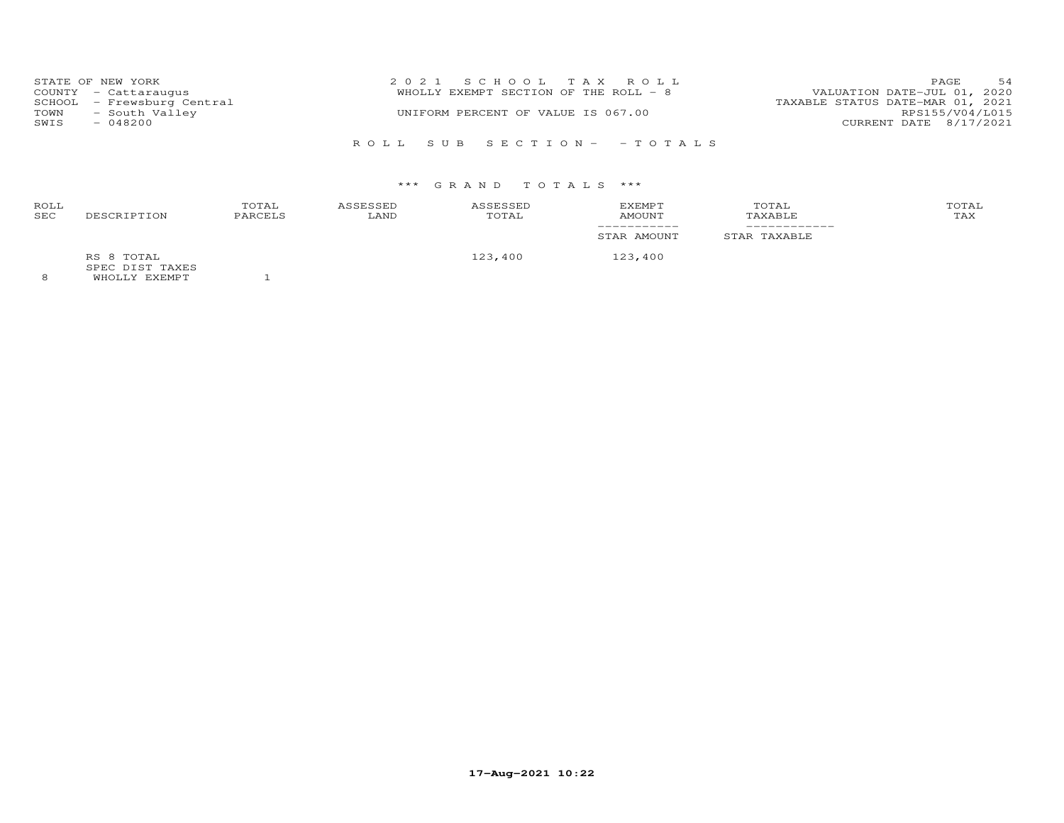STATE OF NEW YORK
COUNTY - Cattaraugus
SCHOOL - Frewsburg Central
TOWN - South Valley
SWIS - 048200

2 0 2 1 S C H O O L T A X R O L L
WHOLLY EXEMPT SECTION OF THE ROLL - 8
UNIFORM PERCENT OF VALUE IS 067.00

VALUATION DATE-JUL 01, 2020
TAXABLE STATUS DATE-MAR 01, 2021
RPS155/V04/L015
CURRENT DATE 8/17/2021

R O L L S U B S E C T I O N - - T O T A L S

\*\*\* G R A N D T O T A L S \*\*\*

| ROLL SEC | DESCRIPTION | TOTAL PARCELS | ASSESSED LAND | ASSESSED TOTAL | EXEMPT AMOUNT / STAR AMOUNT | TOTAL TAXABLE / STAR TAXABLE | TOTAL TAX |
|---|---|---|---|---|---|---|---|
| | RS 8 TOTAL | | | 123,400 | 123,400 | | |
| | SPEC DIST TAXES | | | | | | |
| 8 | WHOLLY EXEMPT | 1 | | | | | |

17-Aug-2021 10:22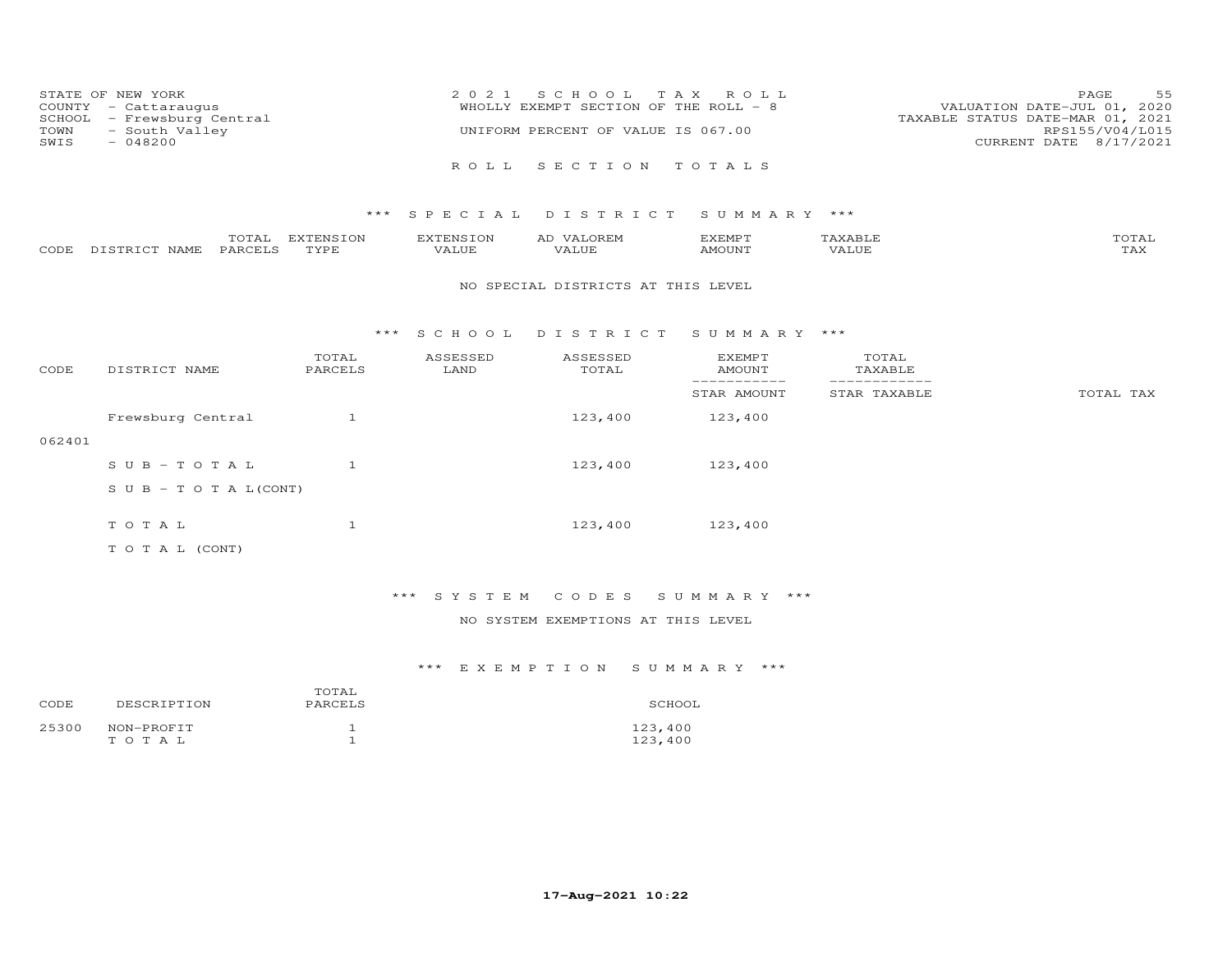STATE OF NEW YORK
COUNTY - Cattaraugus
SCHOOL - Frewsburg Central
TOWN - South Valley
SWIS - 048200

2021 SCHOOL TAX ROLL
WHOLLY EXEMPT SECTION OF THE ROLL - 8
UNIFORM PERCENT OF VALUE IS 067.00

VALUATION DATE-JUL 01, 2020
TAXABLE STATUS DATE-MAR 01, 2021
RPS155/V04/L015
CURRENT DATE 8/17/2021

## ROLL SECTION TOTALS

### *** SPECIAL DISTRICT SUMMARY ***

| CODE | DISTRICT NAME | TOTAL PARCELS | EXTENSION TYPE | EXTENSION VALUE | AD VALOREM VALUE | EXEMPT AMOUNT | TAXABLE VALUE | TOTAL TAX |
|---|---|---|---|---|---|---|---|---|

NO SPECIAL DISTRICTS AT THIS LEVEL

### *** SCHOOL DISTRICT SUMMARY ***

| CODE | DISTRICT NAME | TOTAL PARCELS | ASSESSED LAND | ASSESSED TOTAL | EXEMPT AMOUNT / STAR AMOUNT | TOTAL TAXABLE / STAR TAXABLE | TOTAL TAX |
|---|---|---|---|---|---|---|---|
| 062401 | Frewsburg Central | 1 | | 123,400 | 123,400 | | |
| | S U B - T O T A L | 1 | | 123,400 | 123,400 | | |
| | S U B - T O T A L(CONT) | | | | | | |
| | T O T A L | 1 | | 123,400 | 123,400 | | |
| | T O T A L (CONT) | | | | | | |

### *** SYSTEM CODES SUMMARY ***

NO SYSTEM EXEMPTIONS AT THIS LEVEL

### *** EXEMPTION SUMMARY ***

| CODE | DESCRIPTION | TOTAL PARCELS | SCHOOL |
|---|---|---|---|
| 25300 | NON-PROFIT | 1 | 123,400 |
| | T O T A L | 1 | 123,400 |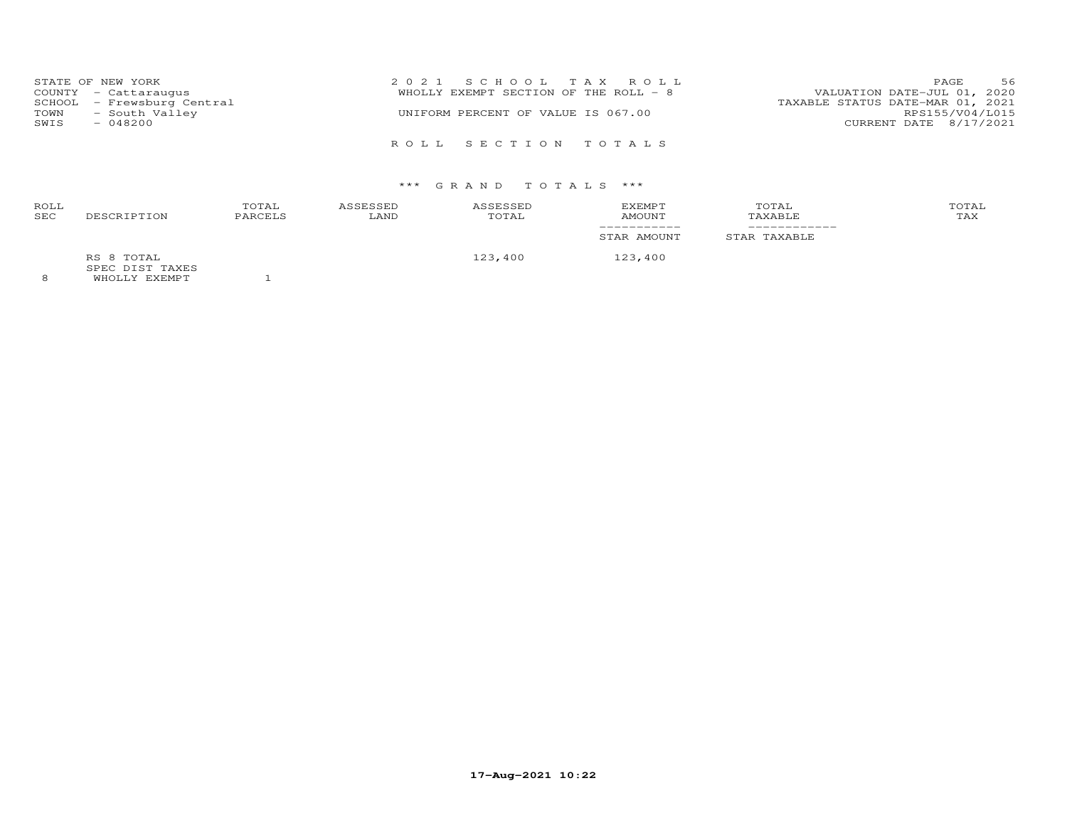STATE OF NEW YORK
COUNTY - Cattaraugus
SCHOOL - Frewsburg Central
TOWN - South Valley
SWIS - 048200

2021 SCHOOL TAX ROLL
WHOLLY EXEMPT SECTION OF THE ROLL - 8

UNIFORM PERCENT OF VALUE IS 067.00

VALUATION DATE-JUL 01, 2020
TAXABLE STATUS DATE-MAR 01, 2021
RPS155/V04/L015
CURRENT DATE 8/17/2021

ROLL SECTION TOTALS

*** GRAND TOTALS ***

| ROLL SEC | DESCRIPTION | TOTAL PARCELS | ASSESSED LAND | ASSESSED TOTAL | EXEMPT AMOUNT / STAR AMOUNT | TOTAL TAXABLE / STAR TAXABLE | TOTAL TAX |
|---|---|---|---|---|---|---|---|
| | RS 8 TOTAL | | | 123,400 | 123,400 | | |
| | SPEC DIST TAXES | | | | | | |
| 8 | WHOLLY EXEMPT | 1 | | | | | |

17-Aug-2021 10:22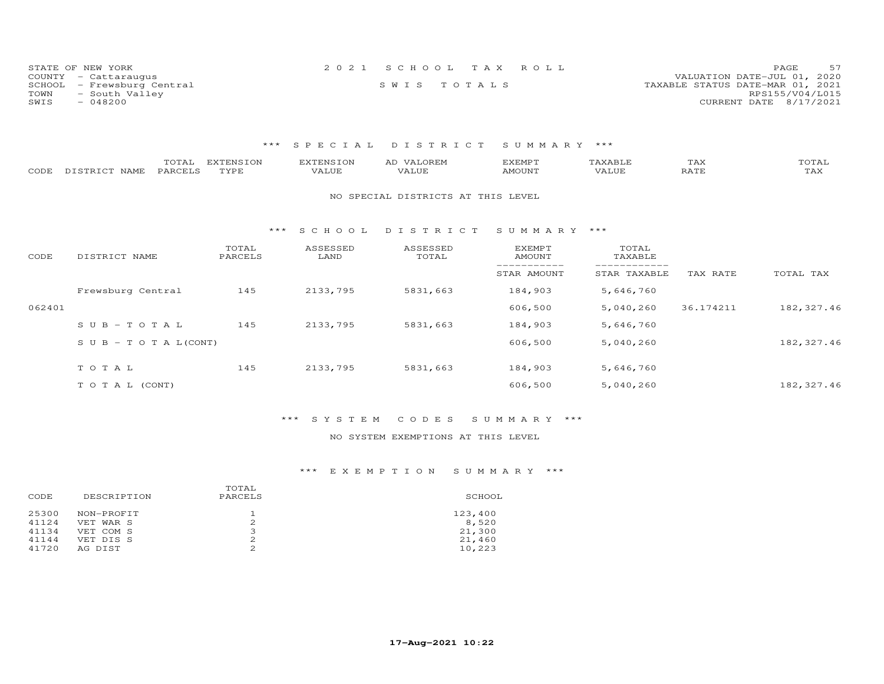STATE OF NEW YORK
COUNTY - Cattaraugus
SCHOOL - Frewsburg Central
TOWN - South Valley
SWIS - 048200

2 0 2 1 S C H O O L T A X R O L L

S W I S T O T A L S

VALUATION DATE-JUL 01, 2020
TAXABLE STATUS DATE-MAR 01, 2021
RPS155/V04/L015
CURRENT DATE 8/17/2021

### *** S P E C I A L D I S T R I C T S U M M A R Y ***

| CODE | DISTRICT NAME | TOTAL PARCELS | EXTENSION TYPE | EXTENSION VALUE | AD VALOREM VALUE | EXEMPT AMOUNT | TAXABLE VALUE | TAX RATE | TOTAL TAX |
|---|---|---|---|---|---|---|---|---|---|

NO SPECIAL DISTRICTS AT THIS LEVEL

### *** S C H O O L D I S T R I C T S U M M A R Y ***

| CODE | DISTRICT NAME | TOTAL PARCELS | ASSESSED LAND | ASSESSED TOTAL | EXEMPT AMOUNT / STAR AMOUNT | TOTAL TAXABLE / STAR TAXABLE | TAX RATE | TOTAL TAX |
|---|---|---|---|---|---|---|---|---|
| | Frewsburg Central | 145 | 2133,795 | 5831,663 | 184,903 | 5,646,760 | | |
| 062401 | | | | | 606,500 | 5,040,260 | 36.174211 | 182,327.46 |
| | S U B - T O T A L | 145 | 2133,795 | 5831,663 | 184,903 | 5,646,760 | | |
| | S U B - T O T A L(CONT) | | | | 606,500 | 5,040,260 | | 182,327.46 |
| | T O T A L | 145 | 2133,795 | 5831,663 | 184,903 | 5,646,760 | | |
| | T O T A L (CONT) | | | | 606,500 | 5,040,260 | | 182,327.46 |

### *** S Y S T E M C O D E S S U M M A R Y ***

NO SYSTEM EXEMPTIONS AT THIS LEVEL

### *** E X E M P T I O N S U M M A R Y ***

| CODE | DESCRIPTION | TOTAL PARCELS | SCHOOL |
|---|---|---|---|
| 25300 | NON-PROFIT | 1 | 123,400 |
| 41124 | VET WAR S | 2 | 8,520 |
| 41134 | VET COM S | 3 | 21,300 |
| 41144 | VET DIS S | 2 | 21,460 |
| 41720 | AG DIST | 2 | 10,223 |

17-Aug-2021 10:22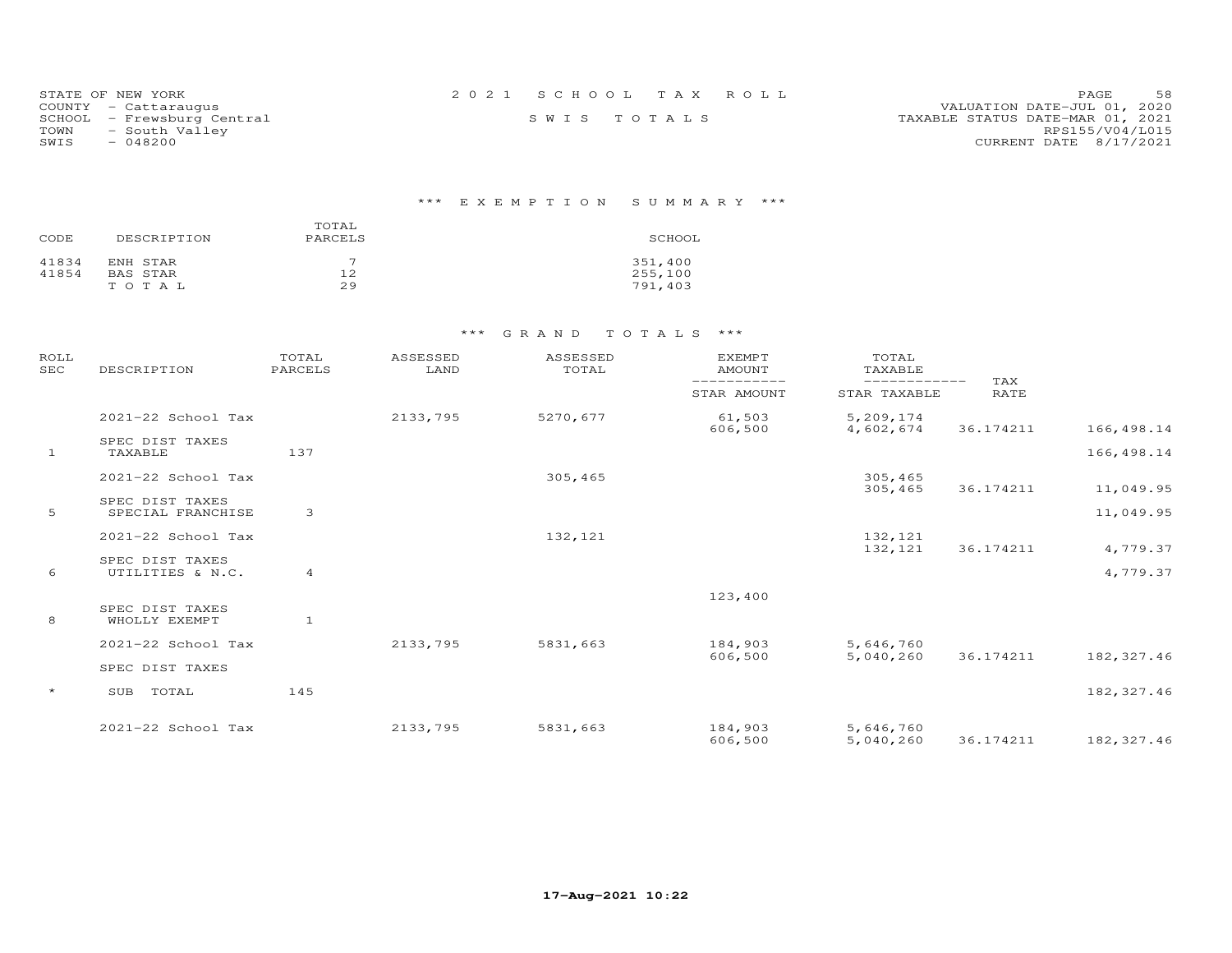STATE OF NEW YORK
COUNTY - Cattaraugus
SCHOOL - Frewsburg Central
TOWN - South Valley
SWIS - 048200

2 0 2 1 S C H O O L T A X R O L L
S W I S T O T A L S

VALUATION DATE-JUL 01, 2020
TAXABLE STATUS DATE-MAR 01, 2021
RPS155/V04/L015
CURRENT DATE 8/17/2021

## *** E X E M P T I O N S U M M A R Y ***

| CODE | DESCRIPTION | TOTAL PARCELS | SCHOOL |
|---|---|---|---|
| 41834 | ENH STAR | 7 | 351,400 |
| 41854 | BAS STAR | 12 | 255,100 |
| | T O T A L | 29 | 791,403 |

## *** G R A N D T O T A L S ***

| ROLL SEC | DESCRIPTION | TOTAL PARCELS | ASSESSED LAND | ASSESSED TOTAL | EXEMPT AMOUNT / STAR AMOUNT | TOTAL TAXABLE / STAR TAXABLE | TAX RATE | |
|---|---|---|---|---|---|---|---|---|
| | 2021-22 School Tax | | 2133,795 | 5270,677 | 61,503 | 5,209,174 | | |
| | | | | | 606,500 | 4,602,674 | 36.174211 | 166,498.14 |
| | SPEC DIST TAXES | | | | | | | |
| 1 | TAXABLE | 137 | | | | | | 166,498.14 |
| | 2021-22 School Tax | | | 305,465 | | 305,465 | | |
| | | | | | | 305,465 | 36.174211 | 11,049.95 |
| | SPEC DIST TAXES | | | | | | | |
| 5 | SPECIAL FRANCHISE | 3 | | | | | | 11,049.95 |
| | 2021-22 School Tax | | | 132,121 | | 132,121 | | |
| | | | | | | 132,121 | 36.174211 | 4,779.37 |
| | SPEC DIST TAXES | | | | | | | |
| 6 | UTILITIES & N.C. | 4 | | | | | | 4,779.37 |
| | | | | | 123,400 | | | |
| | SPEC DIST TAXES | | | | | | | |
| 8 | WHOLLY EXEMPT | 1 | | | | | | |
| | 2021-22 School Tax | | 2133,795 | 5831,663 | 184,903 | 5,646,760 | | |
| | | | | | 606,500 | 5,040,260 | 36.174211 | 182,327.46 |
| | SPEC DIST TAXES | | | | | | | |
| * | SUB TOTAL | 145 | | | | | | 182,327.46 |
| | 2021-22 School Tax | | 2133,795 | 5831,663 | 184,903 | 5,646,760 | | |
| | | | | | 606,500 | 5,040,260 | 36.174211 | 182,327.46 |

17-Aug-2021 10:22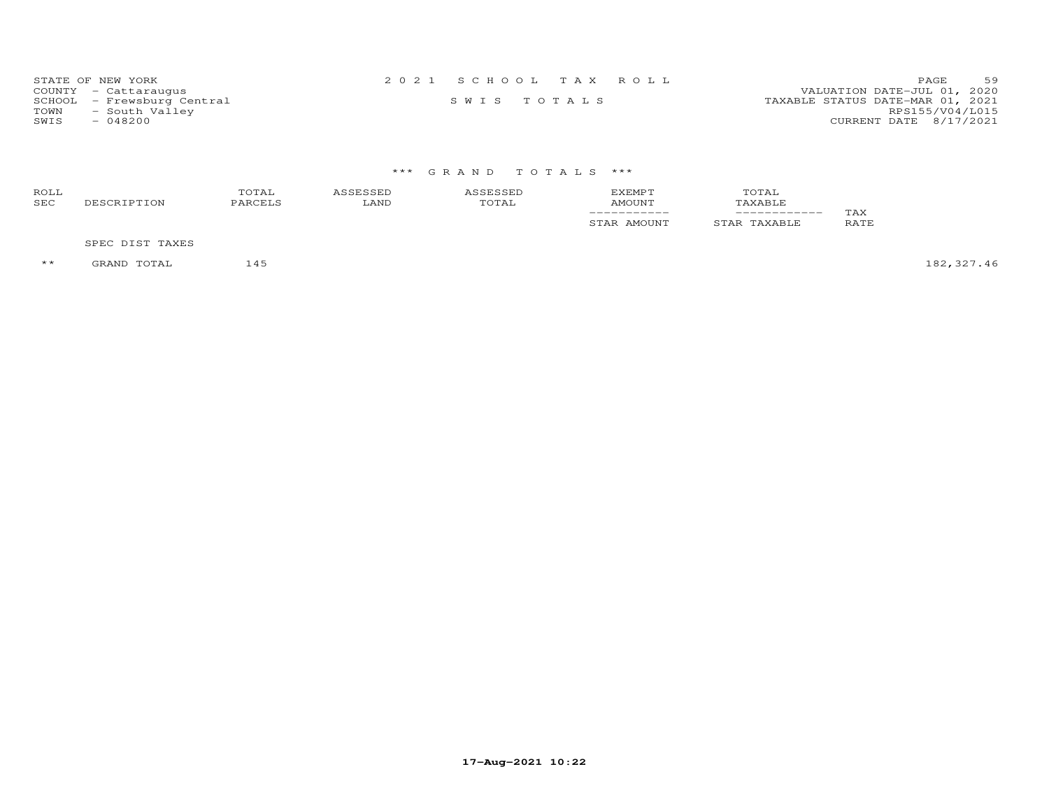STATE OF NEW YORK
COUNTY - Cattaraugus
SCHOOL - Frewsburg Central
TOWN - South Valley
SWIS - 048200

# 2 0 2 1 S C H O O L T A X R O L L

S W I S T O T A L S

VALUATION DATE-JUL 01, 2020
TAXABLE STATUS DATE-MAR 01, 2021
RPS155/V04/L015
CURRENT DATE 8/17/2021

## *** G R A N D T O T A L S ***

| ROLL SEC | DESCRIPTION | TOTAL PARCELS | ASSESSED LAND | ASSESSED TOTAL | EXEMPT AMOUNT / STAR AMOUNT | TOTAL TAXABLE / STAR TAXABLE | TAX RATE | |
|---|---|---|---|---|---|---|---|---|
| | SPEC DIST TAXES | | | | | | | |
| ** | GRAND TOTAL | 145 | | | | | | 182,327.46 |

17-Aug-2021 10:22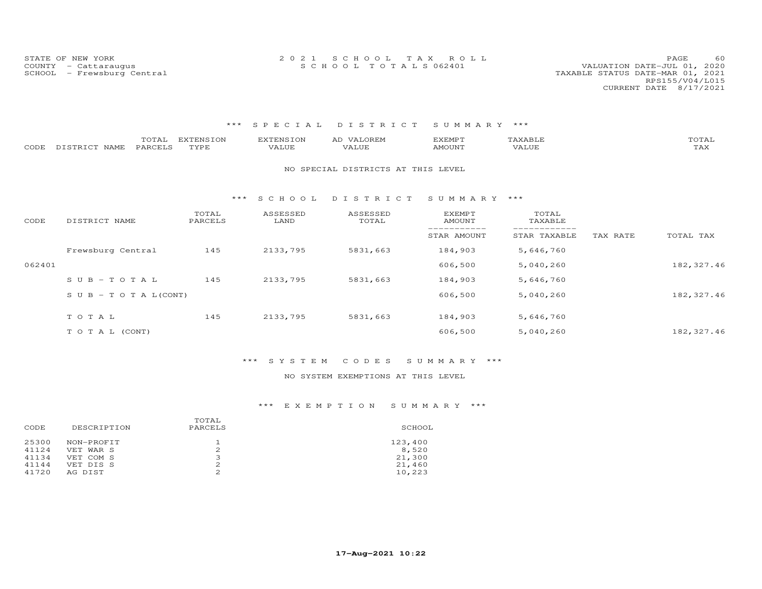STATE OF NEW YORK
COUNTY - Cattaraugus
SCHOOL - Frewsburg Central

2 0 2 1 S C H O O L T A X R O L L
S C H O O L T O T A L S 062401

VALUATION DATE-JUL 01, 2020
TAXABLE STATUS DATE-MAR 01, 2021
RPS155/V04/L015
CURRENT DATE 8/17/2021

## *** S P E C I A L D I S T R I C T S U M M A R Y ***

| CODE | DISTRICT NAME | TOTAL PARCELS | EXTENSION TYPE | EXTENSION VALUE | AD VALOREM VALUE | EXEMPT AMOUNT | TAXABLE VALUE | TOTAL TAX |
|---|---|---|---|---|---|---|---|---|

NO SPECIAL DISTRICTS AT THIS LEVEL

## *** S C H O O L D I S T R I C T S U M M A R Y ***

| CODE | DISTRICT NAME | TOTAL PARCELS | ASSESSED LAND | ASSESSED TOTAL | EXEMPT AMOUNT / STAR AMOUNT | TOTAL TAXABLE / STAR TAXABLE | TAX RATE | TOTAL TAX |
|---|---|---|---|---|---|---|---|---|
| | Frewsburg Central | 145 | 2133,795 | 5831,663 | 184,903 | 5,646,760 | | |
| 062401 | | | | | 606,500 | 5,040,260 | | 182,327.46 |
| | S U B - T O T A L | 145 | 2133,795 | 5831,663 | 184,903 | 5,646,760 | | |
| | S U B - T O T A L(CONT) | | | | 606,500 | 5,040,260 | | 182,327.46 |
| | T O T A L | 145 | 2133,795 | 5831,663 | 184,903 | 5,646,760 | | |
| | T O T A L (CONT) | | | | 606,500 | 5,040,260 | | 182,327.46 |

## *** S Y S T E M C O D E S S U M M A R Y ***

NO SYSTEM EXEMPTIONS AT THIS LEVEL

## *** E X E M P T I O N S U M M A R Y ***

| CODE | DESCRIPTION | TOTAL PARCELS | SCHOOL |
|---|---|---|---|
| 25300 | NON-PROFIT | 1 | 123,400 |
| 41124 | VET WAR S | 2 | 8,520 |
| 41134 | VET COM S | 3 | 21,300 |
| 41144 | VET DIS S | 2 | 21,460 |
| 41720 | AG DIST | 2 | 10,223 |

17-Aug-2021 10:22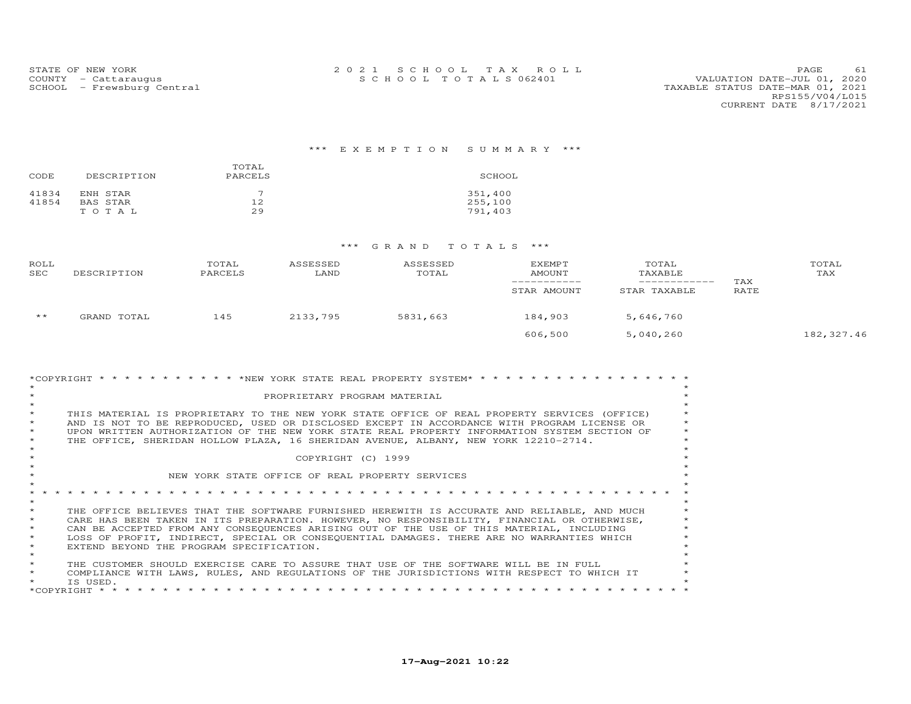STATE OF NEW YORK
COUNTY - Cattaraugus
SCHOOL - Frewsburg Central

2021 SCHOOL TAX ROLL
SCHOOL TOTALS 062401

VALUATION DATE-JUL 01, 2020
TAXABLE STATUS DATE-MAR 01, 2021
RPS155/V04/L015
CURRENT DATE 8/17/2021

## *** EXEMPTION SUMMARY ***

| CODE | DESCRIPTION | TOTAL PARCELS | SCHOOL |
|---|---|---|---|
| 41834 | ENH STAR | 7 | 351,400 |
| 41854 | BAS STAR | 12 | 255,100 |
| | TOTAL | 29 | 791,403 |

## *** GRAND TOTALS ***

| ROLL SEC | DESCRIPTION | TOTAL PARCELS | ASSESSED LAND | ASSESSED TOTAL | EXEMPT AMOUNT / STAR AMOUNT | TOTAL TAXABLE / STAR TAXABLE | TAX RATE | TOTAL TAX |
|---|---|---|---|---|---|---|---|---|
| ** | GRAND TOTAL | 145 | 2133,795 | 5831,663 | 184,903 | 5,646,760 | | |
| | | | | | 606,500 | 5,040,260 | | 182,327.46 |

```
*COPYRIGHT * * * * * * * * * * * *NEW YORK STATE REAL PROPERTY SYSTEM* * * * * * * * * * * * * * * * * *
*                                                                                                       *
*                                  PROPRIETARY PROGRAM MATERIAL                                         *
*                                                                                                       *
*     THIS MATERIAL IS PROPRIETARY TO THE NEW YORK STATE OFFICE OF REAL PROPERTY SERVICES (OFFICE)      *
*     AND IS NOT TO BE REPRODUCED, USED OR DISCLOSED EXCEPT IN ACCORDANCE WITH PROGRAM LICENSE OR       *
*     UPON WRITTEN AUTHORIZATION OF THE NEW YORK STATE REAL PROPERTY INFORMATION SYSTEM SECTION OF      *
*     THE OFFICE, SHERIDAN HOLLOW PLAZA, 16 SHERIDAN AVENUE, ALBANY, NEW YORK 12210-2714.               *
*                                                                                                       *
*                                      COPYRIGHT (C) 1999                                               *
*                                                                                                       *
*                        NEW YORK STATE OFFICE OF REAL PROPERTY SERVICES                                *
*                                                                                                       *
* * * * * * * * * * * * * * * * * * * * * * * * * * * * * * * * * * * * * * * * * * * * * * * * * * * *
*                                                                                                       *
*     THE OFFICE BELIEVES THAT THE SOFTWARE FURNISHED HEREWITH IS ACCURATE AND RELIABLE, AND MUCH       *
*     CARE HAS BEEN TAKEN IN ITS PREPARATION. HOWEVER, NO RESPONSIBILITY, FINANCIAL OR OTHERWISE,       *
*     CAN BE ACCEPTED FROM ANY CONSEQUENCES ARISING OUT OF THE USE OF THIS MATERIAL, INCLUDING          *
*     LOSS OF PROFIT, INDIRECT, SPECIAL OR CONSEQUENTIAL DAMAGES. THERE ARE NO WARRANTIES WHICH         *
*     EXTEND BEYOND THE PROGRAM SPECIFICATION.                                                          *
*                                                                                                       *
*     THE CUSTOMER SHOULD EXERCISE CARE TO ASSURE THAT USE OF THE SOFTWARE WILL BE IN FULL              *
*     COMPLIANCE WITH LAWS, RULES, AND REGULATIONS OF THE JURISDICTIONS WITH RESPECT TO WHICH IT        *
*     IS USED.                                                                                          *
*COPYRIGHT * * * * * * * * * * * * * * * * * * * * * * * * * * * * * * * * * * * * * * * * * * * * * *
```

17-Aug-2021 10:22